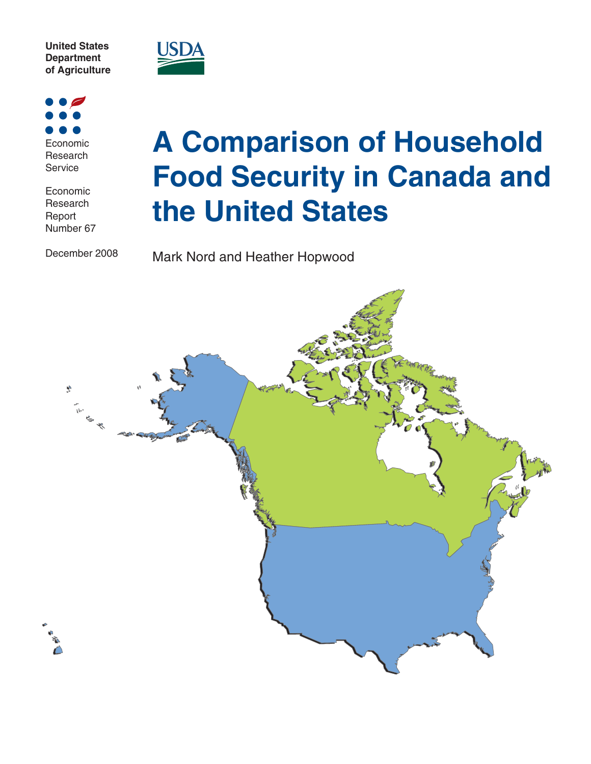United States Department of Agriculture

USDA

Economic Research Service

Economic Research Report Number 67

December 2008

# A Comparison of Household Food Security in Canada and the United States

Mark Nord and Heather Hopwood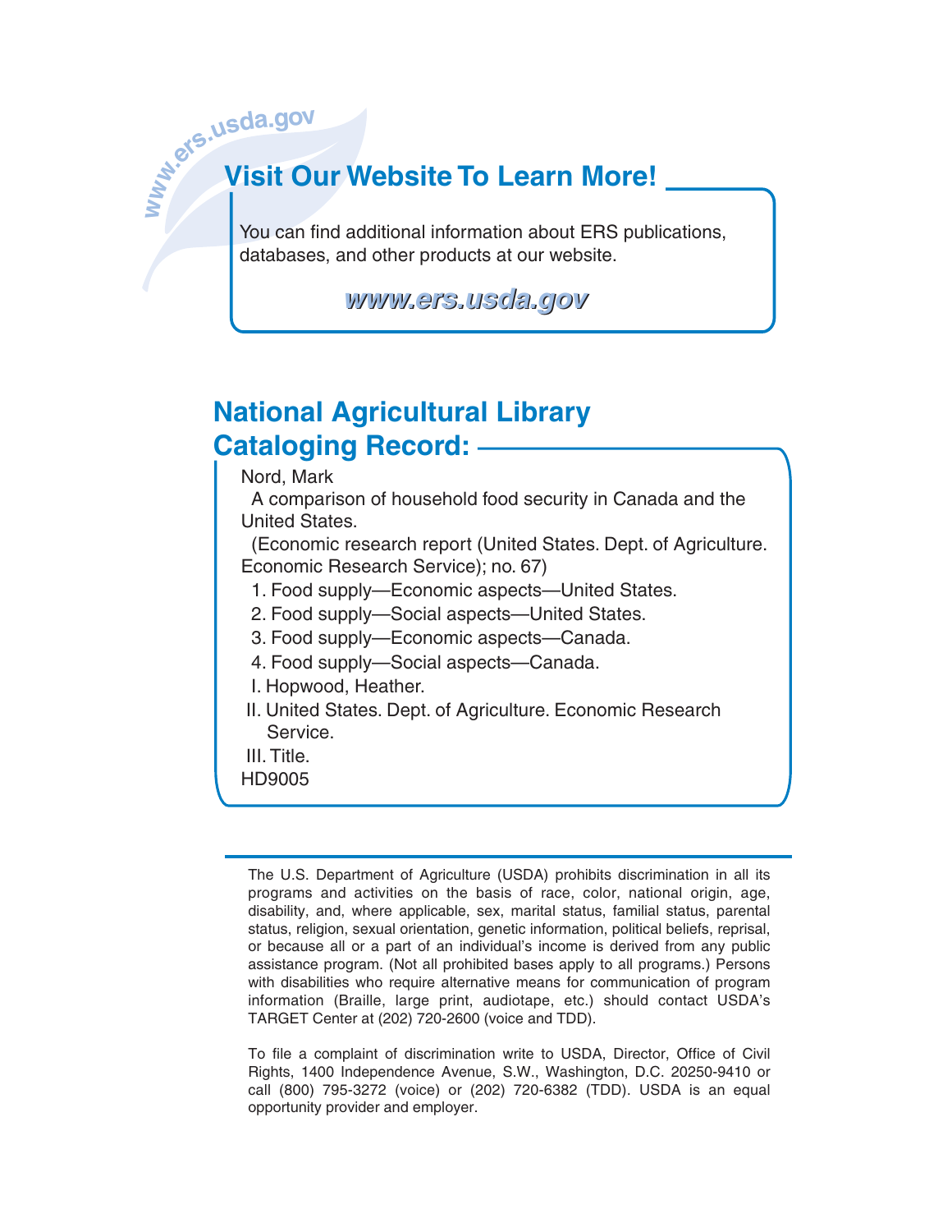www.ers.usda.gov

## Visit Our Website To Learn More!

You can find additional information about ERS publications, databases, and other products at our website.

**www.ers.usda.gov**

## National Agricultural Library Cataloging Record:

Nord, Mark

A comparison of household food security in Canada and the United States.

(Economic research report (United States. Dept. of Agriculture. Economic Research Service); no. 67)

1. Food supply—Economic aspects—United States.
2. Food supply—Social aspects—United States.
3. Food supply—Economic aspects—Canada.
4. Food supply—Social aspects—Canada.

I. Hopwood, Heather.
II. United States. Dept. of Agriculture. Economic Research Service.
III. Title.

HD9005

The U.S. Department of Agriculture (USDA) prohibits discrimination in all its programs and activities on the basis of race, color, national origin, age, disability, and, where applicable, sex, marital status, familial status, parental status, religion, sexual orientation, genetic information, political beliefs, reprisal, or because all or a part of an individual's income is derived from any public assistance program. (Not all prohibited bases apply to all programs.) Persons with disabilities who require alternative means for communication of program information (Braille, large print, audiotape, etc.) should contact USDA's TARGET Center at (202) 720-2600 (voice and TDD).

To file a complaint of discrimination write to USDA, Director, Office of Civil Rights, 1400 Independence Avenue, S.W., Washington, D.C. 20250-9410 or call (800) 795-3272 (voice) or (202) 720-6382 (TDD). USDA is an equal opportunity provider and employer.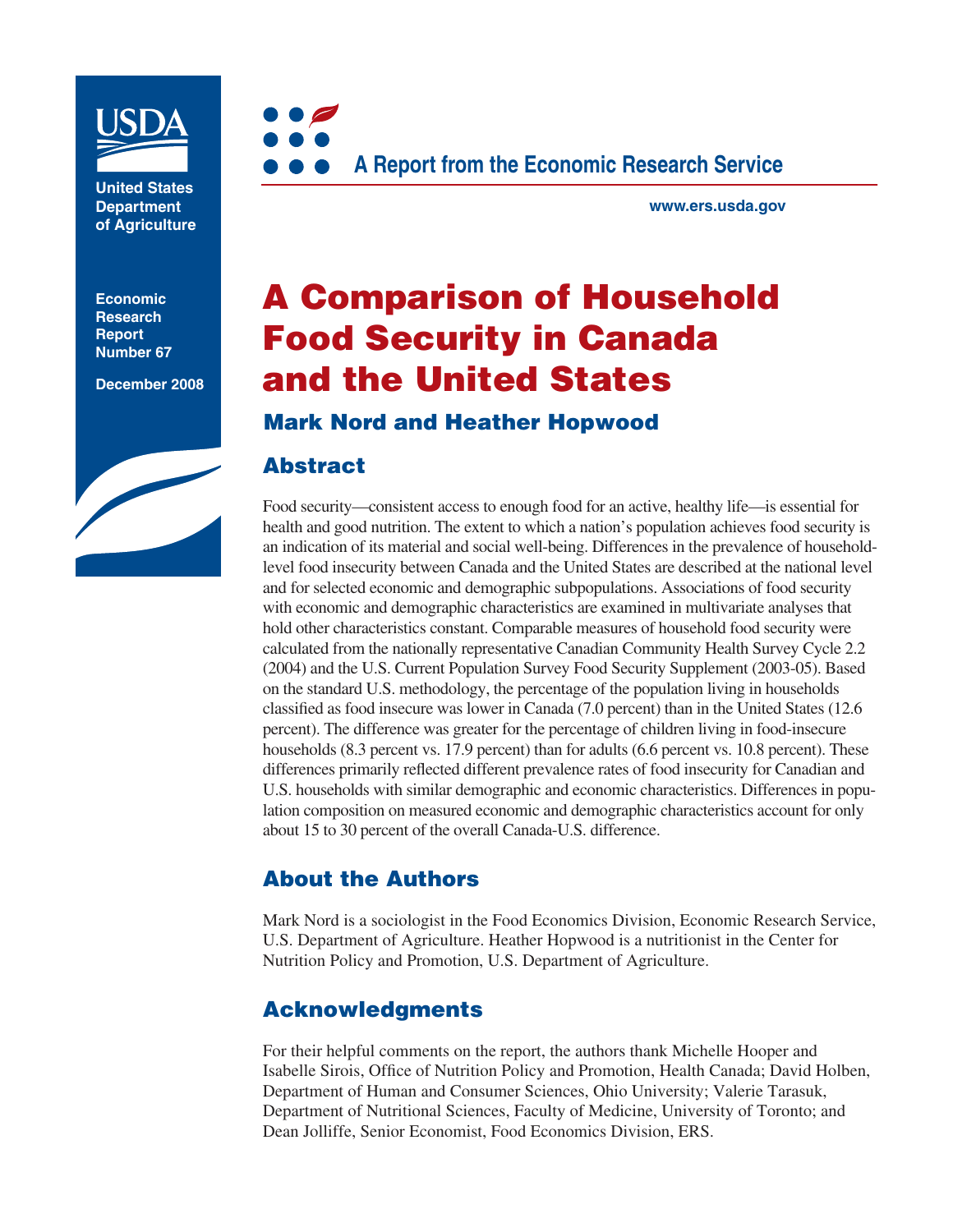United States Department of Agriculture

Economic Research Report Number 67

December 2008

A Report from the Economic Research Service

www.ers.usda.gov

# A Comparison of Household Food Security in Canada and the United States

## Mark Nord and Heather Hopwood

## Abstract

Food security—consistent access to enough food for an active, healthy life—is essential for health and good nutrition. The extent to which a nation's population achieves food security is an indication of its material and social well-being. Differences in the prevalence of household-level food insecurity between Canada and the United States are described at the national level and for selected economic and demographic subpopulations. Associations of food security with economic and demographic characteristics are examined in multivariate analyses that hold other characteristics constant. Comparable measures of household food security were calculated from the nationally representative Canadian Community Health Survey Cycle 2.2 (2004) and the U.S. Current Population Survey Food Security Supplement (2003-05). Based on the standard U.S. methodology, the percentage of the population living in households classified as food insecure was lower in Canada (7.0 percent) than in the United States (12.6 percent). The difference was greater for the percentage of children living in food-insecure households (8.3 percent vs. 17.9 percent) than for adults (6.6 percent vs. 10.8 percent). These differences primarily reflected different prevalence rates of food insecurity for Canadian and U.S. households with similar demographic and economic characteristics. Differences in population composition on measured economic and demographic characteristics account for only about 15 to 30 percent of the overall Canada-U.S. difference.

## About the Authors

Mark Nord is a sociologist in the Food Economics Division, Economic Research Service, U.S. Department of Agriculture. Heather Hopwood is a nutritionist in the Center for Nutrition Policy and Promotion, U.S. Department of Agriculture.

## Acknowledgments

For their helpful comments on the report, the authors thank Michelle Hooper and Isabelle Sirois, Office of Nutrition Policy and Promotion, Health Canada; David Holben, Department of Human and Consumer Sciences, Ohio University; Valerie Tarasuk, Department of Nutritional Sciences, Faculty of Medicine, University of Toronto; and Dean Jolliffe, Senior Economist, Food Economics Division, ERS.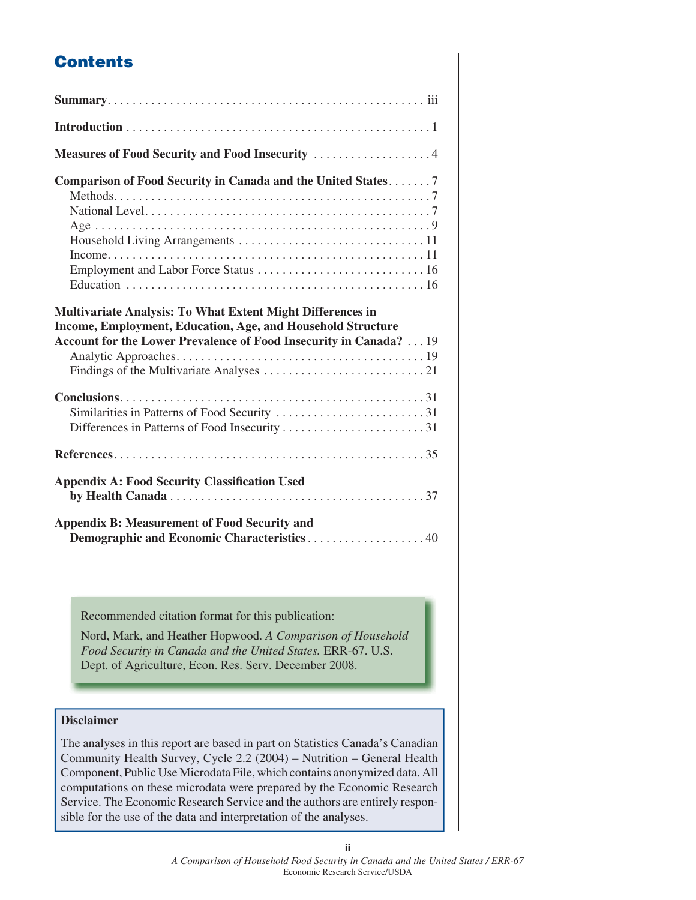## Contents

**Summary** . . . . . . . . . . . . . . . . . . . . . . . . . . . . . . . . . . . . . . . . . . . . . . . . . . iii

**Introduction** . . . . . . . . . . . . . . . . . . . . . . . . . . . . . . . . . . . . . . . . . . . . . . . . . 1

**Measures of Food Security and Food Insecurity** . . . . . . . . . . . . . . . . . . 4

**Comparison of Food Security in Canada and the United States** . . . . . . . 7
- Methods . . . . . . . . . . . . . . . . . . . . . . . . . . . . . . . . . . . . . . . . . . . . . . . . . 7
- National Level . . . . . . . . . . . . . . . . . . . . . . . . . . . . . . . . . . . . . . . . . . . . . 7
- Age . . . . . . . . . . . . . . . . . . . . . . . . . . . . . . . . . . . . . . . . . . . . . . . . . . . . . 9
- Household Living Arrangements . . . . . . . . . . . . . . . . . . . . . . . . . . . . . 11
- Income . . . . . . . . . . . . . . . . . . . . . . . . . . . . . . . . . . . . . . . . . . . . . . . . . 11
- Employment and Labor Force Status . . . . . . . . . . . . . . . . . . . . . . . . . . 16
- Education . . . . . . . . . . . . . . . . . . . . . . . . . . . . . . . . . . . . . . . . . . . . . . . 16

**Multivariate Analysis: To What Extent Might Differences in Income, Employment, Education, Age, and Household Structure Account for the Lower Prevalence of Food Insecurity in Canada?** . . . 19
- Analytic Approaches . . . . . . . . . . . . . . . . . . . . . . . . . . . . . . . . . . . . . . . 19
- Findings of the Multivariate Analyses . . . . . . . . . . . . . . . . . . . . . . . . . 21

**Conclusions** . . . . . . . . . . . . . . . . . . . . . . . . . . . . . . . . . . . . . . . . . . . . . . . . 31
- Similarities in Patterns of Food Security . . . . . . . . . . . . . . . . . . . . . . . 31
- Differences in Patterns of Food Insecurity . . . . . . . . . . . . . . . . . . . . . . 31

**References** . . . . . . . . . . . . . . . . . . . . . . . . . . . . . . . . . . . . . . . . . . . . . . . . . 35

**Appendix A: Food Security Classification Used by Health Canada** . . . . . . . . . . . . . . . . . . . . . . . . . . . . . . . . . . . . . . . . . 37

**Appendix B: Measurement of Food Security and Demographic and Economic Characteristics** . . . . . . . . . . . . . . . . . . 40

Recommended citation format for this publication:

Nord, Mark, and Heather Hopwood. *A Comparison of Household Food Security in Canada and the United States.* ERR-67. U.S. Dept. of Agriculture, Econ. Res. Serv. December 2008.

**Disclaimer**

The analyses in this report are based in part on Statistics Canada's Canadian Community Health Survey, Cycle 2.2 (2004) – Nutrition – General Health Component, Public Use Microdata File, which contains anonymized data. All computations on these microdata were prepared by the Economic Research Service. The Economic Research Service and the authors are entirely responsible for the use of the data and interpretation of the analyses.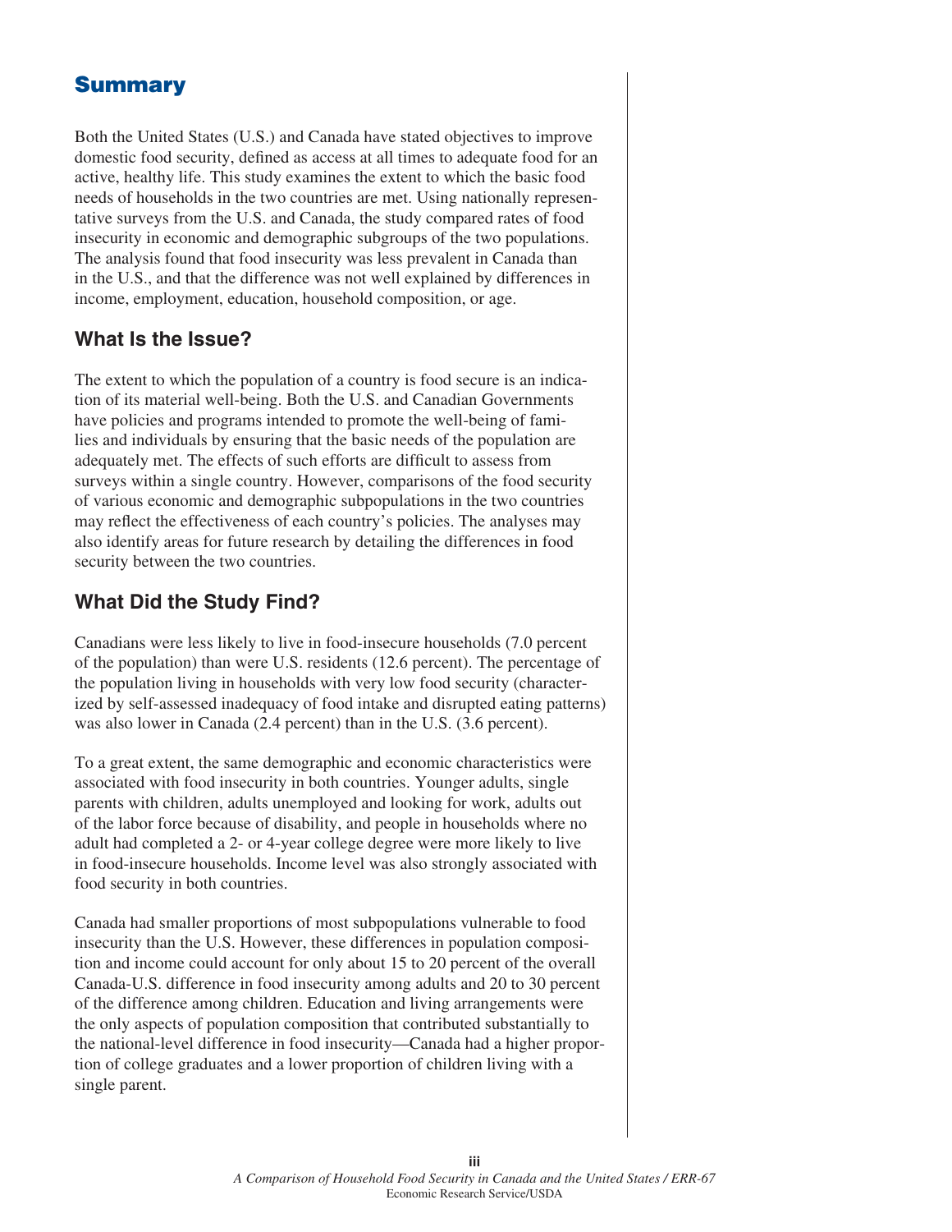# Summary

Both the United States (U.S.) and Canada have stated objectives to improve domestic food security, defined as access at all times to adequate food for an active, healthy life. This study examines the extent to which the basic food needs of households in the two countries are met. Using nationally representative surveys from the U.S. and Canada, the study compared rates of food insecurity in economic and demographic subgroups of the two populations. The analysis found that food insecurity was less prevalent in Canada than in the U.S., and that the difference was not well explained by differences in income, employment, education, household composition, or age.

## What Is the Issue?

The extent to which the population of a country is food secure is an indication of its material well-being. Both the U.S. and Canadian Governments have policies and programs intended to promote the well-being of families and individuals by ensuring that the basic needs of the population are adequately met. The effects of such efforts are difficult to assess from surveys within a single country. However, comparisons of the food security of various economic and demographic subpopulations in the two countries may reflect the effectiveness of each country's policies. The analyses may also identify areas for future research by detailing the differences in food security between the two countries.

## What Did the Study Find?

Canadians were less likely to live in food-insecure households (7.0 percent of the population) than were U.S. residents (12.6 percent). The percentage of the population living in households with very low food security (characterized by self-assessed inadequacy of food intake and disrupted eating patterns) was also lower in Canada (2.4 percent) than in the U.S. (3.6 percent).

To a great extent, the same demographic and economic characteristics were associated with food insecurity in both countries. Younger adults, single parents with children, adults unemployed and looking for work, adults out of the labor force because of disability, and people in households where no adult had completed a 2- or 4-year college degree were more likely to live in food-insecure households. Income level was also strongly associated with food security in both countries.

Canada had smaller proportions of most subpopulations vulnerable to food insecurity than the U.S. However, these differences in population composition and income could account for only about 15 to 20 percent of the overall Canada-U.S. difference in food insecurity among adults and 20 to 30 percent of the difference among children. Education and living arrangements were the only aspects of population composition that contributed substantially to the national-level difference in food insecurity—Canada had a higher proportion of college graduates and a lower proportion of children living with a single parent.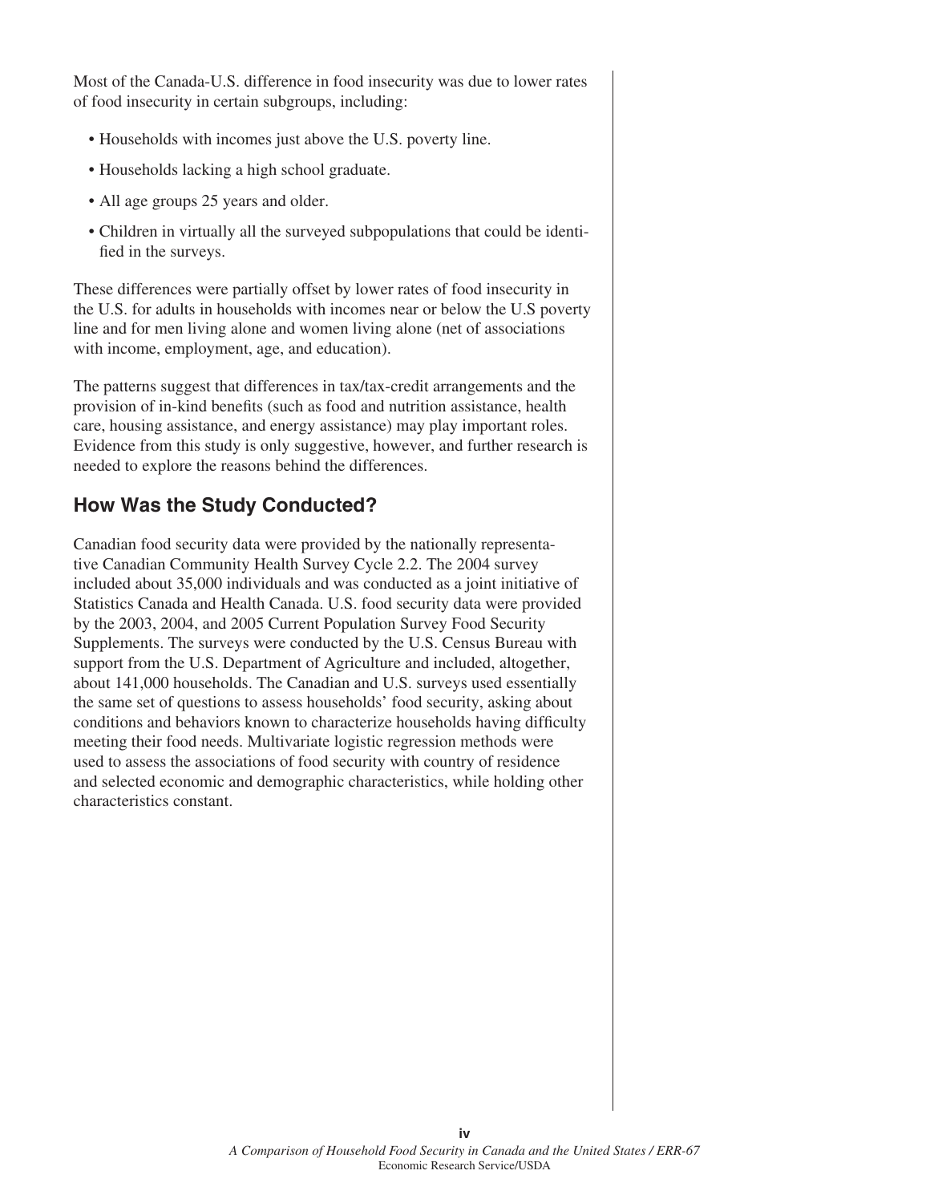Most of the Canada-U.S. difference in food insecurity was due to lower rates of food insecurity in certain subgroups, including:

- Households with incomes just above the U.S. poverty line.
- Households lacking a high school graduate.
- All age groups 25 years and older.
- Children in virtually all the surveyed subpopulations that could be identified in the surveys.

These differences were partially offset by lower rates of food insecurity in the U.S. for adults in households with incomes near or below the U.S poverty line and for men living alone and women living alone (net of associations with income, employment, age, and education).

The patterns suggest that differences in tax/tax-credit arrangements and the provision of in-kind benefits (such as food and nutrition assistance, health care, housing assistance, and energy assistance) may play important roles. Evidence from this study is only suggestive, however, and further research is needed to explore the reasons behind the differences.

## How Was the Study Conducted?

Canadian food security data were provided by the nationally representative Canadian Community Health Survey Cycle 2.2. The 2004 survey included about 35,000 individuals and was conducted as a joint initiative of Statistics Canada and Health Canada. U.S. food security data were provided by the 2003, 2004, and 2005 Current Population Survey Food Security Supplements. The surveys were conducted by the U.S. Census Bureau with support from the U.S. Department of Agriculture and included, altogether, about 141,000 households. The Canadian and U.S. surveys used essentially the same set of questions to assess households' food security, asking about conditions and behaviors known to characterize households having difficulty meeting their food needs. Multivariate logistic regression methods were used to assess the associations of food security with country of residence and selected economic and demographic characteristics, while holding other characteristics constant.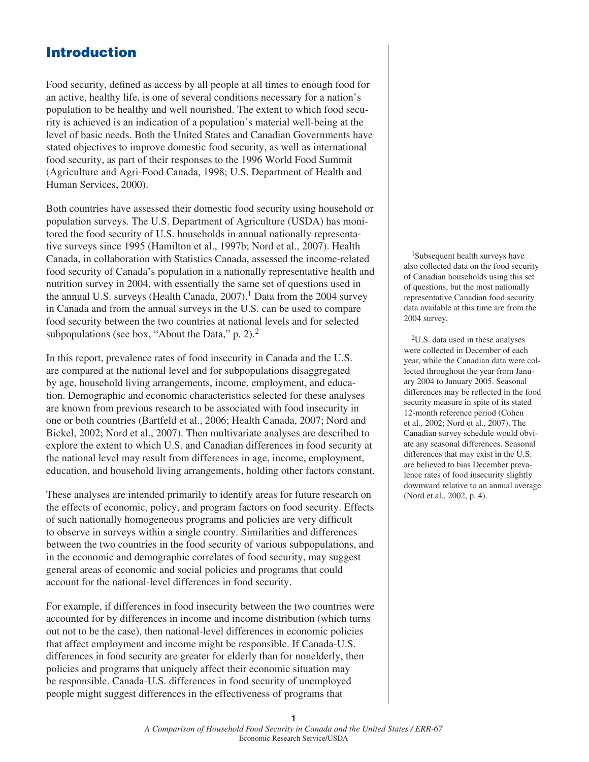# Introduction

Food security, defined as access by all people at all times to enough food for an active, healthy life, is one of several conditions necessary for a nation's population to be healthy and well nourished. The extent to which food security is achieved is an indication of a population's material well-being at the level of basic needs. Both the United States and Canadian Governments have stated objectives to improve domestic food security, as well as international food security, as part of their responses to the 1996 World Food Summit (Agriculture and Agri-Food Canada, 1998; U.S. Department of Health and Human Services, 2000).

Both countries have assessed their domestic food security using household or population surveys. The U.S. Department of Agriculture (USDA) has monitored the food security of U.S. households in annual nationally representative surveys since 1995 (Hamilton et al., 1997b; Nord et al., 2007). Health Canada, in collaboration with Statistics Canada, assessed the income-related food security of Canada's population in a nationally representative health and nutrition survey in 2004, with essentially the same set of questions used in the annual U.S. surveys (Health Canada, 2007).[1] Data from the 2004 survey in Canada and from the annual surveys in the U.S. can be used to compare food security between the two countries at national levels and for selected subpopulations (see box, "About the Data," p. 2).[2]

In this report, prevalence rates of food insecurity in Canada and the U.S. are compared at the national level and for subpopulations disaggregated by age, household living arrangements, income, employment, and education. Demographic and economic characteristics selected for these analyses are known from previous research to be associated with food insecurity in one or both countries (Bartfeld et al., 2006; Health Canada, 2007; Nord and Bickel, 2002; Nord et al., 2007). Then multivariate analyses are described to explore the extent to which U.S. and Canadian differences in food security at the national level may result from differences in age, income, employment, education, and household living arrangements, holding other factors constant.

These analyses are intended primarily to identify areas for future research on the effects of economic, policy, and program factors on food security. Effects of such nationally homogeneous programs and policies are very difficult to observe in surveys within a single country. Similarities and differences between the two countries in the food security of various subpopulations, and in the economic and demographic correlates of food security, may suggest general areas of economic and social policies and programs that could account for the national-level differences in food security.

For example, if differences in food insecurity between the two countries were accounted for by differences in income and income distribution (which turns out not to be the case), then national-level differences in economic policies that affect employment and income might be responsible. If Canada-U.S. differences in food security are greater for elderly than for nonelderly, then policies and programs that uniquely affect their economic situation may be responsible. Canada-U.S. differences in food security of unemployed people might suggest differences in the effectiveness of programs that

[1] Subsequent health surveys have also collected data on the food security of Canadian households using this set of questions, but the most nationally representative Canadian food security data available at this time are from the 2004 survey.

[2] U.S. data used in these analyses were collected in December of each year, while the Canadian data were collected throughout the year from January 2004 to January 2005. Seasonal differences may be reflected in the food security measure in spite of its stated 12-month reference period (Cohen et al., 2002; Nord et al., 2007). The Canadian survey schedule would obviate any seasonal differences. Seasonal differences that may exist in the U.S. are believed to bias December prevalence rates of food insecurity slightly downward relative to an annual average (Nord et al., 2002, p. 4).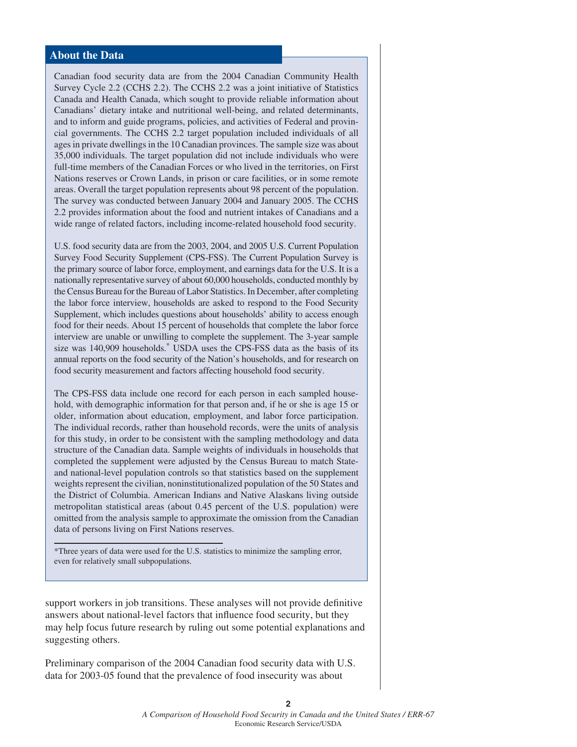## About the Data

Canadian food security data are from the 2004 Canadian Community Health Survey Cycle 2.2 (CCHS 2.2). The CCHS 2.2 was a joint initiative of Statistics Canada and Health Canada, which sought to provide reliable information about Canadians' dietary intake and nutritional well-being, and related determinants, and to inform and guide programs, policies, and activities of Federal and provincial governments. The CCHS 2.2 target population included individuals of all ages in private dwellings in the 10 Canadian provinces. The sample size was about 35,000 individuals. The target population did not include individuals who were full-time members of the Canadian Forces or who lived in the territories, on First Nations reserves or Crown Lands, in prison or care facilities, or in some remote areas. Overall the target population represents about 98 percent of the population. The survey was conducted between January 2004 and January 2005. The CCHS 2.2 provides information about the food and nutrient intakes of Canadians and a wide range of related factors, including income-related household food security.

U.S. food security data are from the 2003, 2004, and 2005 U.S. Current Population Survey Food Security Supplement (CPS-FSS). The Current Population Survey is the primary source of labor force, employment, and earnings data for the U.S. It is a nationally representative survey of about 60,000 households, conducted monthly by the Census Bureau for the Bureau of Labor Statistics. In December, after completing the labor force interview, households are asked to respond to the Food Security Supplement, which includes questions about households' ability to access enough food for their needs. About 15 percent of households that complete the labor force interview are unable or unwilling to complete the supplement. The 3-year sample size was 140,909 households.* USDA uses the CPS-FSS data as the basis of its annual reports on the food security of the Nation's households, and for research on food security measurement and factors affecting household food security.

The CPS-FSS data include one record for each person in each sampled household, with demographic information for that person and, if he or she is age 15 or older, information about education, employment, and labor force participation. The individual records, rather than household records, were the units of analysis for this study, in order to be consistent with the sampling methodology and data structure of the Canadian data. Sample weights of individuals in households that completed the supplement were adjusted by the Census Bureau to match State- and national-level population controls so that statistics based on the supplement weights represent the civilian, noninstitutionalized population of the 50 States and the District of Columbia. American Indians and Native Alaskans living outside metropolitan statistical areas (about 0.45 percent of the U.S. population) were omitted from the analysis sample to approximate the omission from the Canadian data of persons living on First Nations reserves.

*Three years of data were used for the U.S. statistics to minimize the sampling error, even for relatively small subpopulations.

support workers in job transitions. These analyses will not provide definitive answers about national-level factors that influence food security, but they may help focus future research by ruling out some potential explanations and suggesting others.

Preliminary comparison of the 2004 Canadian food security data with U.S. data for 2003-05 found that the prevalence of food insecurity was about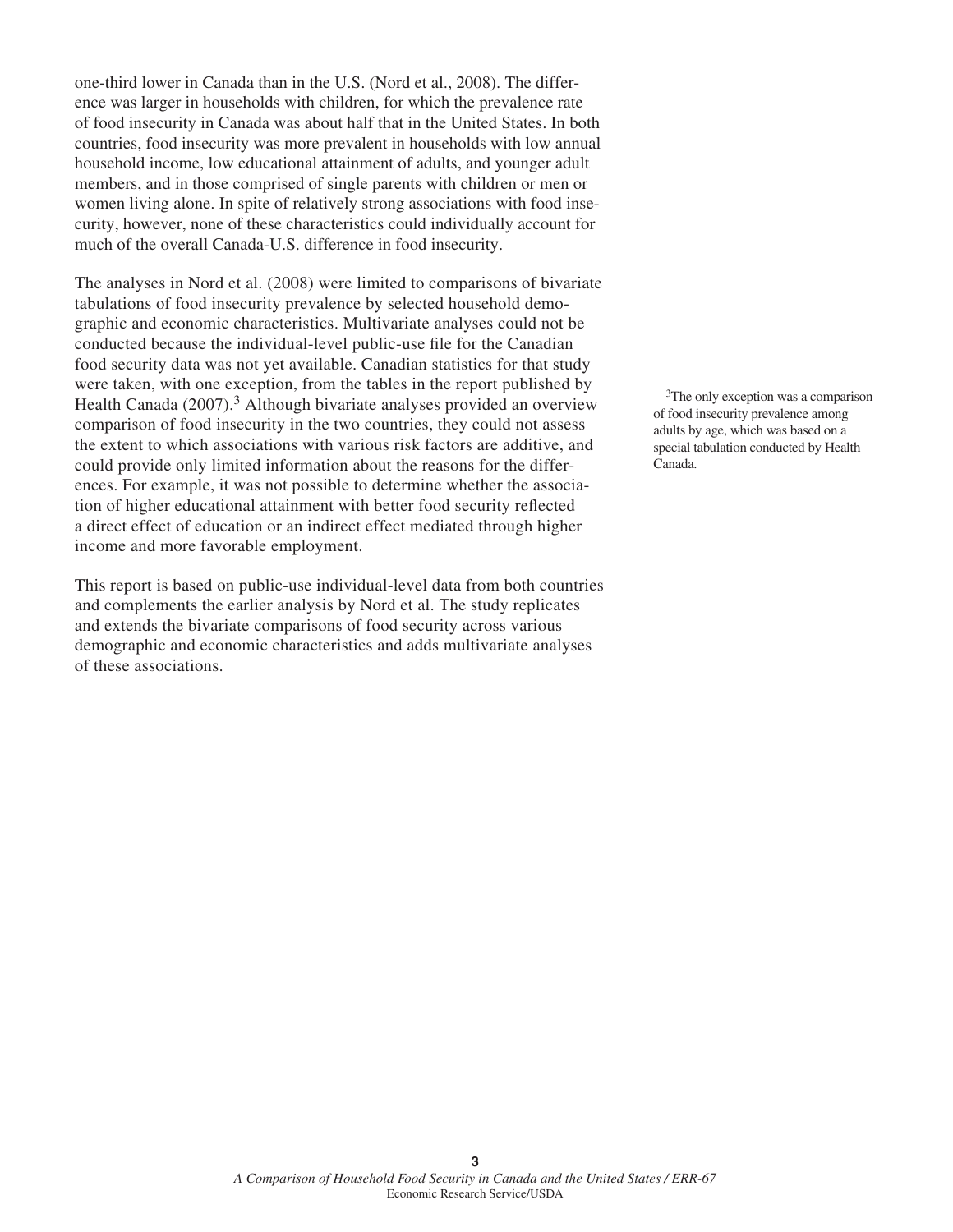one-third lower in Canada than in the U.S. (Nord et al., 2008). The difference was larger in households with children, for which the prevalence rate of food insecurity in Canada was about half that in the United States. In both countries, food insecurity was more prevalent in households with low annual household income, low educational attainment of adults, and younger adult members, and in those comprised of single parents with children or men or women living alone. In spite of relatively strong associations with food insecurity, however, none of these characteristics could individually account for much of the overall Canada-U.S. difference in food insecurity.

The analyses in Nord et al. (2008) were limited to comparisons of bivariate tabulations of food insecurity prevalence by selected household demographic and economic characteristics. Multivariate analyses could not be conducted because the individual-level public-use file for the Canadian food security data was not yet available. Canadian statistics for that study were taken, with one exception, from the tables in the report published by Health Canada (2007).[3] Although bivariate analyses provided an overview comparison of food insecurity in the two countries, they could not assess the extent to which associations with various risk factors are additive, and could provide only limited information about the reasons for the differences. For example, it was not possible to determine whether the association of higher educational attainment with better food security reflected a direct effect of education or an indirect effect mediated through higher income and more favorable employment.

This report is based on public-use individual-level data from both countries and complements the earlier analysis by Nord et al. The study replicates and extends the bivariate comparisons of food security across various demographic and economic characteristics and adds multivariate analyses of these associations.

[3]The only exception was a comparison of food insecurity prevalence among adults by age, which was based on a special tabulation conducted by Health Canada.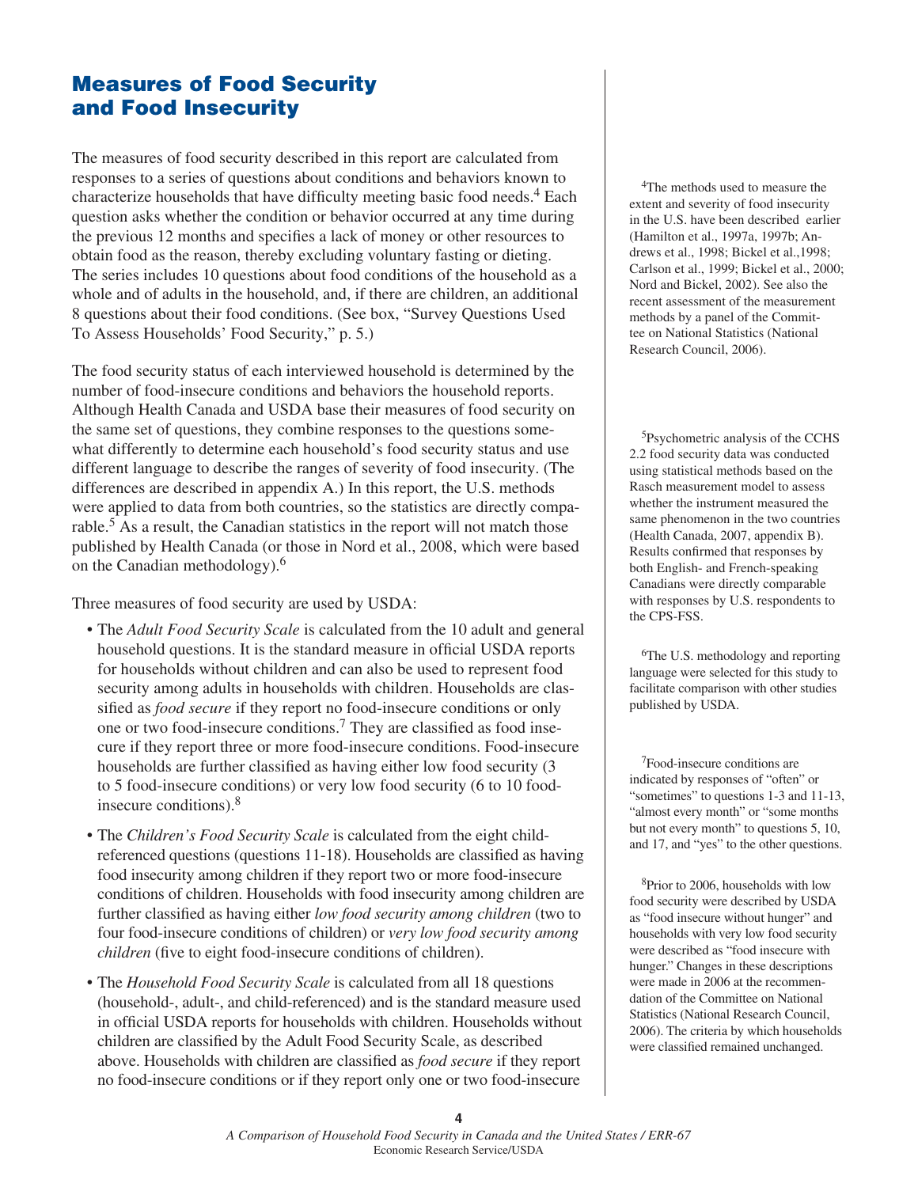## Measures of Food Security and Food Insecurity

The measures of food security described in this report are calculated from responses to a series of questions about conditions and behaviors known to characterize households that have difficulty meeting basic food needs.[4] Each question asks whether the condition or behavior occurred at any time during the previous 12 months and specifies a lack of money or other resources to obtain food as the reason, thereby excluding voluntary fasting or dieting. The series includes 10 questions about food conditions of the household as a whole and of adults in the household, and, if there are children, an additional 8 questions about their food conditions. (See box, "Survey Questions Used To Assess Households' Food Security," p. 5.)

The food security status of each interviewed household is determined by the number of food-insecure conditions and behaviors the household reports. Although Health Canada and USDA base their measures of food security on the same set of questions, they combine responses to the questions somewhat differently to determine each household's food security status and use different language to describe the ranges of severity of food insecurity. (The differences are described in appendix A.) In this report, the U.S. methods were applied to data from both countries, so the statistics are directly comparable.[5] As a result, the Canadian statistics in the report will not match those published by Health Canada (or those in Nord et al., 2008, which were based on the Canadian methodology).[6]

Three measures of food security are used by USDA:

- The *Adult Food Security Scale* is calculated from the 10 adult and general household questions. It is the standard measure in official USDA reports for households without children and can also be used to represent food security among adults in households with children. Households are classified as *food secure* if they report no food-insecure conditions or only one or two food-insecure conditions.[7] They are classified as food insecure if they report three or more food-insecure conditions. Food-insecure households are further classified as having either low food security (3 to 5 food-insecure conditions) or very low food security (6 to 10 food-insecure conditions).[8]
- The *Children's Food Security Scale* is calculated from the eight child-referenced questions (questions 11-18). Households are classified as having food insecurity among children if they report two or more food-insecure conditions of children. Households with food insecurity among children are further classified as having either *low food security among children* (two to four food-insecure conditions of children) or *very low food security among children* (five to eight food-insecure conditions of children).
- The *Household Food Security Scale* is calculated from all 18 questions (household-, adult-, and child-referenced) and is the standard measure used in official USDA reports for households with children. Households without children are classified by the Adult Food Security Scale, as described above. Households with children are classified as *food secure* if they report no food-insecure conditions or if they report only one or two food-insecure

[4]The methods used to measure the extent and severity of food insecurity in the U.S. have been described earlier (Hamilton et al., 1997a, 1997b; Andrews et al., 1998; Bickel et al.,1998; Carlson et al., 1999; Bickel et al., 2000; Nord and Bickel, 2002). See also the recent assessment of the measurement methods by a panel of the Committee on National Statistics (National Research Council, 2006).

[5]Psychometric analysis of the CCHS 2.2 food security data was conducted using statistical methods based on the Rasch measurement model to assess whether the instrument measured the same phenomenon in the two countries (Health Canada, 2007, appendix B). Results confirmed that responses by both English- and French-speaking Canadians were directly comparable with responses by U.S. respondents to the CPS-FSS.

[6]The U.S. methodology and reporting language were selected for this study to facilitate comparison with other studies published by USDA.

[7]Food-insecure conditions are indicated by responses of "often" or "sometimes" to questions 1-3 and 11-13, "almost every month" or "some months but not every month" to questions 5, 10, and 17, and "yes" to the other questions.

[8]Prior to 2006, households with low food security were described by USDA as "food insecure without hunger" and households with very low food security were described as "food insecure with hunger." Changes in these descriptions were made in 2006 at the recommendation of the Committee on National Statistics (National Research Council, 2006). The criteria by which households were classified remained unchanged.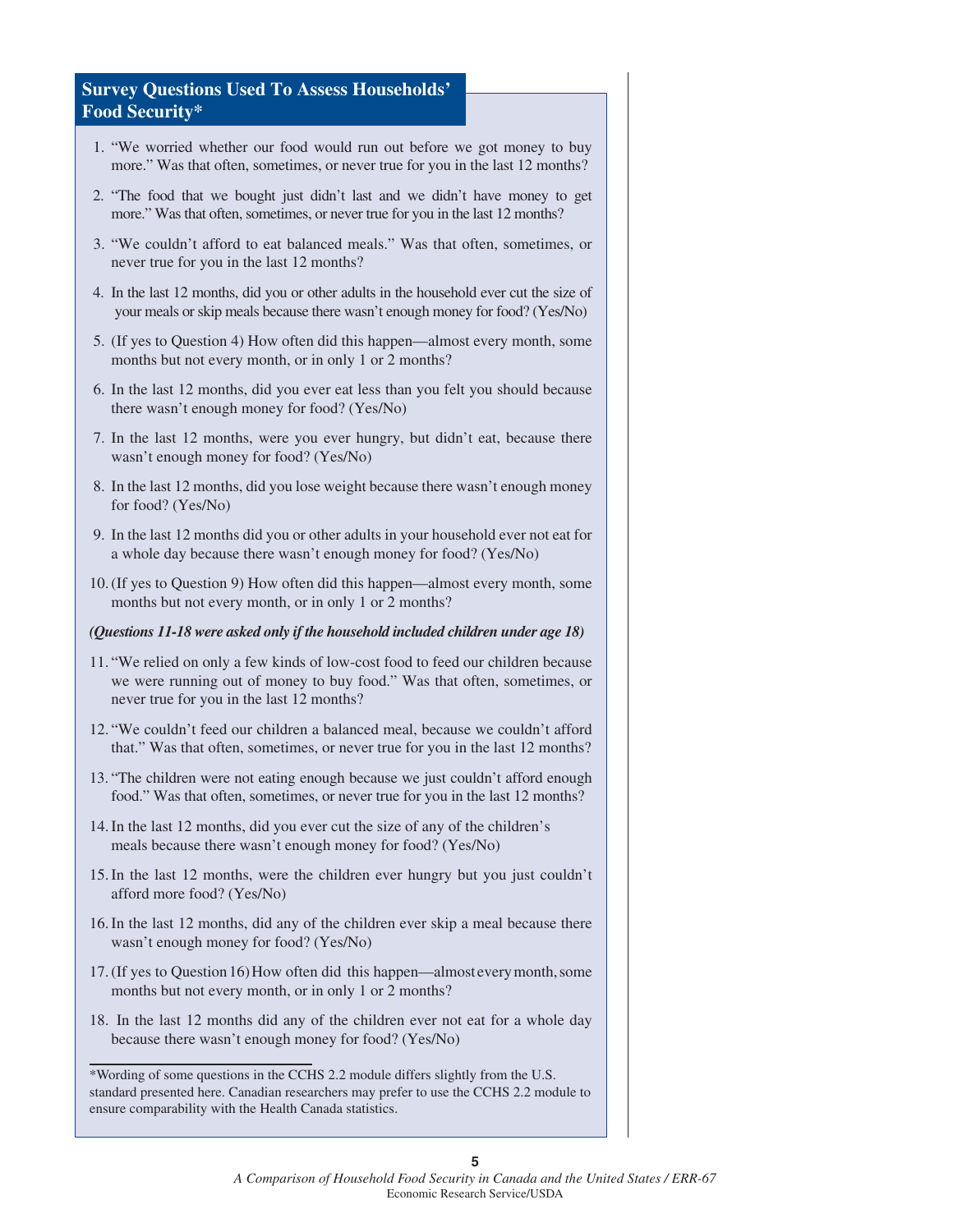## Survey Questions Used To Assess Households' Food Security*

1. "We worried whether our food would run out before we got money to buy more." Was that often, sometimes, or never true for you in the last 12 months?
2. "The food that we bought just didn't last and we didn't have money to get more." Was that often, sometimes, or never true for you in the last 12 months?
3. "We couldn't afford to eat balanced meals." Was that often, sometimes, or never true for you in the last 12 months?
4. In the last 12 months, did you or other adults in the household ever cut the size of your meals or skip meals because there wasn't enough money for food? (Yes/No)
5. (If yes to Question 4) How often did this happen—almost every month, some months but not every month, or in only 1 or 2 months?
6. In the last 12 months, did you ever eat less than you felt you should because there wasn't enough money for food? (Yes/No)
7. In the last 12 months, were you ever hungry, but didn't eat, because there wasn't enough money for food? (Yes/No)
8. In the last 12 months, did you lose weight because there wasn't enough money for food? (Yes/No)
9. In the last 12 months did you or other adults in your household ever not eat for a whole day because there wasn't enough money for food? (Yes/No)
10. (If yes to Question 9) How often did this happen—almost every month, some months but not every month, or in only 1 or 2 months?

***(Questions 11-18 were asked only if the household included children under age 18)***

11. "We relied on only a few kinds of low-cost food to feed our children because we were running out of money to buy food." Was that often, sometimes, or never true for you in the last 12 months?
12. "We couldn't feed our children a balanced meal, because we couldn't afford that." Was that often, sometimes, or never true for you in the last 12 months?
13. "The children were not eating enough because we just couldn't afford enough food." Was that often, sometimes, or never true for you in the last 12 months?
14. In the last 12 months, did you ever cut the size of any of the children's meals because there wasn't enough money for food? (Yes/No)
15. In the last 12 months, were the children ever hungry but you just couldn't afford more food? (Yes/No)
16. In the last 12 months, did any of the children ever skip a meal because there wasn't enough money for food? (Yes/No)
17. (If yes to Question 16) How often did this happen—almost every month, some months but not every month, or in only 1 or 2 months?
18. In the last 12 months did any of the children ever not eat for a whole day because there wasn't enough money for food? (Yes/No)

---

*Wording of some questions in the CCHS 2.2 module differs slightly from the U.S. standard presented here. Canadian researchers may prefer to use the CCHS 2.2 module to ensure comparability with the Health Canada statistics.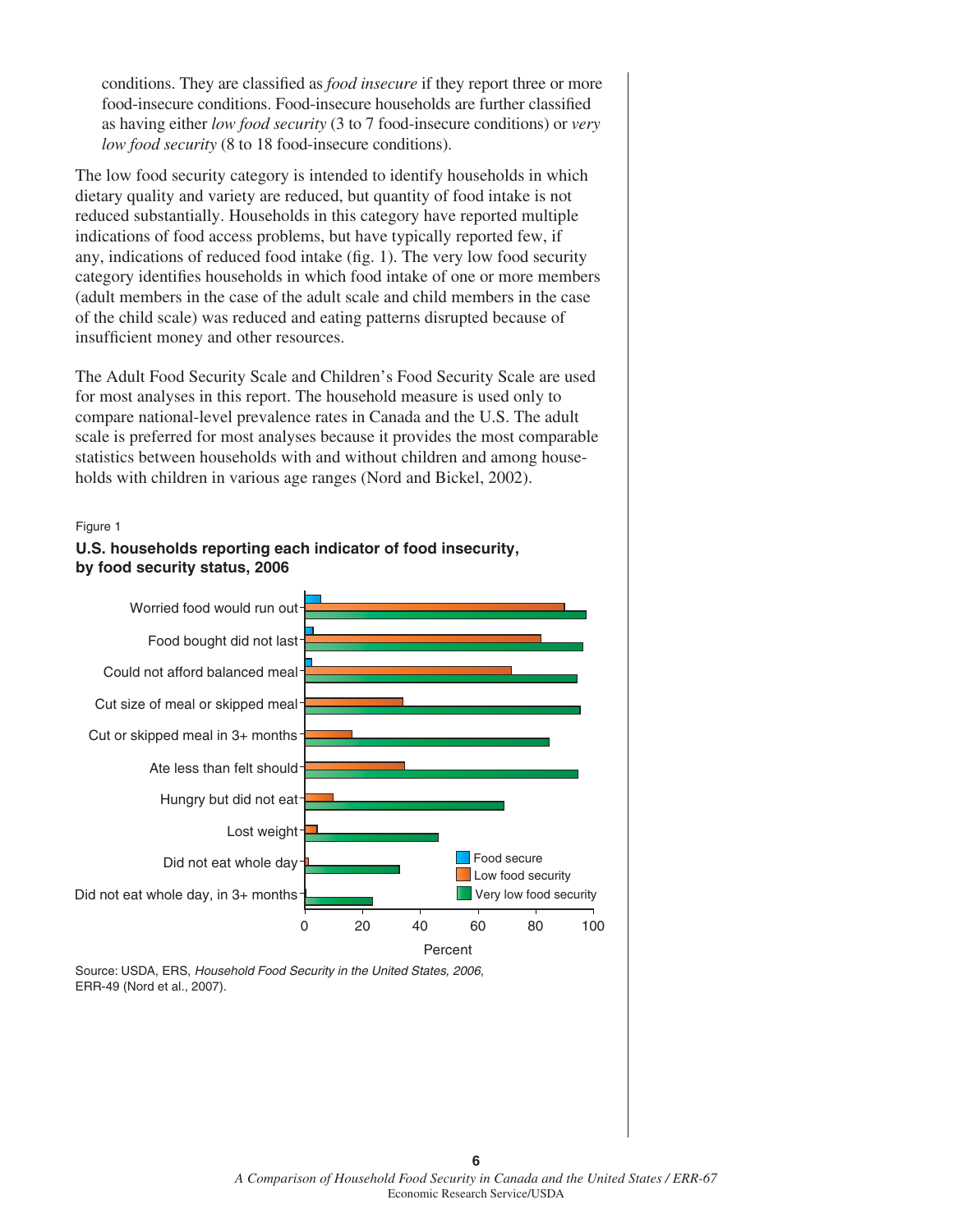conditions. They are classified as *food insecure* if they report three or more food-insecure conditions. Food-insecure households are further classified as having either *low food security* (3 to 7 food-insecure conditions) or *very low food security* (8 to 18 food-insecure conditions).

The low food security category is intended to identify households in which dietary quality and variety are reduced, but quantity of food intake is not reduced substantially. Households in this category have reported multiple indications of food access problems, but have typically reported few, if any, indications of reduced food intake (fig. 1). The very low food security category identifies households in which food intake of one or more members (adult members in the case of the adult scale and child members in the case of the child scale) was reduced and eating patterns disrupted because of insufficient money and other resources.

The Adult Food Security Scale and Children's Food Security Scale are used for most analyses in this report. The household measure is used only to compare national-level prevalence rates in Canada and the U.S. The adult scale is preferred for most analyses because it provides the most comparable statistics between households with and without children and among households with children in various age ranges (Nord and Bickel, 2002).

Figure 1

**U.S. households reporting each indicator of food insecurity, by food security status, 2006**

Source: USDA, ERS, *Household Food Security in the United States, 2006*, ERR-49 (Nord et al., 2007).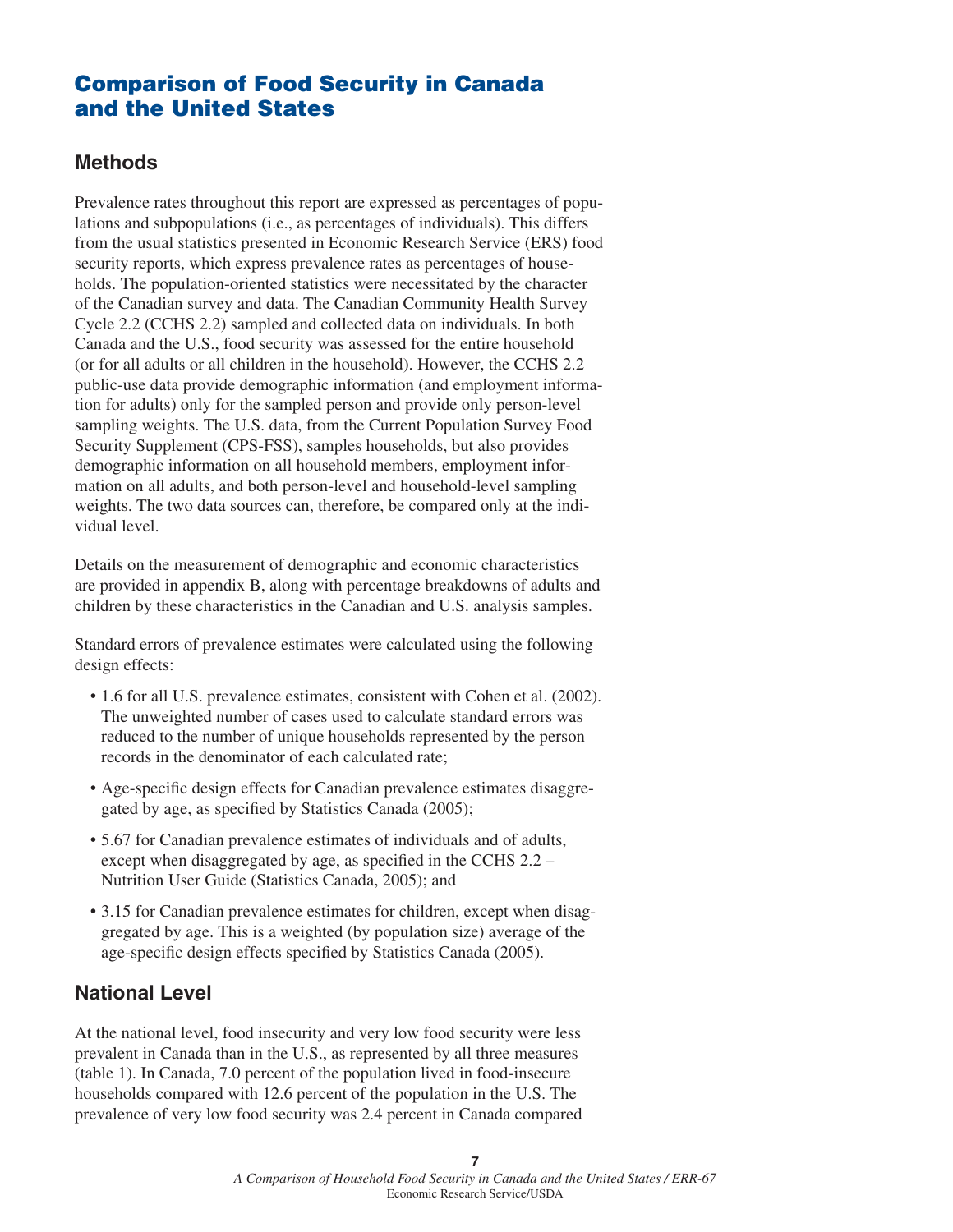# Comparison of Food Security in Canada and the United States

## Methods

Prevalence rates throughout this report are expressed as percentages of populations and subpopulations (i.e., as percentages of individuals). This differs from the usual statistics presented in Economic Research Service (ERS) food security reports, which express prevalence rates as percentages of households. The population-oriented statistics were necessitated by the character of the Canadian survey and data. The Canadian Community Health Survey Cycle 2.2 (CCHS 2.2) sampled and collected data on individuals. In both Canada and the U.S., food security was assessed for the entire household (or for all adults or all children in the household). However, the CCHS 2.2 public-use data provide demographic information (and employment information for adults) only for the sampled person and provide only person-level sampling weights. The U.S. data, from the Current Population Survey Food Security Supplement (CPS-FSS), samples households, but also provides demographic information on all household members, employment information on all adults, and both person-level and household-level sampling weights. The two data sources can, therefore, be compared only at the individual level.

Details on the measurement of demographic and economic characteristics are provided in appendix B, along with percentage breakdowns of adults and children by these characteristics in the Canadian and U.S. analysis samples.

Standard errors of prevalence estimates were calculated using the following design effects:

- 1.6 for all U.S. prevalence estimates, consistent with Cohen et al. (2002). The unweighted number of cases used to calculate standard errors was reduced to the number of unique households represented by the person records in the denominator of each calculated rate;
- Age-specific design effects for Canadian prevalence estimates disaggregated by age, as specified by Statistics Canada (2005);
- 5.67 for Canadian prevalence estimates of individuals and of adults, except when disaggregated by age, as specified in the CCHS 2.2 – Nutrition User Guide (Statistics Canada, 2005); and
- 3.15 for Canadian prevalence estimates for children, except when disaggregated by age. This is a weighted (by population size) average of the age-specific design effects specified by Statistics Canada (2005).

## National Level

At the national level, food insecurity and very low food security were less prevalent in Canada than in the U.S., as represented by all three measures (table 1). In Canada, 7.0 percent of the population lived in food-insecure households compared with 12.6 percent of the population in the U.S. The prevalence of very low food security was 2.4 percent in Canada compared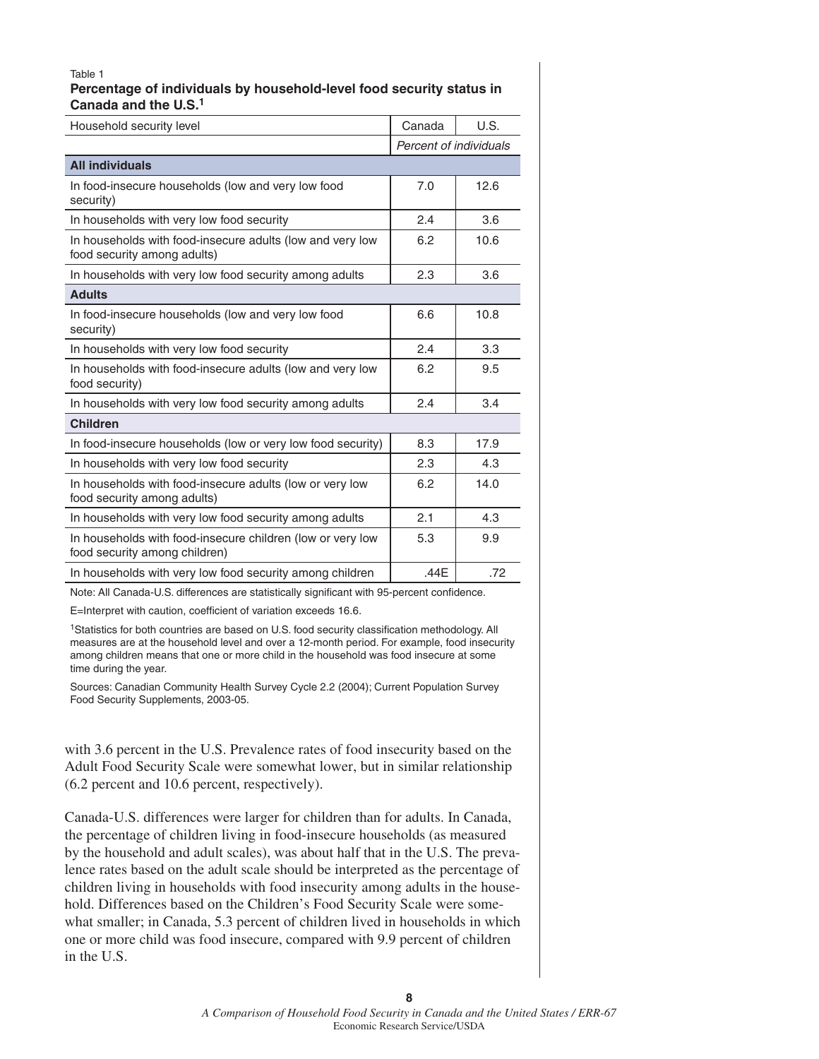Table 1

**Percentage of individuals by household-level food security status in Canada and the U.S.[1]**

| Household security level | Canada | U.S. |
|---|---|---|
| | *Percent of individuals* | |
| **All individuals** | | |
| In food-insecure households (low and very low food security) | 7.0 | 12.6 |
| In households with very low food security | 2.4 | 3.6 |
| In households with food-insecure adults (low and very low food security among adults) | 6.2 | 10.6 |
| In households with very low food security among adults | 2.3 | 3.6 |
| **Adults** | | |
| In food-insecure households (low and very low food security) | 6.6 | 10.8 |
| In households with very low food security | 2.4 | 3.3 |
| In households with food-insecure adults (low and very low food security) | 6.2 | 9.5 |
| In households with very low food security among adults | 2.4 | 3.4 |
| **Children** | | |
| In food-insecure households (low or very low food security) | 8.3 | 17.9 |
| In households with very low food security | 2.3 | 4.3 |
| In households with food-insecure adults (low or very low food security among adults) | 6.2 | 14.0 |
| In households with very low food security among adults | 2.1 | 4.3 |
| In households with food-insecure children (low or very low food security among children) | 5.3 | 9.9 |
| In households with very low food security among children | .44E | .72 |

Note: All Canada-U.S. differences are statistically significant with 95-percent confidence.

E=Interpret with caution, coefficient of variation exceeds 16.6.

[1]Statistics for both countries are based on U.S. food security classification methodology. All measures are at the household level and over a 12-month period. For example, food insecurity among children means that one or more child in the household was food insecure at some time during the year.

Sources: Canadian Community Health Survey Cycle 2.2 (2004); Current Population Survey Food Security Supplements, 2003-05.

with 3.6 percent in the U.S. Prevalence rates of food insecurity based on the Adult Food Security Scale were somewhat lower, but in similar relationship (6.2 percent and 10.6 percent, respectively).

Canada-U.S. differences were larger for children than for adults. In Canada, the percentage of children living in food-insecure households (as measured by the household and adult scales), was about half that in the U.S. The prevalence rates based on the adult scale should be interpreted as the percentage of children living in households with food insecurity among adults in the household. Differences based on the Children's Food Security Scale were somewhat smaller; in Canada, 5.3 percent of children lived in households in which one or more child was food insecure, compared with 9.9 percent of children in the U.S.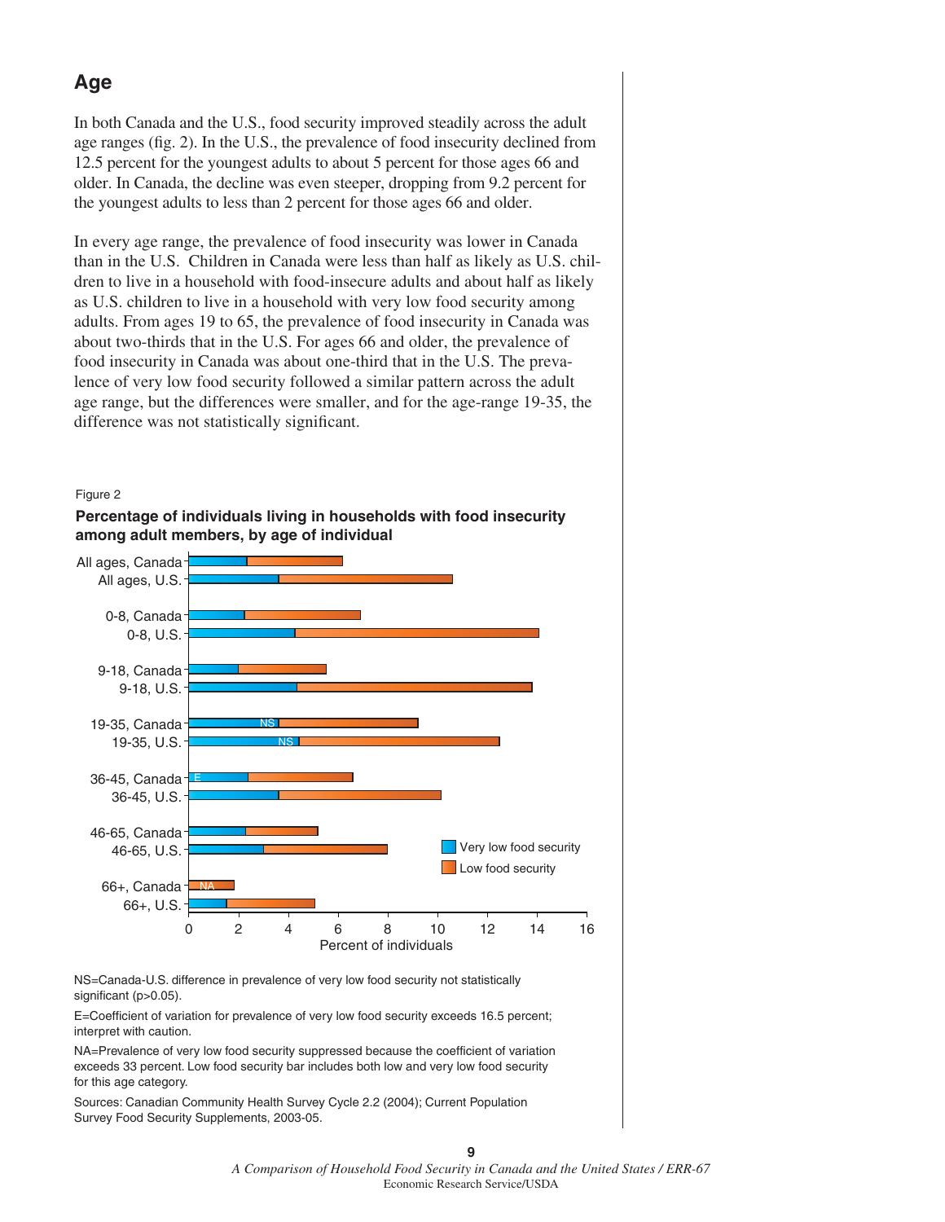## Age

In both Canada and the U.S., food security improved steadily across the adult age ranges (fig. 2). In the U.S., the prevalence of food insecurity declined from 12.5 percent for the youngest adults to about 5 percent for those ages 66 and older. In Canada, the decline was even steeper, dropping from 9.2 percent for the youngest adults to less than 2 percent for those ages 66 and older.

In every age range, the prevalence of food insecurity was lower in Canada than in the U.S. Children in Canada were less than half as likely as U.S. children to live in a household with food-insecure adults and about half as likely as U.S. children to live in a household with very low food security among adults. From ages 19 to 65, the prevalence of food insecurity in Canada was about two-thirds that in the U.S. For ages 66 and older, the prevalence of food insecurity in Canada was about one-third that in the U.S. The prevalence of very low food security followed a similar pattern across the adult age range, but the differences were smaller, and for the age-range 19-35, the difference was not statistically significant.

Figure 2

**Percentage of individuals living in households with food insecurity among adult members, by age of individual**

NS=Canada-U.S. difference in prevalence of very low food security not statistically significant (p>0.05).

E=Coefficient of variation for prevalence of very low food security exceeds 16.5 percent; interpret with caution.

NA=Prevalence of very low food security suppressed because the coefficient of variation exceeds 33 percent. Low food security bar includes both low and very low food security for this age category.

Sources: Canadian Community Health Survey Cycle 2.2 (2004); Current Population Survey Food Security Supplements, 2003-05.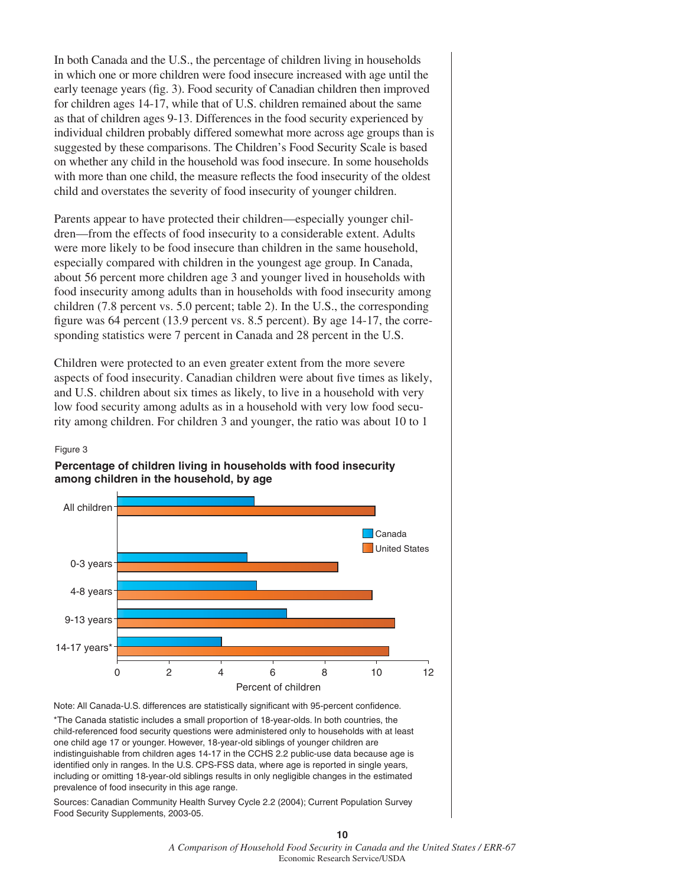In both Canada and the U.S., the percentage of children living in households in which one or more children were food insecure increased with age until the early teenage years (fig. 3). Food security of Canadian children then improved for children ages 14-17, while that of U.S. children remained about the same as that of children ages 9-13. Differences in the food security experienced by individual children probably differed somewhat more across age groups than is suggested by these comparisons. The Children's Food Security Scale is based on whether any child in the household was food insecure. In some households with more than one child, the measure reflects the food insecurity of the oldest child and overstates the severity of food insecurity of younger children.

Parents appear to have protected their children—especially younger children—from the effects of food insecurity to a considerable extent. Adults were more likely to be food insecure than children in the same household, especially compared with children in the youngest age group. In Canada, about 56 percent more children age 3 and younger lived in households with food insecurity among adults than in households with food insecurity among children (7.8 percent vs. 5.0 percent; table 2). In the U.S., the corresponding figure was 64 percent (13.9 percent vs. 8.5 percent). By age 14-17, the corresponding statistics were 7 percent in Canada and 28 percent in the U.S.

Children were protected to an even greater extent from the more severe aspects of food insecurity. Canadian children were about five times as likely, and U.S. children about six times as likely, to live in a household with very low food security among adults as in a household with very low food security among children. For children 3 and younger, the ratio was about 10 to 1

Figure 3

**Percentage of children living in households with food insecurity among children in the household, by age**

Note: All Canada-U.S. differences are statistically significant with 95-percent confidence.

*The Canada statistic includes a small proportion of 18-year-olds. In both countries, the child-referenced food security questions were administered only to households with at least one child age 17 or younger. However, 18-year-old siblings of younger children are indistinguishable from children ages 14-17 in the CCHS 2.2 public-use data because age is identified only in ranges. In the U.S. CPS-FSS data, where age is reported in single years, including or omitting 18-year-old siblings results in only negligible changes in the estimated prevalence of food insecurity in this age range.

Sources: Canadian Community Health Survey Cycle 2.2 (2004); Current Population Survey Food Security Supplements, 2003-05.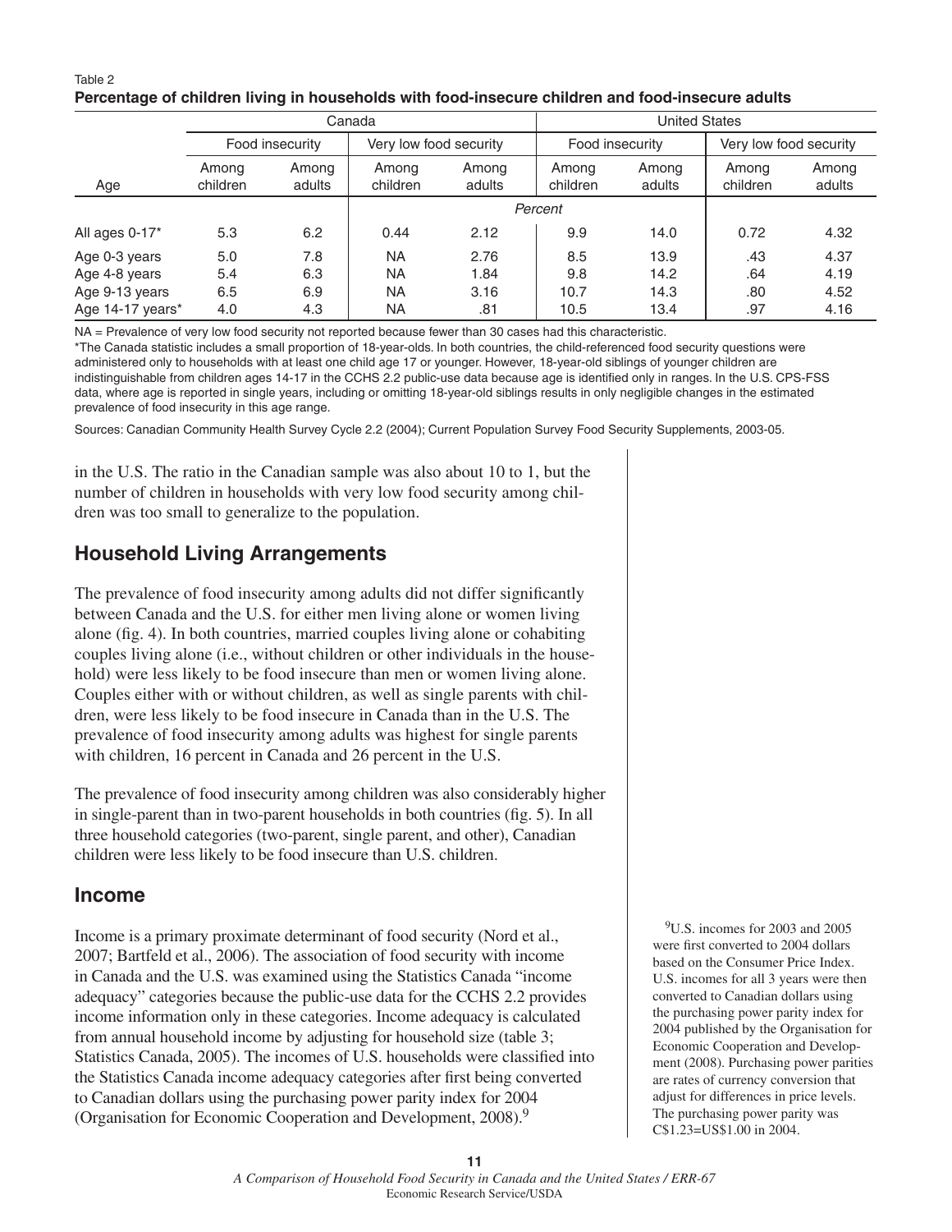Table 2
**Percentage of children living in households with food-insecure children and food-insecure adults**

| | Canada | | | | United States | | | |
|---|---|---|---|---|---|---|---|---|
| | Food insecurity | | Very low food security | | Food insecurity | | Very low food security | |
| Age | Among children | Among adults | Among children | Among adults | Among children | Among adults | Among children | Among adults |
| | | | *Percent* | | | | | |
| All ages 0-17* | 5.3 | 6.2 | 0.44 | 2.12 | 9.9 | 14.0 | 0.72 | 4.32 |
| Age 0-3 years | 5.0 | 7.8 | NA | 2.76 | 8.5 | 13.9 | .43 | 4.37 |
| Age 4-8 years | 5.4 | 6.3 | NA | 1.84 | 9.8 | 14.2 | .64 | 4.19 |
| Age 9-13 years | 6.5 | 6.9 | NA | 3.16 | 10.7 | 14.3 | .80 | 4.52 |
| Age 14-17 years* | 4.0 | 4.3 | NA | .81 | 10.5 | 13.4 | .97 | 4.16 |

NA = Prevalence of very low food security not reported because fewer than 30 cases had this characteristic.

*The Canada statistic includes a small proportion of 18-year-olds. In both countries, the child-referenced food security questions were administered only to households with at least one child age 17 or younger. However, 18-year-old siblings of younger children are indistinguishable from children ages 14-17 in the CCHS 2.2 public-use data because age is identified only in ranges. In the U.S. CPS-FSS data, where age is reported in single years, including or omitting 18-year-old siblings results in only negligible changes in the estimated prevalence of food insecurity in this age range.

Sources: Canadian Community Health Survey Cycle 2.2 (2004); Current Population Survey Food Security Supplements, 2003-05.

in the U.S. The ratio in the Canadian sample was also about 10 to 1, but the number of children in households with very low food security among children was too small to generalize to the population.

## Household Living Arrangements

The prevalence of food insecurity among adults did not differ significantly between Canada and the U.S. for either men living alone or women living alone (fig. 4). In both countries, married couples living alone or cohabiting couples living alone (i.e., without children or other individuals in the household) were less likely to be food insecure than men or women living alone. Couples either with or without children, as well as single parents with children, were less likely to be food insecure in Canada than in the U.S. The prevalence of food insecurity among adults was highest for single parents with children, 16 percent in Canada and 26 percent in the U.S.

The prevalence of food insecurity among children was also considerably higher in single-parent than in two-parent households in both countries (fig. 5). In all three household categories (two-parent, single parent, and other), Canadian children were less likely to be food insecure than U.S. children.

## Income

Income is a primary proximate determinant of food security (Nord et al., 2007; Bartfeld et al., 2006). The association of food security with income in Canada and the U.S. was examined using the Statistics Canada "income adequacy" categories because the public-use data for the CCHS 2.2 provides income information only in these categories. Income adequacy is calculated from annual household income by adjusting for household size (table 3; Statistics Canada, 2005). The incomes of U.S. households were classified into the Statistics Canada income adequacy categories after first being converted to Canadian dollars using the purchasing power parity index for 2004 (Organisation for Economic Cooperation and Development, 2008).[9]

[9]U.S. incomes for 2003 and 2005 were first converted to 2004 dollars based on the Consumer Price Index. U.S. incomes for all 3 years were then converted to Canadian dollars using the purchasing power parity index for 2004 published by the Organisation for Economic Cooperation and Development (2008). Purchasing power parities are rates of currency conversion that adjust for differences in price levels. The purchasing power parity was C$1.23=US$1.00 in 2004.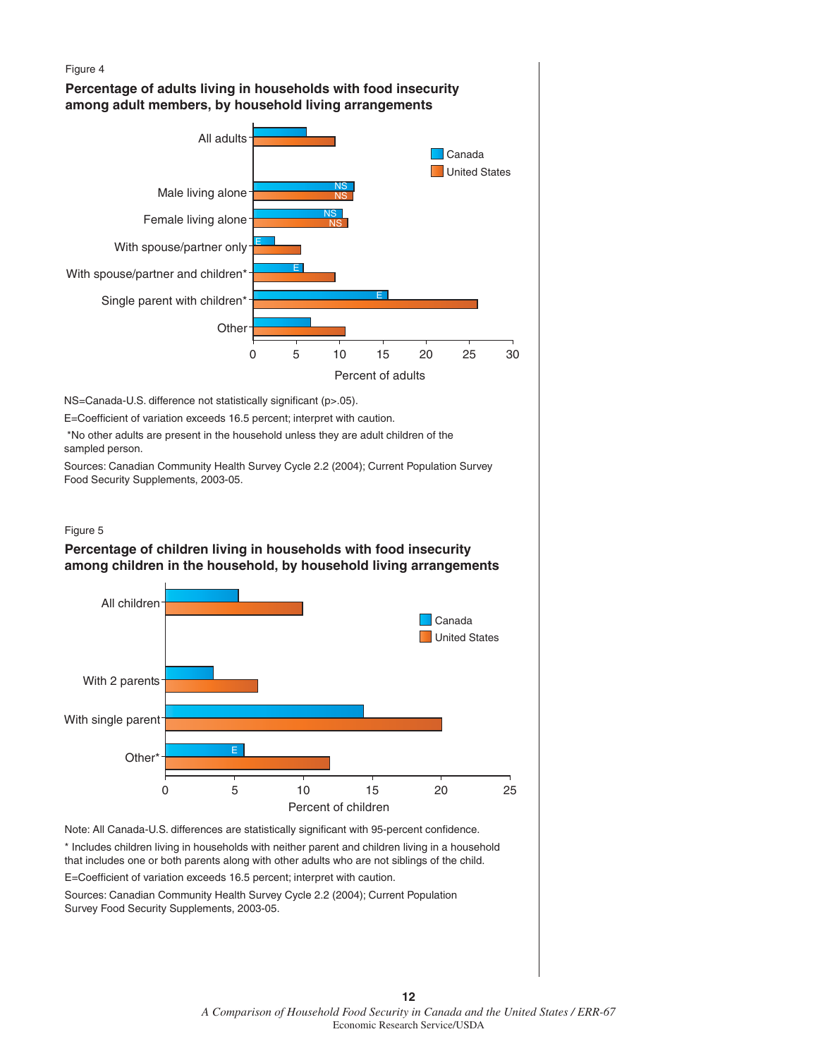Figure 4

**Percentage of adults living in households with food insecurity among adult members, by household living arrangements**

NS=Canada-U.S. difference not statistically significant (p>.05).

E=Coefficient of variation exceeds 16.5 percent; interpret with caution.

*No other adults are present in the household unless they are adult children of the sampled person.

Sources: Canadian Community Health Survey Cycle 2.2 (2004); Current Population Survey Food Security Supplements, 2003-05.

Figure 5

**Percentage of children living in households with food insecurity among children in the household, by household living arrangements**

Note: All Canada-U.S. differences are statistically significant with 95-percent confidence.

* Includes children living in households with neither parent and children living in a household that includes one or both parents along with other adults who are not siblings of the child.

E=Coefficient of variation exceeds 16.5 percent; interpret with caution.

Sources: Canadian Community Health Survey Cycle 2.2 (2004); Current Population Survey Food Security Supplements, 2003-05.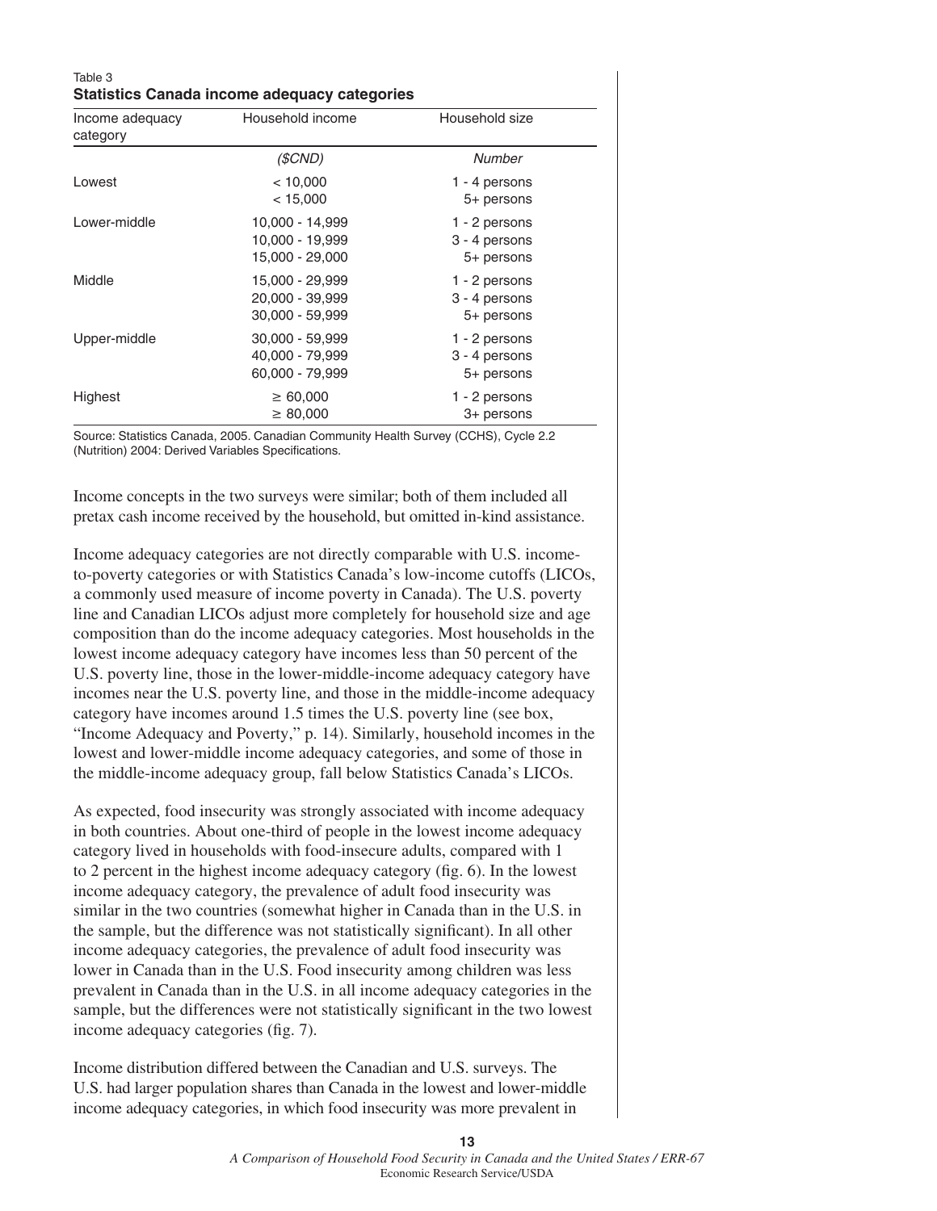Table 3
**Statistics Canada income adequacy categories**

| Income adequacy category | Household income | Household size |
|---|---|---|
| | *($CND)* | *Number* |
| Lowest | < 10,000 | 1 - 4 persons |
| | < 15,000 | 5+ persons |
| Lower-middle | 10,000 - 14,999 | 1 - 2 persons |
| | 10,000 - 19,999 | 3 - 4 persons |
| | 15,000 - 29,000 | 5+ persons |
| Middle | 15,000 - 29,999 | 1 - 2 persons |
| | 20,000 - 39,999 | 3 - 4 persons |
| | 30,000 - 59,999 | 5+ persons |
| Upper-middle | 30,000 - 59,999 | 1 - 2 persons |
| | 40,000 - 79,999 | 3 - 4 persons |
| | 60,000 - 79,999 | 5+ persons |
| Highest | ≥ 60,000 | 1 - 2 persons |
| | ≥ 80,000 | 3+ persons |

Source: Statistics Canada, 2005. Canadian Community Health Survey (CCHS), Cycle 2.2 (Nutrition) 2004: Derived Variables Specifications.

Income concepts in the two surveys were similar; both of them included all pretax cash income received by the household, but omitted in-kind assistance.

Income adequacy categories are not directly comparable with U.S. income-to-poverty categories or with Statistics Canada's low-income cutoffs (LICOs, a commonly used measure of income poverty in Canada). The U.S. poverty line and Canadian LICOs adjust more completely for household size and age composition than do the income adequacy categories. Most households in the lowest income adequacy category have incomes less than 50 percent of the U.S. poverty line, those in the lower-middle-income adequacy category have incomes near the U.S. poverty line, and those in the middle-income adequacy category have incomes around 1.5 times the U.S. poverty line (see box, "Income Adequacy and Poverty," p. 14). Similarly, household incomes in the lowest and lower-middle income adequacy categories, and some of those in the middle-income adequacy group, fall below Statistics Canada's LICOs.

As expected, food insecurity was strongly associated with income adequacy in both countries. About one-third of people in the lowest income adequacy category lived in households with food-insecure adults, compared with 1 to 2 percent in the highest income adequacy category (fig. 6). In the lowest income adequacy category, the prevalence of adult food insecurity was similar in the two countries (somewhat higher in Canada than in the U.S. in the sample, but the difference was not statistically significant). In all other income adequacy categories, the prevalence of adult food insecurity was lower in Canada than in the U.S. Food insecurity among children was less prevalent in Canada than in the U.S. in all income adequacy categories in the sample, but the differences were not statistically significant in the two lowest income adequacy categories (fig. 7).

Income distribution differed between the Canadian and U.S. surveys. The U.S. had larger population shares than Canada in the lowest and lower-middle income adequacy categories, in which food insecurity was more prevalent in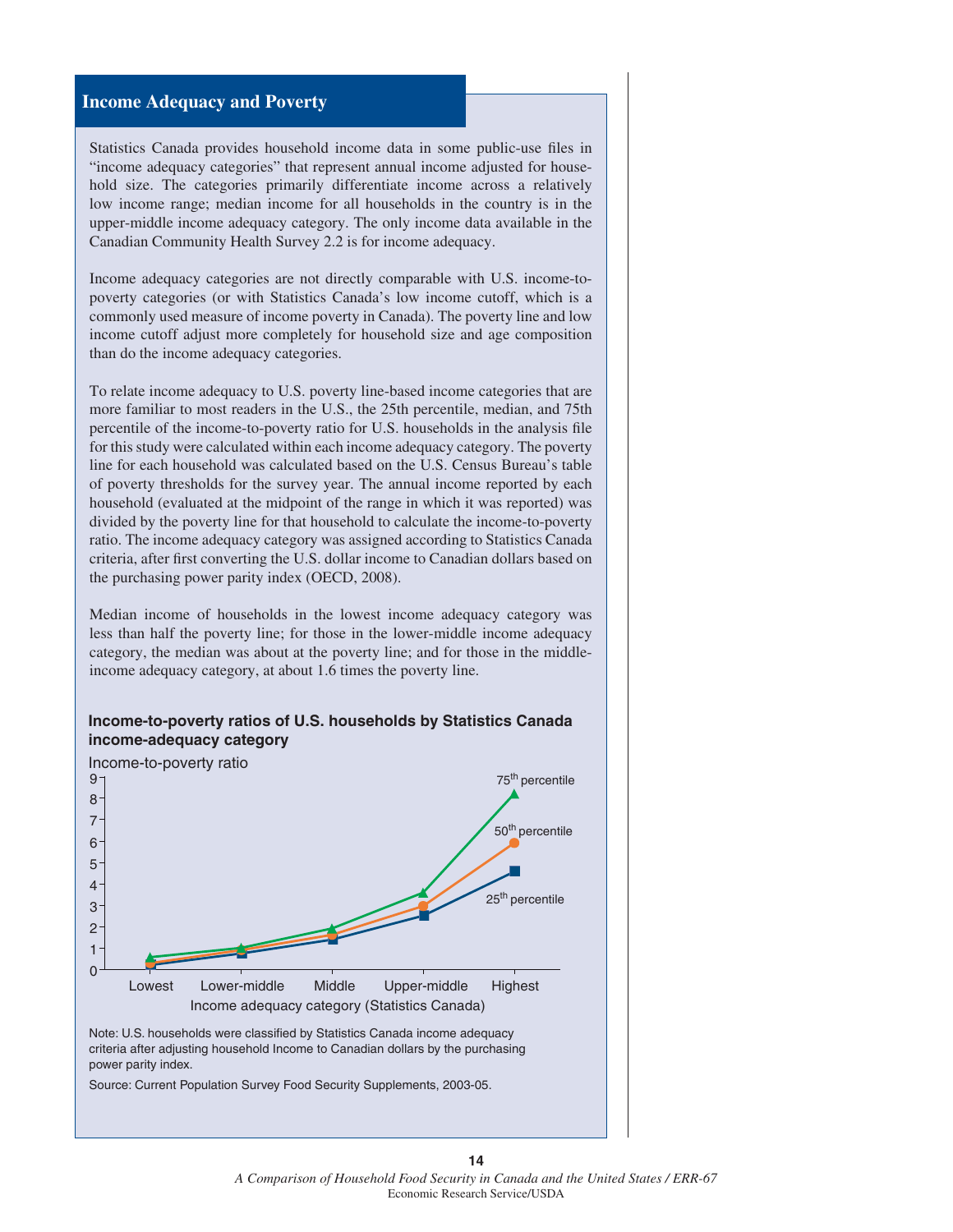## Income Adequacy and Poverty

Statistics Canada provides household income data in some public-use files in "income adequacy categories" that represent annual income adjusted for household size. The categories primarily differentiate income across a relatively low income range; median income for all households in the country is in the upper-middle income adequacy category. The only income data available in the Canadian Community Health Survey 2.2 is for income adequacy.

Income adequacy categories are not directly comparable with U.S. income-to-poverty categories (or with Statistics Canada's low income cutoff, which is a commonly used measure of income poverty in Canada). The poverty line and low income cutoff adjust more completely for household size and age composition than do the income adequacy categories.

To relate income adequacy to U.S. poverty line-based income categories that are more familiar to most readers in the U.S., the 25th percentile, median, and 75th percentile of the income-to-poverty ratio for U.S. households in the analysis file for this study were calculated within each income adequacy category. The poverty line for each household was calculated based on the U.S. Census Bureau's table of poverty thresholds for the survey year. The annual income reported by each household (evaluated at the midpoint of the range in which it was reported) was divided by the poverty line for that household to calculate the income-to-poverty ratio. The income adequacy category was assigned according to Statistics Canada criteria, after first converting the U.S. dollar income to Canadian dollars based on the purchasing power parity index (OECD, 2008).

Median income of households in the lowest income adequacy category was less than half the poverty line; for those in the lower-middle income adequacy category, the median was about at the poverty line; and for those in the middle-income adequacy category, at about 1.6 times the poverty line.

**Income-to-poverty ratios of U.S. households by Statistics Canada income-adequacy category**

Note: U.S. households were classified by Statistics Canada income adequacy criteria after adjusting household Income to Canadian dollars by the purchasing power parity index.

Source: Current Population Survey Food Security Supplements, 2003-05.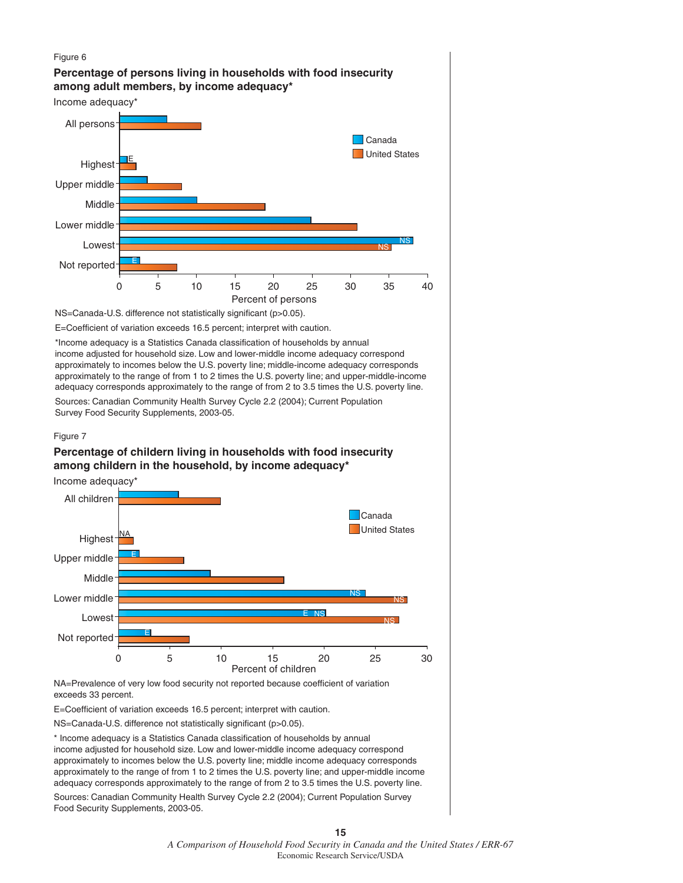Figure 6

**Percentage of persons living in households with food insecurity among adult members, by income adequacy***

Income adequacy*

All persons

Highest

Upper middle

Middle

Lower middle

Lowest

Not reported

Canada

United States

0 5 10 15 20 25 30 35 40

Percent of persons

NS=Canada-U.S. difference not statistically significant (p>0.05).

E=Coefficient of variation exceeds 16.5 percent; interpret with caution.

*Income adequacy is a Statistics Canada classification of households by annual income adjusted for household size. Low and lower-middle income adequacy correspond approximately to incomes below the U.S. poverty line; middle-income adequacy corresponds approximately to the range of from 1 to 2 times the U.S. poverty line; and upper-middle-income adequacy corresponds approximately to the range of from 2 to 3.5 times the U.S. poverty line.

Sources: Canadian Community Health Survey Cycle 2.2 (2004); Current Population Survey Food Security Supplements, 2003-05.

Figure 7

**Percentage of childern living in households with food insecurity among children in the household, by income adequacy***

Income adequacy*

All children

Highest

Upper middle

Middle

Lower middle

Lowest

Not reported

Canada

United States

0 5 10 15 20 25 30

Percent of children

NA=Prevalence of very low food security not reported because coefficient of variation exceeds 33 percent.

E=Coefficient of variation exceeds 16.5 percent; interpret with caution.

NS=Canada-U.S. difference not statistically significant (p>0.05).

* Income adequacy is a Statistics Canada classification of households by annual income adjusted for household size. Low and lower-middle income adequacy correspond approximately to incomes below the U.S. poverty line; middle income adequacy corresponds approximately to the range of from 1 to 2 times the U.S. poverty line; and upper-middle income adequacy corresponds approximately to the range of from 2 to 3.5 times the U.S. poverty line.

Sources: Canadian Community Health Survey Cycle 2.2 (2004); Current Population Survey Food Security Supplements, 2003-05.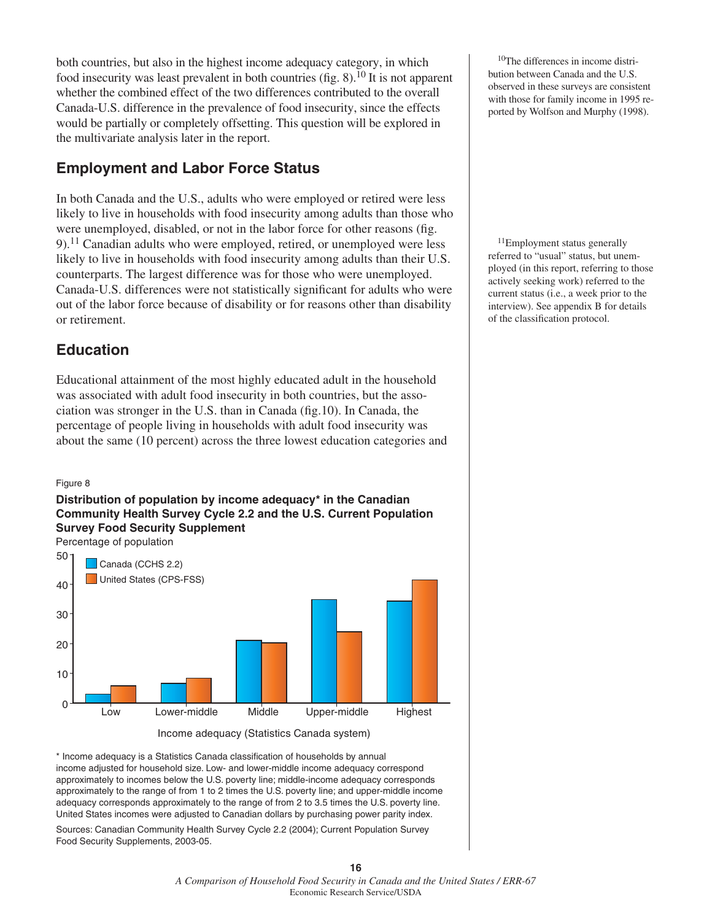both countries, but also in the highest income adequacy category, in which food insecurity was least prevalent in both countries (fig. 8).[10] It is not apparent whether the combined effect of the two differences contributed to the overall Canada-U.S. difference in the prevalence of food insecurity, since the effects would be partially or completely offsetting. This question will be explored in the multivariate analysis later in the report.

[10]The differences in income distribution between Canada and the U.S. observed in these surveys are consistent with those for family income in 1995 reported by Wolfson and Murphy (1998).

## Employment and Labor Force Status

In both Canada and the U.S., adults who were employed or retired were less likely to live in households with food insecurity among adults than those who were unemployed, disabled, or not in the labor force for other reasons (fig. 9).[11] Canadian adults who were employed, retired, or unemployed were less likely to live in households with food insecurity among adults than their U.S. counterparts. The largest difference was for those who were unemployed. Canada-U.S. differences were not statistically significant for adults who were out of the labor force because of disability or for reasons other than disability or retirement.

[11]Employment status generally referred to "usual" status, but unemployed (in this report, referring to those actively seeking work) referred to the current status (i.e., a week prior to the interview). See appendix B for details of the classification protocol.

## Education

Educational attainment of the most highly educated adult in the household was associated with adult food insecurity in both countries, but the association was stronger in the U.S. than in Canada (fig.10). In Canada, the percentage of people living in households with adult food insecurity was about the same (10 percent) across the three lowest education categories and

Figure 8

**Distribution of population by income adequacy* in the Canadian Community Health Survey Cycle 2.2 and the U.S. Current Population Survey Food Security Supplement**

Percentage of population

Legend: Canada (CCHS 2.2); United States (CPS-FSS)

Income adequacy (Statistics Canada system): Low, Lower-middle, Middle, Upper-middle, Highest

\* Income adequacy is a Statistics Canada classification of households by annual income adjusted for household size. Low- and lower-middle income adequacy correspond approximately to incomes below the U.S. poverty line; middle-income adequacy corresponds approximately to the range of from 1 to 2 times the U.S. poverty line; and upper-middle income adequacy corresponds approximately to the range of from 2 to 3.5 times the U.S. poverty line. United States incomes were adjusted to Canadian dollars by purchasing power parity index.

Sources: Canadian Community Health Survey Cycle 2.2 (2004); Current Population Survey Food Security Supplements, 2003-05.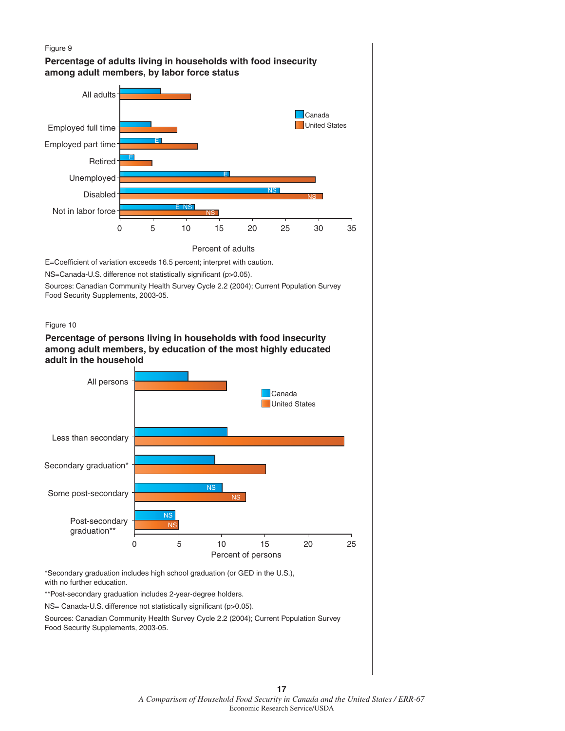Figure 9

**Percentage of adults living in households with food insecurity among adult members, by labor force status**

E=Coefficient of variation exceeds 16.5 percent; interpret with caution.

NS=Canada-U.S. difference not statistically significant (p>0.05).

Sources: Canadian Community Health Survey Cycle 2.2 (2004); Current Population Survey Food Security Supplements, 2003-05.

Figure 10

**Percentage of persons living in households with food insecurity among adult members, by education of the most highly educated adult in the household**

*Secondary graduation includes high school graduation (or GED in the U.S.), with no further education.

**Post-secondary graduation includes 2-year-degree holders.

NS= Canada-U.S. difference not statistically significant (p>0.05).

Sources: Canadian Community Health Survey Cycle 2.2 (2004); Current Population Survey Food Security Supplements, 2003-05.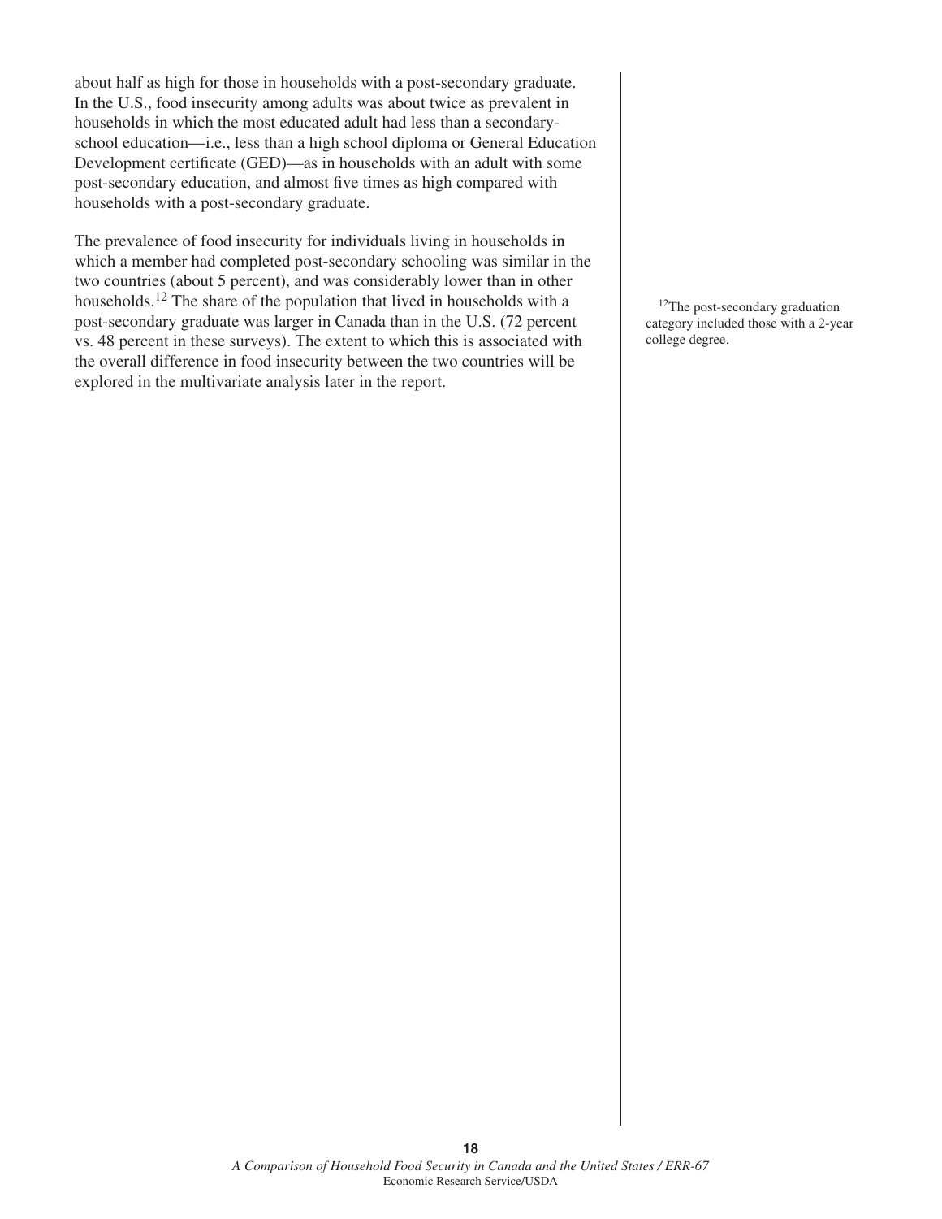about half as high for those in households with a post-secondary graduate. In the U.S., food insecurity among adults was about twice as prevalent in households in which the most educated adult had less than a secondary-school education—i.e., less than a high school diploma or General Education Development certificate (GED)—as in households with an adult with some post-secondary education, and almost five times as high compared with households with a post-secondary graduate.

The prevalence of food insecurity for individuals living in households in which a member had completed post-secondary schooling was similar in the two countries (about 5 percent), and was considerably lower than in other households.[12] The share of the population that lived in households with a post-secondary graduate was larger in Canada than in the U.S. (72 percent vs. 48 percent in these surveys). The extent to which this is associated with the overall difference in food insecurity between the two countries will be explored in the multivariate analysis later in the report.

[12]The post-secondary graduation category included those with a 2-year college degree.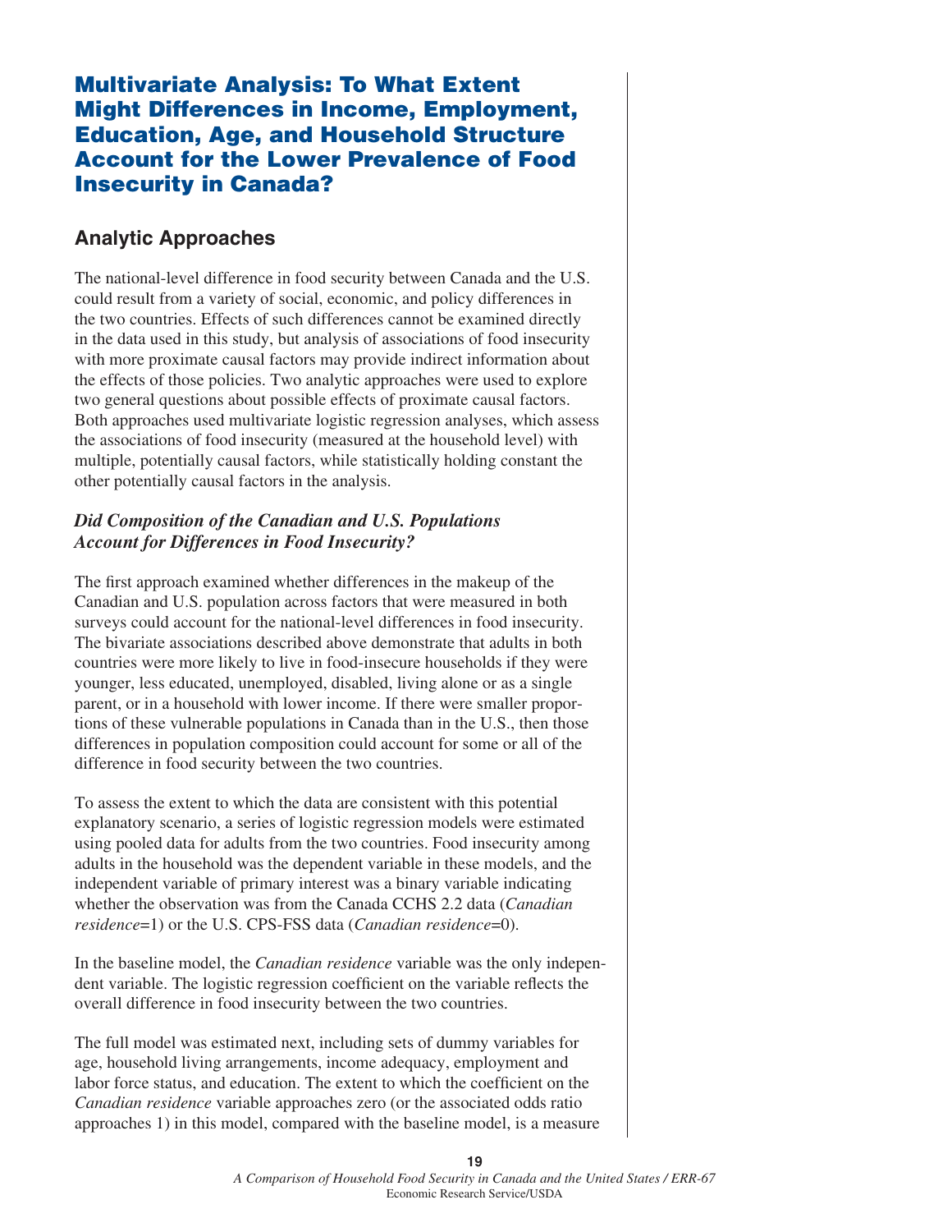# Multivariate Analysis: To What Extent Might Differences in Income, Employment, Education, Age, and Household Structure Account for the Lower Prevalence of Food Insecurity in Canada?

## Analytic Approaches

The national-level difference in food security between Canada and the U.S. could result from a variety of social, economic, and policy differences in the two countries. Effects of such differences cannot be examined directly in the data used in this study, but analysis of associations of food insecurity with more proximate causal factors may provide indirect information about the effects of those policies. Two analytic approaches were used to explore two general questions about possible effects of proximate causal factors. Both approaches used multivariate logistic regression analyses, which assess the associations of food insecurity (measured at the household level) with multiple, potentially causal factors, while statistically holding constant the other potentially causal factors in the analysis.

### *Did Composition of the Canadian and U.S. Populations Account for Differences in Food Insecurity?*

The first approach examined whether differences in the makeup of the Canadian and U.S. population across factors that were measured in both surveys could account for the national-level differences in food insecurity. The bivariate associations described above demonstrate that adults in both countries were more likely to live in food-insecure households if they were younger, less educated, unemployed, disabled, living alone or as a single parent, or in a household with lower income. If there were smaller proportions of these vulnerable populations in Canada than in the U.S., then those differences in population composition could account for some or all of the difference in food security between the two countries.

To assess the extent to which the data are consistent with this potential explanatory scenario, a series of logistic regression models were estimated using pooled data for adults from the two countries. Food insecurity among adults in the household was the dependent variable in these models, and the independent variable of primary interest was a binary variable indicating whether the observation was from the Canada CCHS 2.2 data (*Canadian residence*=1) or the U.S. CPS-FSS data (*Canadian residence*=0).

In the baseline model, the *Canadian residence* variable was the only independent variable. The logistic regression coefficient on the variable reflects the overall difference in food insecurity between the two countries.

The full model was estimated next, including sets of dummy variables for age, household living arrangements, income adequacy, employment and labor force status, and education. The extent to which the coefficient on the *Canadian residence* variable approaches zero (or the associated odds ratio approaches 1) in this model, compared with the baseline model, is a measure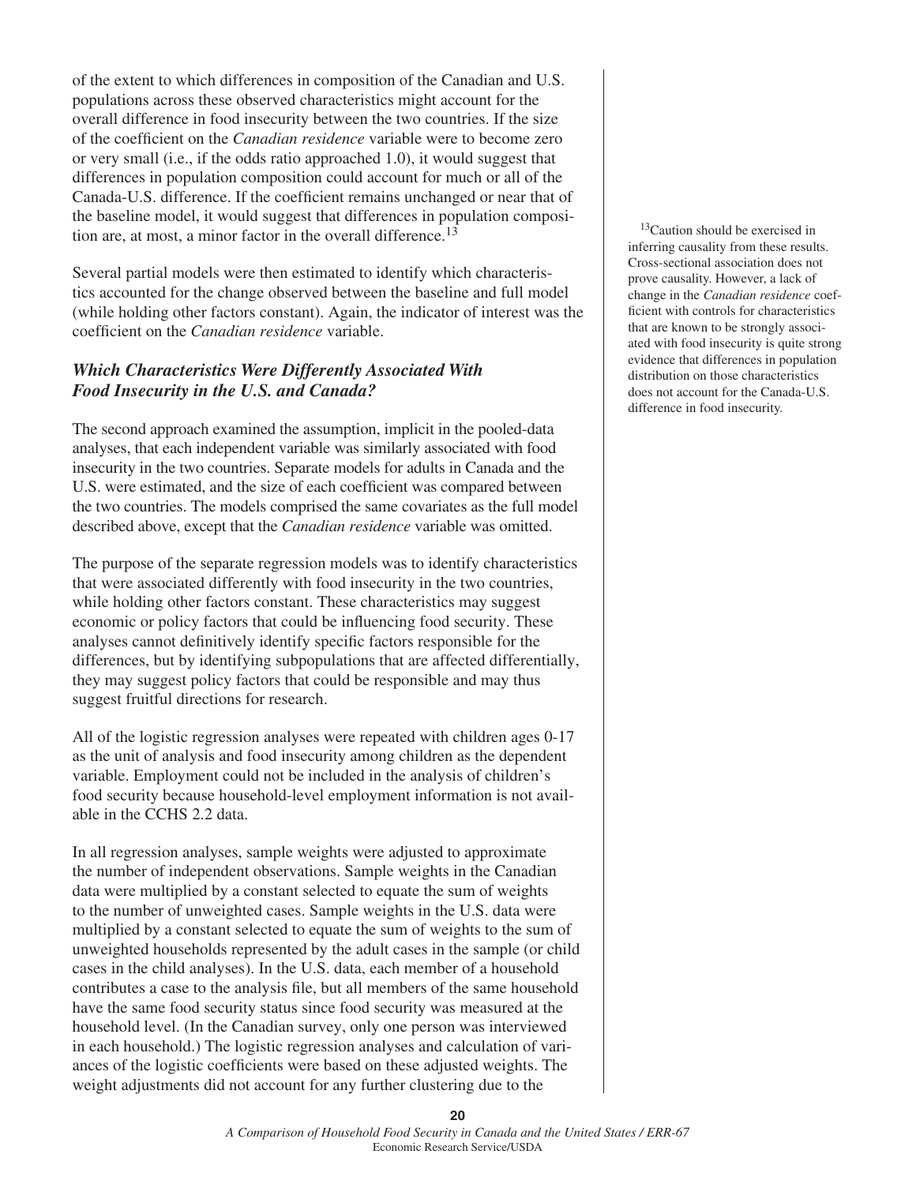of the extent to which differences in composition of the Canadian and U.S. populations across these observed characteristics might account for the overall difference in food insecurity between the two countries. If the size of the coefficient on the *Canadian residence* variable were to become zero or very small (i.e., if the odds ratio approached 1.0), it would suggest that differences in population composition could account for much or all of the Canada-U.S. difference. If the coefficient remains unchanged or near that of the baseline model, it would suggest that differences in population composition are, at most, a minor factor in the overall difference.[13]

Several partial models were then estimated to identify which characteristics accounted for the change observed between the baseline and full model (while holding other factors constant). Again, the indicator of interest was the coefficient on the *Canadian residence* variable.

### *Which Characteristics Were Differently Associated With Food Insecurity in the U.S. and Canada?*

The second approach examined the assumption, implicit in the pooled-data analyses, that each independent variable was similarly associated with food insecurity in the two countries. Separate models for adults in Canada and the U.S. were estimated, and the size of each coefficient was compared between the two countries. The models comprised the same covariates as the full model described above, except that the *Canadian residence* variable was omitted.

The purpose of the separate regression models was to identify characteristics that were associated differently with food insecurity in the two countries, while holding other factors constant. These characteristics may suggest economic or policy factors that could be influencing food security. These analyses cannot definitively identify specific factors responsible for the differences, but by identifying subpopulations that are affected differentially, they may suggest policy factors that could be responsible and may thus suggest fruitful directions for research.

All of the logistic regression analyses were repeated with children ages 0-17 as the unit of analysis and food insecurity among children as the dependent variable. Employment could not be included in the analysis of children's food security because household-level employment information is not available in the CCHS 2.2 data.

In all regression analyses, sample weights were adjusted to approximate the number of independent observations. Sample weights in the Canadian data were multiplied by a constant selected to equate the sum of weights to the number of unweighted cases. Sample weights in the U.S. data were multiplied by a constant selected to equate the sum of weights to the sum of unweighted households represented by the adult cases in the sample (or child cases in the child analyses). In the U.S. data, each member of a household contributes a case to the analysis file, but all members of the same household have the same food security status since food security was measured at the household level. (In the Canadian survey, only one person was interviewed in each household.) The logistic regression analyses and calculation of variances of the logistic coefficients were based on these adjusted weights. The weight adjustments did not account for any further clustering due to the

[13]Caution should be exercised in inferring causality from these results. Cross-sectional association does not prove causality. However, a lack of change in the *Canadian residence* coefficient with controls for characteristics that are known to be strongly associated with food insecurity is quite strong evidence that differences in population distribution on those characteristics does not account for the Canada-U.S. difference in food insecurity.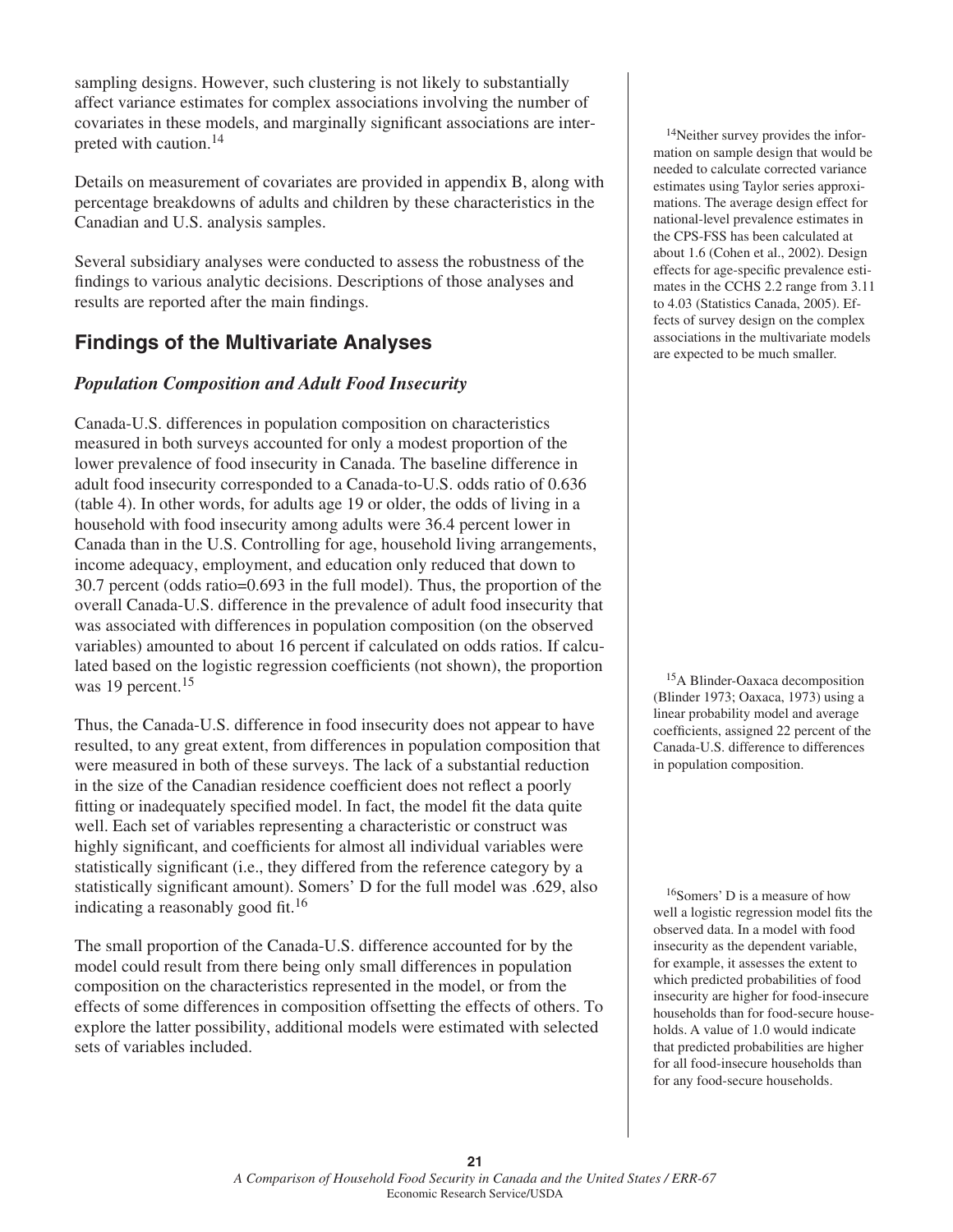sampling designs. However, such clustering is not likely to substantially affect variance estimates for complex associations involving the number of covariates in these models, and marginally significant associations are interpreted with caution.[14]

Details on measurement of covariates are provided in appendix B, along with percentage breakdowns of adults and children by these characteristics in the Canadian and U.S. analysis samples.

Several subsidiary analyses were conducted to assess the robustness of the findings to various analytic decisions. Descriptions of those analyses and results are reported after the main findings.

## Findings of the Multivariate Analyses

### *Population Composition and Adult Food Insecurity*

Canada-U.S. differences in population composition on characteristics measured in both surveys accounted for only a modest proportion of the lower prevalence of food insecurity in Canada. The baseline difference in adult food insecurity corresponded to a Canada-to-U.S. odds ratio of 0.636 (table 4). In other words, for adults age 19 or older, the odds of living in a household with food insecurity among adults were 36.4 percent lower in Canada than in the U.S. Controlling for age, household living arrangements, income adequacy, employment, and education only reduced that down to 30.7 percent (odds ratio=0.693 in the full model). Thus, the proportion of the overall Canada-U.S. difference in the prevalence of adult food insecurity that was associated with differences in population composition (on the observed variables) amounted to about 16 percent if calculated on odds ratios. If calculated based on the logistic regression coefficients (not shown), the proportion was 19 percent.[15]

Thus, the Canada-U.S. difference in food insecurity does not appear to have resulted, to any great extent, from differences in population composition that were measured in both of these surveys. The lack of a substantial reduction in the size of the Canadian residence coefficient does not reflect a poorly fitting or inadequately specified model. In fact, the model fit the data quite well. Each set of variables representing a characteristic or construct was highly significant, and coefficients for almost all individual variables were statistically significant (i.e., they differed from the reference category by a statistically significant amount). Somers' D for the full model was .629, also indicating a reasonably good fit.[16]

The small proportion of the Canada-U.S. difference accounted for by the model could result from there being only small differences in population composition on the characteristics represented in the model, or from the effects of some differences in composition offsetting the effects of others. To explore the latter possibility, additional models were estimated with selected sets of variables included.

[14] Neither survey provides the information on sample design that would be needed to calculate corrected variance estimates using Taylor series approximations. The average design effect for national-level prevalence estimates in the CPS-FSS has been calculated at about 1.6 (Cohen et al., 2002). Design effects for age-specific prevalence estimates in the CCHS 2.2 range from 3.11 to 4.03 (Statistics Canada, 2005). Effects of survey design on the complex associations in the multivariate models are expected to be much smaller.

[15] A Blinder-Oaxaca decomposition (Blinder 1973; Oaxaca, 1973) using a linear probability model and average coefficients, assigned 22 percent of the Canada-U.S. difference to differences in population composition.

[16] Somers' D is a measure of how well a logistic regression model fits the observed data. In a model with food insecurity as the dependent variable, for example, it assesses the extent to which predicted probabilities of food insecurity are higher for food-insecure households than for food-secure households. A value of 1.0 would indicate that predicted probabilities are higher for all food-insecure households than for any food-secure households.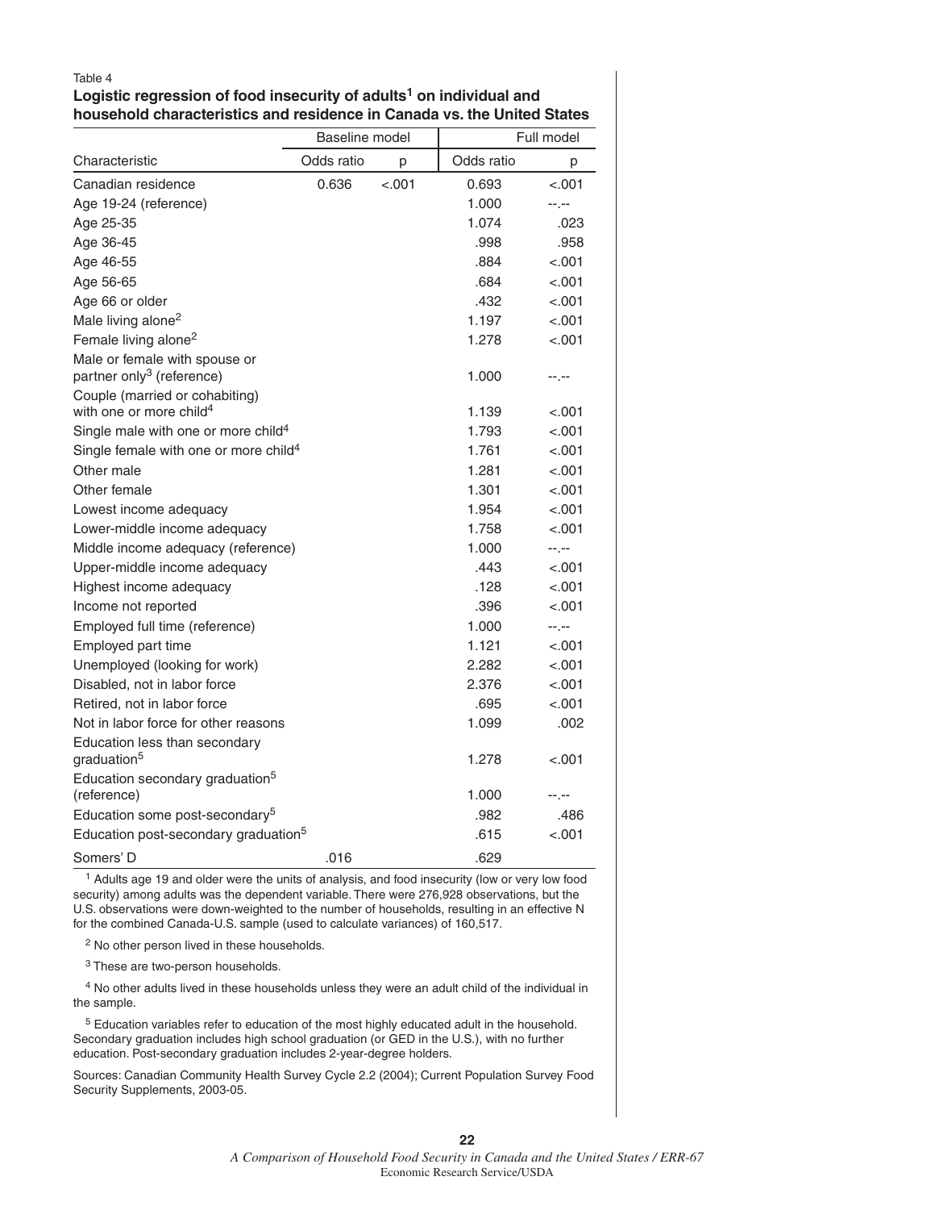Table 4

**Logistic regression of food insecurity of adults[1] on individual and household characteristics and residence in Canada vs. the United States**

| | Baseline model | | Full model | |
|---|---|---|---|---|
| Characteristic | Odds ratio | p | Odds ratio | p |
| Canadian residence | 0.636 | <.001 | 0.693 | <.001 |
| Age 19-24 (reference) | | | 1.000 | --.-- |
| Age 25-35 | | | 1.074 | .023 |
| Age 36-45 | | | .998 | .958 |
| Age 46-55 | | | .884 | <.001 |
| Age 56-65 | | | .684 | <.001 |
| Age 66 or older | | | .432 | <.001 |
| Male living alone[2] | | | 1.197 | <.001 |
| Female living alone[2] | | | 1.278 | <.001 |
| Male or female with spouse or partner only[3] (reference) | | | 1.000 | --.-- |
| Couple (married or cohabiting) with one or more child[4] | | | 1.139 | <.001 |
| Single male with one or more child[4] | | | 1.793 | <.001 |
| Single female with one or more child[4] | | | 1.761 | <.001 |
| Other male | | | 1.281 | <.001 |
| Other female | | | 1.301 | <.001 |
| Lowest income adequacy | | | 1.954 | <.001 |
| Lower-middle income adequacy | | | 1.758 | <.001 |
| Middle income adequacy (reference) | | | 1.000 | --.-- |
| Upper-middle income adequacy | | | .443 | <.001 |
| Highest income adequacy | | | .128 | <.001 |
| Income not reported | | | .396 | <.001 |
| Employed full time (reference) | | | 1.000 | --.-- |
| Employed part time | | | 1.121 | <.001 |
| Unemployed (looking for work) | | | 2.282 | <.001 |
| Disabled, not in labor force | | | 2.376 | <.001 |
| Retired, not in labor force | | | .695 | <.001 |
| Not in labor force for other reasons | | | 1.099 | .002 |
| Education less than secondary graduation[5] | | | 1.278 | <.001 |
| Education secondary graduation[5] (reference) | | | 1.000 | --.-- |
| Education some post-secondary[5] | | | .982 | .486 |
| Education post-secondary graduation[5] | | | .615 | <.001 |
| Somers' D | .016 | | .629 | |

[1] Adults age 19 and older were the units of analysis, and food insecurity (low or very low food security) among adults was the dependent variable. There were 276,928 observations, but the U.S. observations were down-weighted to the number of households, resulting in an effective N for the combined Canada-U.S. sample (used to calculate variances) of 160,517.

[2] No other person lived in these households.

[3] These are two-person households.

[4] No other adults lived in these households unless they were an adult child of the individual in the sample.

[5] Education variables refer to education of the most highly educated adult in the household. Secondary graduation includes high school graduation (or GED in the U.S.), with no further education. Post-secondary graduation includes 2-year-degree holders.

Sources: Canadian Community Health Survey Cycle 2.2 (2004); Current Population Survey Food Security Supplements, 2003-05.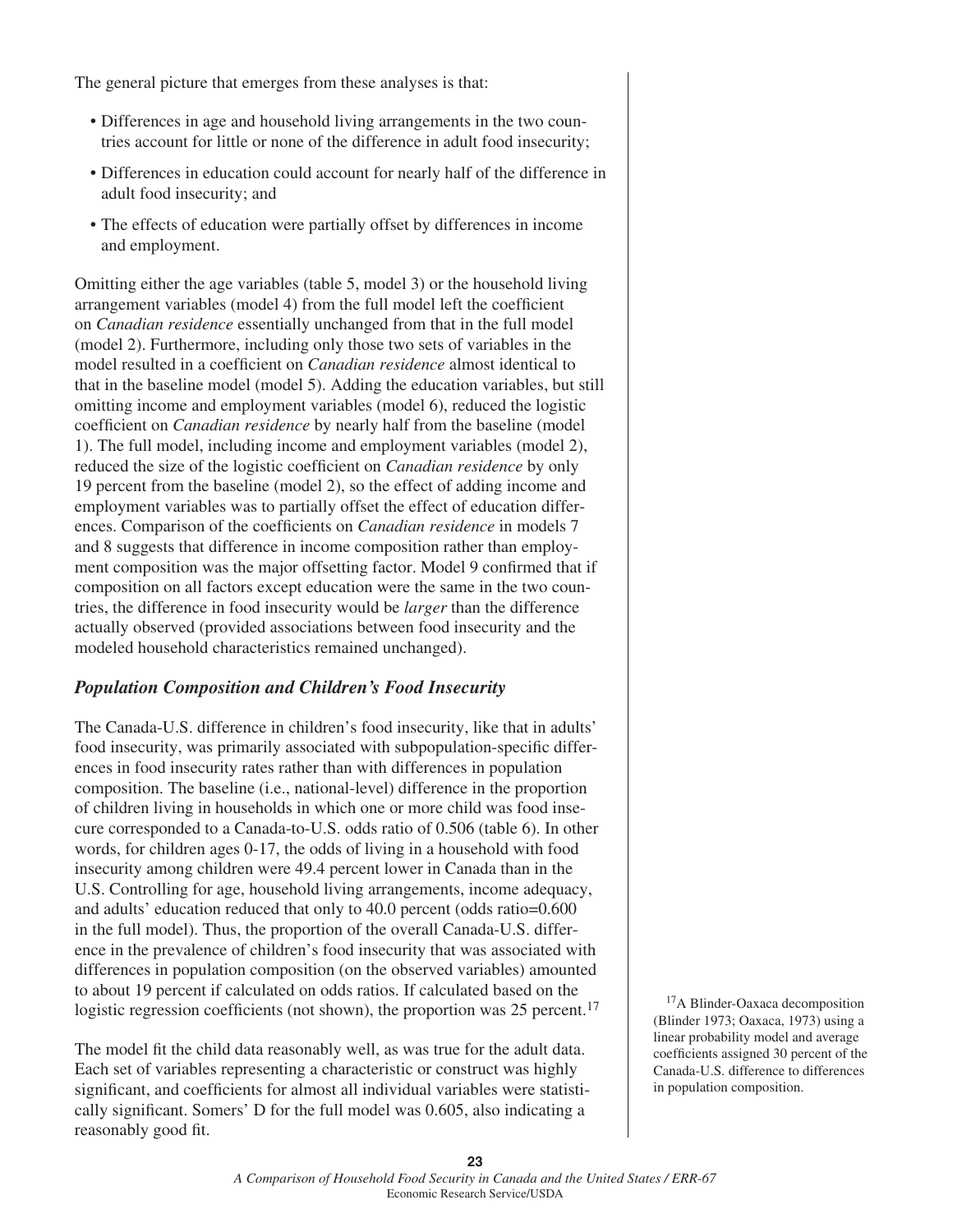The general picture that emerges from these analyses is that:

- Differences in age and household living arrangements in the two countries account for little or none of the difference in adult food insecurity;
- Differences in education could account for nearly half of the difference in adult food insecurity; and
- The effects of education were partially offset by differences in income and employment.

Omitting either the age variables (table 5, model 3) or the household living arrangement variables (model 4) from the full model left the coefficient on *Canadian residence* essentially unchanged from that in the full model (model 2). Furthermore, including only those two sets of variables in the model resulted in a coefficient on *Canadian residence* almost identical to that in the baseline model (model 5). Adding the education variables, but still omitting income and employment variables (model 6), reduced the logistic coefficient on *Canadian residence* by nearly half from the baseline (model 1). The full model, including income and employment variables (model 2), reduced the size of the logistic coefficient on *Canadian residence* by only 19 percent from the baseline (model 2), so the effect of adding income and employment variables was to partially offset the effect of education differences. Comparison of the coefficients on *Canadian residence* in models 7 and 8 suggests that difference in income composition rather than employment composition was the major offsetting factor. Model 9 confirmed that if composition on all factors except education were the same in the two countries, the difference in food insecurity would be *larger* than the difference actually observed (provided associations between food insecurity and the modeled household characteristics remained unchanged).

### *Population Composition and Children's Food Insecurity*

The Canada-U.S. difference in children's food insecurity, like that in adults' food insecurity, was primarily associated with subpopulation-specific differences in food insecurity rates rather than with differences in population composition. The baseline (i.e., national-level) difference in the proportion of children living in households in which one or more child was food insecure corresponded to a Canada-to-U.S. odds ratio of 0.506 (table 6). In other words, for children ages 0-17, the odds of living in a household with food insecurity among children were 49.4 percent lower in Canada than in the U.S. Controlling for age, household living arrangements, income adequacy, and adults' education reduced that only to 40.0 percent (odds ratio=0.600 in the full model). Thus, the proportion of the overall Canada-U.S. difference in the prevalence of children's food insecurity that was associated with differences in population composition (on the observed variables) amounted to about 19 percent if calculated on odds ratios. If calculated based on the logistic regression coefficients (not shown), the proportion was 25 percent.[17]

The model fit the child data reasonably well, as was true for the adult data. Each set of variables representing a characteristic or construct was highly significant, and coefficients for almost all individual variables were statistically significant. Somers' D for the full model was 0.605, also indicating a reasonably good fit.

[17] A Blinder-Oaxaca decomposition (Blinder 1973; Oaxaca, 1973) using a linear probability model and average coefficients assigned 30 percent of the Canada-U.S. difference to differences in population composition.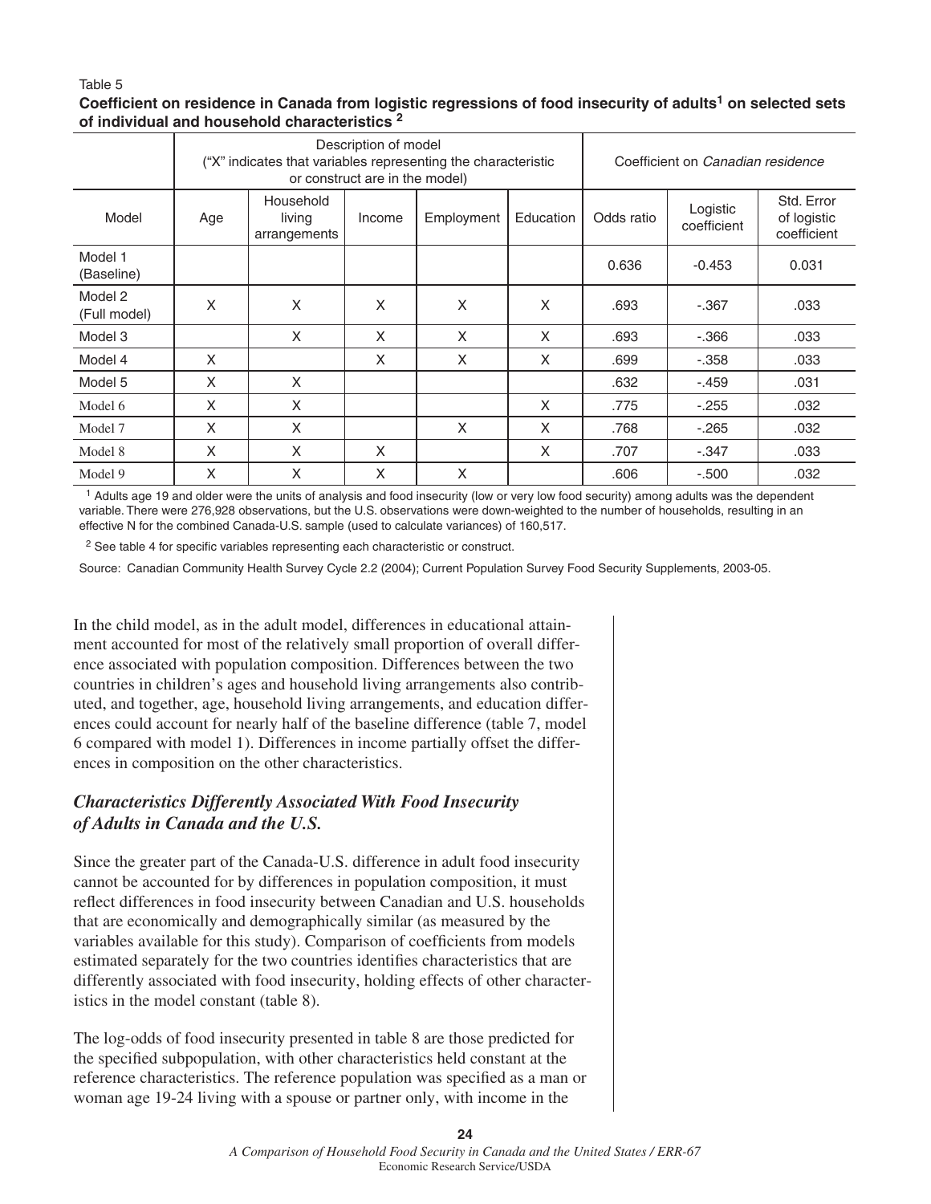Table 5

**Coefficient on residence in Canada from logistic regressions of food insecurity of adults[1] on selected sets of individual and household characteristics [2]**

| | Description of model ("X" indicates that variables representing the characteristic or construct are in the model) | | | | | Coefficient on *Canadian residence* | | |
|---|---|---|---|---|---|---|---|---|
| Model | Age | Household living arrangements | Income | Employment | Education | Odds ratio | Logistic coefficient | Std. Error of logistic coefficient |
| Model 1 (Baseline) | | | | | | 0.636 | -0.453 | 0.031 |
| Model 2 (Full model) | X | X | X | X | X | .693 | -.367 | .033 |
| Model 3 | | X | X | X | X | .693 | -.366 | .033 |
| Model 4 | X | | X | X | X | .699 | -.358 | .033 |
| Model 5 | X | X | | | | .632 | -.459 | .031 |
| Model 6 | X | X | | | X | .775 | -.255 | .032 |
| Model 7 | X | X | | X | X | .768 | -.265 | .032 |
| Model 8 | X | X | X | | X | .707 | -.347 | .033 |
| Model 9 | X | X | X | X | | .606 | -.500 | .032 |

[1] Adults age 19 and older were the units of analysis and food insecurity (low or very low food security) among adults was the dependent variable. There were 276,928 observations, but the U.S. observations were down-weighted to the number of households, resulting in an effective N for the combined Canada-U.S. sample (used to calculate variances) of 160,517.

[2] See table 4 for specific variables representing each characteristic or construct.

Source: Canadian Community Health Survey Cycle 2.2 (2004); Current Population Survey Food Security Supplements, 2003-05.

In the child model, as in the adult model, differences in educational attainment accounted for most of the relatively small proportion of overall difference associated with population composition. Differences between the two countries in children's ages and household living arrangements also contributed, and together, age, household living arrangements, and education differences could account for nearly half of the baseline difference (table 7, model 6 compared with model 1). Differences in income partially offset the differences in composition on the other characteristics.

### *Characteristics Differently Associated With Food Insecurity of Adults in Canada and the U.S.*

Since the greater part of the Canada-U.S. difference in adult food insecurity cannot be accounted for by differences in population composition, it must reflect differences in food insecurity between Canadian and U.S. households that are economically and demographically similar (as measured by the variables available for this study). Comparison of coefficients from models estimated separately for the two countries identifies characteristics that are differently associated with food insecurity, holding effects of other characteristics in the model constant (table 8).

The log-odds of food insecurity presented in table 8 are those predicted for the specified subpopulation, with other characteristics held constant at the reference characteristics. The reference population was specified as a man or woman age 19-24 living with a spouse or partner only, with income in the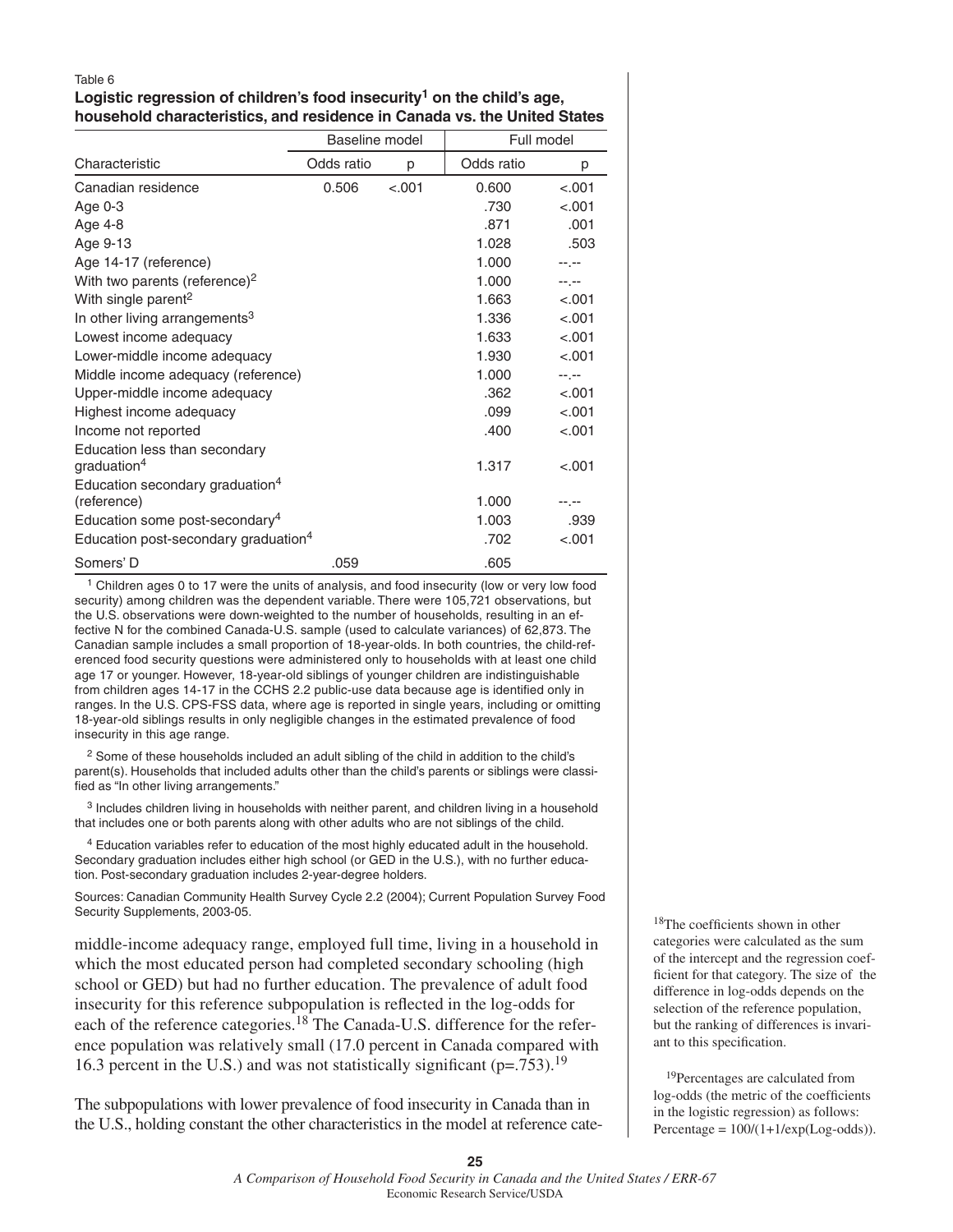Table 6

**Logistic regression of children's food insecurity[1] on the child's age, household characteristics, and residence in Canada vs. the United States**

| | Baseline model | | Full model | |
|---|---|---|---|---|
| Characteristic | Odds ratio | p | Odds ratio | p |
| Canadian residence | 0.506 | <.001 | 0.600 | <.001 |
| Age 0-3 | | | .730 | <.001 |
| Age 4-8 | | | .871 | .001 |
| Age 9-13 | | | 1.028 | .503 |
| Age 14-17 (reference) | | | 1.000 | --.-- |
| With two parents (reference)[2] | | | 1.000 | --.-- |
| With single parent[2] | | | 1.663 | <.001 |
| In other living arrangements[3] | | | 1.336 | <.001 |
| Lowest income adequacy | | | 1.633 | <.001 |
| Lower-middle income adequacy | | | 1.930 | <.001 |
| Middle income adequacy (reference) | | | 1.000 | --.-- |
| Upper-middle income adequacy | | | .362 | <.001 |
| Highest income adequacy | | | .099 | <.001 |
| Income not reported | | | .400 | <.001 |
| Education less than secondary graduation[4] | | | 1.317 | <.001 |
| Education secondary graduation[4] (reference) | | | 1.000 | --.-- |
| Education some post-secondary[4] | | | 1.003 | .939 |
| Education post-secondary graduation[4] | | | .702 | <.001 |
| Somers' D | .059 | | .605 | |

[1] Children ages 0 to 17 were the units of analysis, and food insecurity (low or very low food security) among children was the dependent variable. There were 105,721 observations, but the U.S. observations were down-weighted to the number of households, resulting in an effective N for the combined Canada-U.S. sample (used to calculate variances) of 62,873. The Canadian sample includes a small proportion of 18-year-olds. In both countries, the child-referenced food security questions were administered only to households with at least one child age 17 or younger. However, 18-year-old siblings of younger children are indistinguishable from children ages 14-17 in the CCHS 2.2 public-use data because age is identified only in ranges. In the U.S. CPS-FSS data, where age is reported in single years, including or omitting 18-year-old siblings results in only negligible changes in the estimated prevalence of food insecurity in this age range.

[2] Some of these households included an adult sibling of the child in addition to the child's parent(s). Households that included adults other than the child's parents or siblings were classified as "In other living arrangements."

[3] Includes children living in households with neither parent, and children living in a household that includes one or both parents along with other adults who are not siblings of the child.

[4] Education variables refer to education of the most highly educated adult in the household. Secondary graduation includes either high school (or GED in the U.S.), with no further education. Post-secondary graduation includes 2-year-degree holders.

Sources: Canadian Community Health Survey Cycle 2.2 (2004); Current Population Survey Food Security Supplements, 2003-05.

middle-income adequacy range, employed full time, living in a household in which the most educated person had completed secondary schooling (high school or GED) but had no further education. The prevalence of adult food insecurity for this reference subpopulation is reflected in the log-odds for each of the reference categories.[18] The Canada-U.S. difference for the reference population was relatively small (17.0 percent in Canada compared with 16.3 percent in the U.S.) and was not statistically significant (p=.753).[19]

The subpopulations with lower prevalence of food insecurity in Canada than in the U.S., holding constant the other characteristics in the model at reference cate-

[18] The coefficients shown in other categories were calculated as the sum of the intercept and the regression coefficient for that category. The size of the difference in log-odds depends on the selection of the reference population, but the ranking of differences is invariant to this specification.

[19] Percentages are calculated from log-odds (the metric of the coefficients in the logistic regression) as follows: Percentage = 100/(1+1/exp(Log-odds)).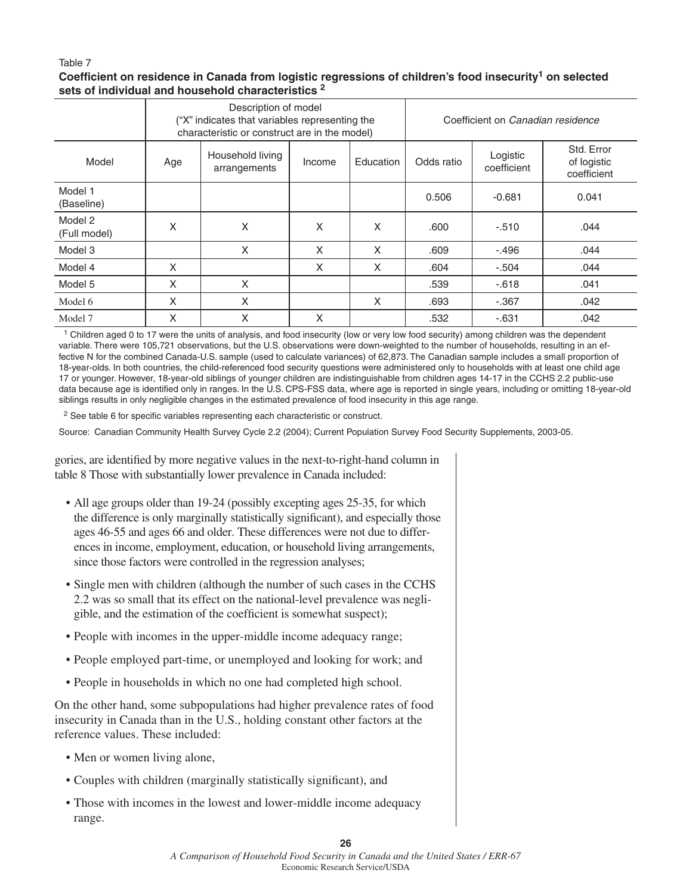Table 7

**Coefficient on residence in Canada from logistic regressions of children's food insecurity[1] on selected sets of individual and household characteristics [2]**

| | Description of model ("X" indicates that variables representing the characteristic or construct are in the model) | | | | Coefficient on *Canadian residence* | | |
|---|---|---|---|---|---|---|---|
| Model | Age | Household living arrangements | Income | Education | Odds ratio | Logistic coefficient | Std. Error of logistic coefficient |
| Model 1 (Baseline) | | | | | 0.506 | -0.681 | 0.041 |
| Model 2 (Full model) | X | X | X | X | .600 | -.510 | .044 |
| Model 3 | | X | X | X | .609 | -.496 | .044 |
| Model 4 | X | | X | X | .604 | -.504 | .044 |
| Model 5 | X | X | | | .539 | -.618 | .041 |
| Model 6 | X | X | | X | .693 | -.367 | .042 |
| Model 7 | X | X | X | | .532 | -.631 | .042 |

[1] Children aged 0 to 17 were the units of analysis, and food insecurity (low or very low food security) among children was the dependent variable. There were 105,721 observations, but the U.S. observations were down-weighted to the number of households, resulting in an effective N for the combined Canada-U.S. sample (used to calculate variances) of 62,873. The Canadian sample includes a small proportion of 18-year-olds. In both countries, the child-referenced food security questions were administered only to households with at least one child age 17 or younger. However, 18-year-old siblings of younger children are indistinguishable from children ages 14-17 in the CCHS 2.2 public-use data because age is identified only in ranges. In the U.S. CPS-FSS data, where age is reported in single years, including or omitting 18-year-old siblings results in only negligible changes in the estimated prevalence of food insecurity in this age range.

[2] See table 6 for specific variables representing each characteristic or construct.

Source: Canadian Community Health Survey Cycle 2.2 (2004); Current Population Survey Food Security Supplements, 2003-05.

gories, are identified by more negative values in the next-to-right-hand column in table 8 Those with substantially lower prevalence in Canada included:

- All age groups older than 19-24 (possibly excepting ages 25-35, for which the difference is only marginally statistically significant), and especially those ages 46-55 and ages 66 and older. These differences were not due to differences in income, employment, education, or household living arrangements, since those factors were controlled in the regression analyses;
- Single men with children (although the number of such cases in the CCHS 2.2 was so small that its effect on the national-level prevalence was negligible, and the estimation of the coefficient is somewhat suspect);
- People with incomes in the upper-middle income adequacy range;
- People employed part-time, or unemployed and looking for work; and
- People in households in which no one had completed high school.

On the other hand, some subpopulations had higher prevalence rates of food insecurity in Canada than in the U.S., holding constant other factors at the reference values. These included:

- Men or women living alone,
- Couples with children (marginally statistically significant), and
- Those with incomes in the lowest and lower-middle income adequacy range.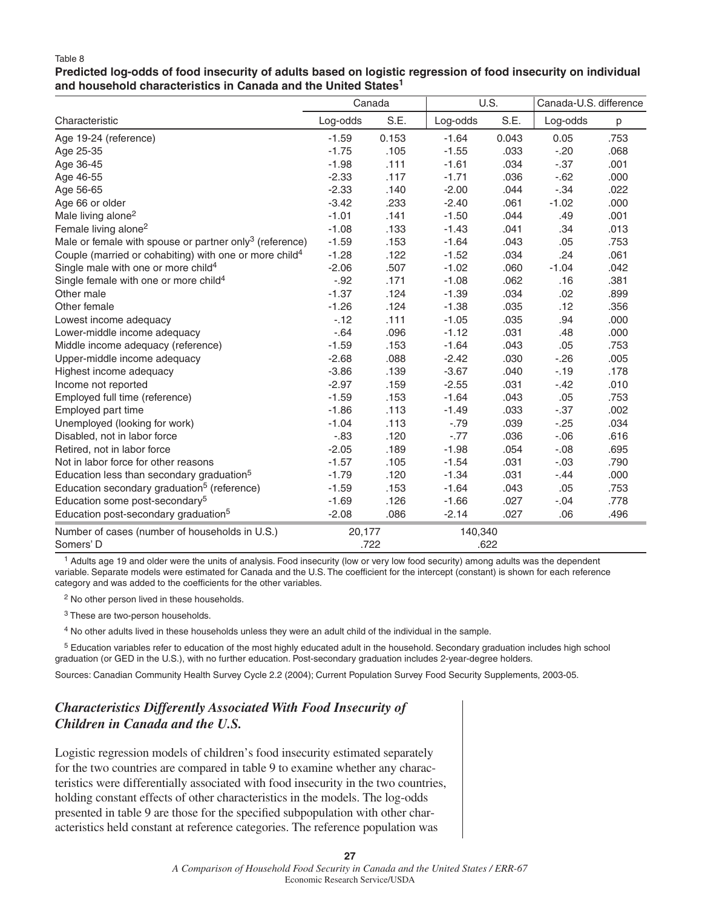Table 8

**Predicted log-odds of food insecurity of adults based on logistic regression of food insecurity on individual and household characteristics in Canada and the United States[1]**

| Characteristic | Canada | | U.S. | | Canada-U.S. difference | |
|---|---|---|---|---|---|---|
| | Log-odds | S.E. | Log-odds | S.E. | Log-odds | p |
| Age 19-24 (reference) | -1.59 | 0.153 | -1.64 | 0.043 | 0.05 | .753 |
| Age 25-35 | -1.75 | .105 | -1.55 | .033 | -.20 | .068 |
| Age 36-45 | -1.98 | .111 | -1.61 | .034 | -.37 | .001 |
| Age 46-55 | -2.33 | .117 | -1.71 | .036 | -.62 | .000 |
| Age 56-65 | -2.33 | .140 | -2.00 | .044 | -.34 | .022 |
| Age 66 or older | -3.42 | .233 | -2.40 | .061 | -1.02 | .000 |
| Male living alone[2] | -1.01 | .141 | -1.50 | .044 | .49 | .001 |
| Female living alone[2] | -1.08 | .133 | -1.43 | .041 | .34 | .013 |
| Male or female with spouse or partner only[3] (reference) | -1.59 | .153 | -1.64 | .043 | .05 | .753 |
| Couple (married or cohabiting) with one or more child[4] | -1.28 | .122 | -1.52 | .034 | .24 | .061 |
| Single male with one or more child[4] | -2.06 | .507 | -1.02 | .060 | -1.04 | .042 |
| Single female with one or more child[4] | -.92 | .171 | -1.08 | .062 | .16 | .381 |
| Other male | -1.37 | .124 | -1.39 | .034 | .02 | .899 |
| Other female | -1.26 | .124 | -1.38 | .035 | .12 | .356 |
| Lowest income adequacy | -.12 | .111 | -1.05 | .035 | .94 | .000 |
| Lower-middle income adequacy | -.64 | .096 | -1.12 | .031 | .48 | .000 |
| Middle income adequacy (reference) | -1.59 | .153 | -1.64 | .043 | .05 | .753 |
| Upper-middle income adequacy | -2.68 | .088 | -2.42 | .030 | -.26 | .005 |
| Highest income adequacy | -3.86 | .139 | -3.67 | .040 | -.19 | .178 |
| Income not reported | -2.97 | .159 | -2.55 | .031 | -.42 | .010 |
| Employed full time (reference) | -1.59 | .153 | -1.64 | .043 | .05 | .753 |
| Employed part time | -1.86 | .113 | -1.49 | .033 | -.37 | .002 |
| Unemployed (looking for work) | -1.04 | .113 | -.79 | .039 | -.25 | .034 |
| Disabled, not in labor force | -.83 | .120 | -.77 | .036 | -.06 | .616 |
| Retired, not in labor force | -2.05 | .189 | -1.98 | .054 | -.08 | .695 |
| Not in labor force for other reasons | -1.57 | .105 | -1.54 | .031 | -.03 | .790 |
| Education less than secondary graduation[5] | -1.79 | .120 | -1.34 | .031 | -.44 | .000 |
| Education secondary graduation[5] (reference) | -1.59 | .153 | -1.64 | .043 | .05 | .753 |
| Education some post-secondary[5] | -1.69 | .126 | -1.66 | .027 | -.04 | .778 |
| Education post-secondary graduation[5] | -2.08 | .086 | -2.14 | .027 | .06 | .496 |
| Number of cases (number of households in U.S.) | 20,177 | | 140,340 | | | |
| Somers' D | .722 | | .622 | | | |

[1] Adults age 19 and older were the units of analysis. Food insecurity (low or very low food security) among adults was the dependent variable. Separate models were estimated for Canada and the U.S. The coefficient for the intercept (constant) is shown for each reference category and was added to the coefficients for the other variables.

[2] No other person lived in these households.

[3] These are two-person households.

[4] No other adults lived in these households unless they were an adult child of the individual in the sample.

[5] Education variables refer to education of the most highly educated adult in the household. Secondary graduation includes high school graduation (or GED in the U.S.), with no further education. Post-secondary graduation includes 2-year-degree holders.

Sources: Canadian Community Health Survey Cycle 2.2 (2004); Current Population Survey Food Security Supplements, 2003-05.

### *Characteristics Differently Associated With Food Insecurity of Children in Canada and the U.S.*

Logistic regression models of children's food insecurity estimated separately for the two countries are compared in table 9 to examine whether any characteristics were differentially associated with food insecurity in the two countries, holding constant effects of other characteristics in the models. The log-odds presented in table 9 are those for the specified subpopulation with other characteristics held constant at reference categories. The reference population was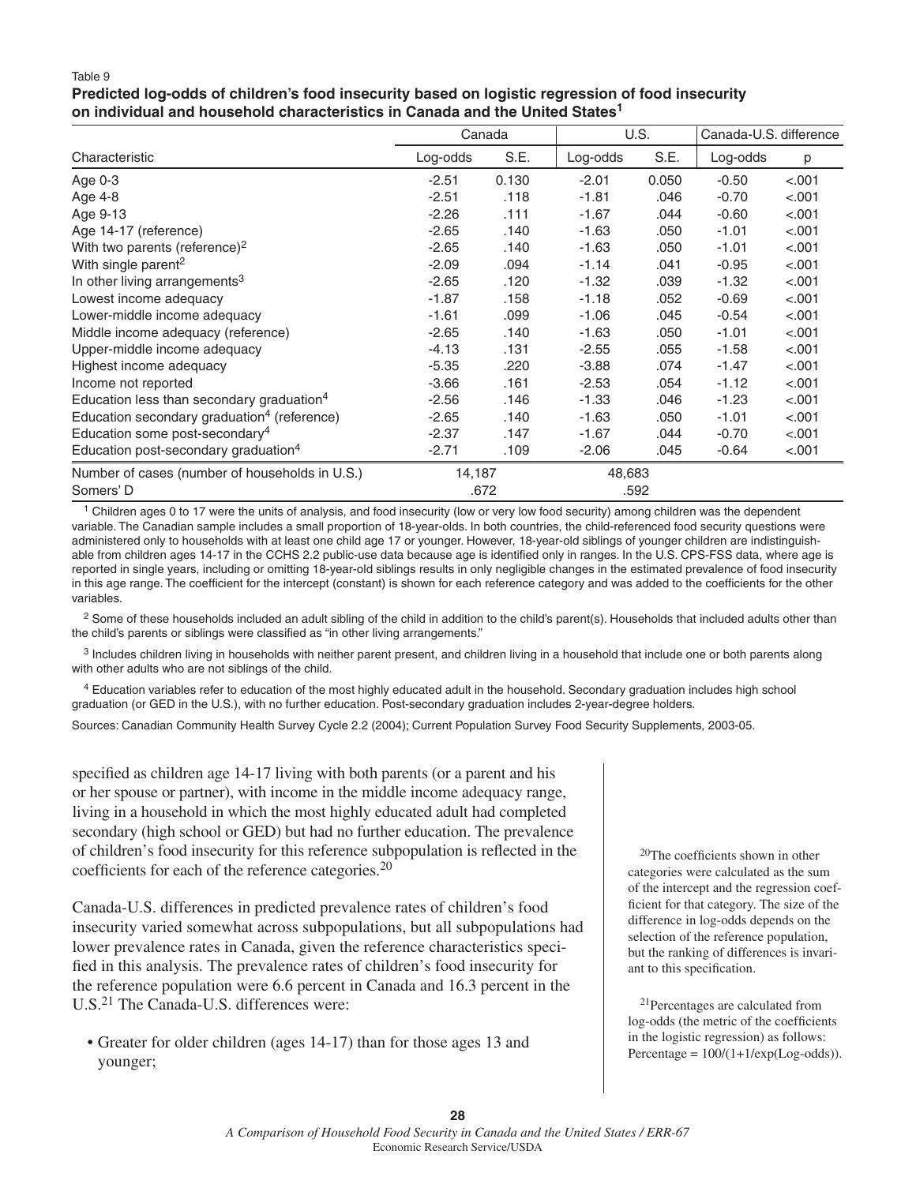Table 9

**Predicted log-odds of children's food insecurity based on logistic regression of food insecurity on individual and household characteristics in Canada and the United States[1]**

| Characteristic | Canada | | U.S. | | Canada-U.S. difference | |
|---|---|---|---|---|---|---|
| | Log-odds | S.E. | Log-odds | S.E. | Log-odds | p |
| Age 0-3 | -2.51 | 0.130 | -2.01 | 0.050 | -0.50 | <.001 |
| Age 4-8 | -2.51 | .118 | -1.81 | .046 | -0.70 | <.001 |
| Age 9-13 | -2.26 | .111 | -1.67 | .044 | -0.60 | <.001 |
| Age 14-17 (reference) | -2.65 | .140 | -1.63 | .050 | -1.01 | <.001 |
| With two parents (reference)[2] | -2.65 | .140 | -1.63 | .050 | -1.01 | <.001 |
| With single parent[2] | -2.09 | .094 | -1.14 | .041 | -0.95 | <.001 |
| In other living arrangements[3] | -2.65 | .120 | -1.32 | .039 | -1.32 | <.001 |
| Lowest income adequacy | -1.87 | .158 | -1.18 | .052 | -0.69 | <.001 |
| Lower-middle income adequacy | -1.61 | .099 | -1.06 | .045 | -0.54 | <.001 |
| Middle income adequacy (reference) | -2.65 | .140 | -1.63 | .050 | -1.01 | <.001 |
| Upper-middle income adequacy | -4.13 | .131 | -2.55 | .055 | -1.58 | <.001 |
| Highest income adequacy | -5.35 | .220 | -3.88 | .074 | -1.47 | <.001 |
| Income not reported | -3.66 | .161 | -2.53 | .054 | -1.12 | <.001 |
| Education less than secondary graduation[4] | -2.56 | .146 | -1.33 | .046 | -1.23 | <.001 |
| Education secondary graduation[4] (reference) | -2.65 | .140 | -1.63 | .050 | -1.01 | <.001 |
| Education some post-secondary[4] | -2.37 | .147 | -1.67 | .044 | -0.70 | <.001 |
| Education post-secondary graduation[4] | -2.71 | .109 | -2.06 | .045 | -0.64 | <.001 |
| Number of cases (number of households in U.S.) | 14,187 | | 48,683 | | | |
| Somers' D | .672 | | .592 | | | |

[1] Children ages 0 to 17 were the units of analysis, and food insecurity (low or very low food security) among children was the dependent variable. The Canadian sample includes a small proportion of 18-year-olds. In both countries, the child-referenced food security questions were administered only to households with at least one child age 17 or younger. However, 18-year-old siblings of younger children are indistinguishable from children ages 14-17 in the CCHS 2.2 public-use data because age is identified only in ranges. In the U.S. CPS-FSS data, where age is reported in single years, including or omitting 18-year-old siblings results in only negligible changes in the estimated prevalence of food insecurity in this age range. The coefficient for the intercept (constant) is shown for each reference category and was added to the coefficients for the other variables.

[2] Some of these households included an adult sibling of the child in addition to the child's parent(s). Households that included adults other than the child's parents or siblings were classified as "in other living arrangements."

[3] Includes children living in households with neither parent present, and children living in a household that include one or both parents along with other adults who are not siblings of the child.

[4] Education variables refer to education of the most highly educated adult in the household. Secondary graduation includes high school graduation (or GED in the U.S.), with no further education. Post-secondary graduation includes 2-year-degree holders.

Sources: Canadian Community Health Survey Cycle 2.2 (2004); Current Population Survey Food Security Supplements, 2003-05.

specified as children age 14-17 living with both parents (or a parent and his or her spouse or partner), with income in the middle income adequacy range, living in a household in which the most highly educated adult had completed secondary (high school or GED) but had no further education. The prevalence of children's food insecurity for this reference subpopulation is reflected in the coefficients for each of the reference categories.[20]

Canada-U.S. differences in predicted prevalence rates of children's food insecurity varied somewhat across subpopulations, but all subpopulations had lower prevalence rates in Canada, given the reference characteristics specified in this analysis. The prevalence rates of children's food insecurity for the reference population were 6.6 percent in Canada and 16.3 percent in the U.S.[21] The Canada-U.S. differences were:

- Greater for older children (ages 14-17) than for those ages 13 and younger;

[20]The coefficients shown in other categories were calculated as the sum of the intercept and the regression coefficient for that category. The size of the difference in log-odds depends on the selection of the reference population, but the ranking of differences is invariant to this specification.

[21]Percentages are calculated from log-odds (the metric of the coefficients in the logistic regression) as follows: Percentage = 100/(1+1/exp(Log-odds)).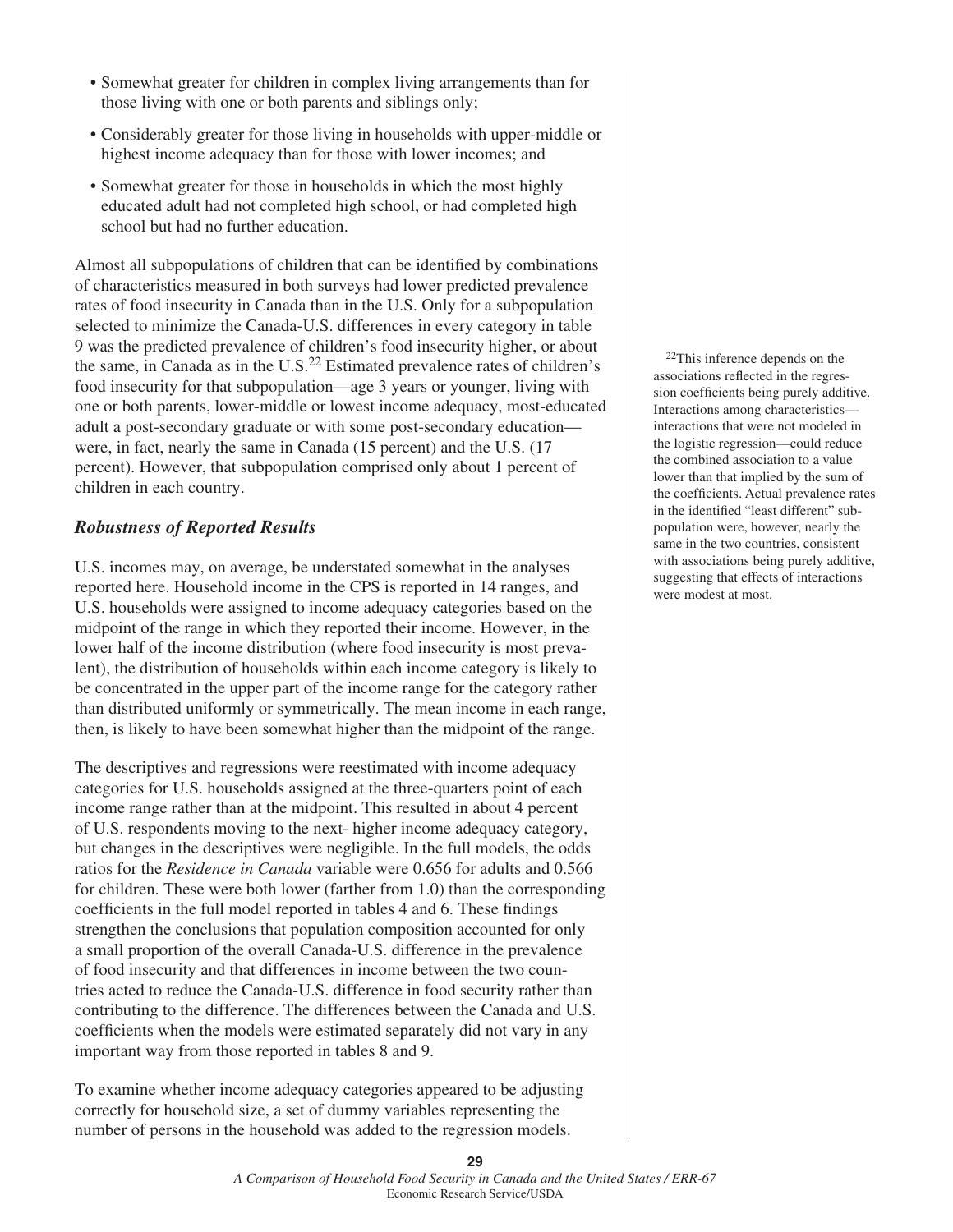- Somewhat greater for children in complex living arrangements than for those living with one or both parents and siblings only;
- Considerably greater for those living in households with upper-middle or highest income adequacy than for those with lower incomes; and
- Somewhat greater for those in households in which the most highly educated adult had not completed high school, or had completed high school but had no further education.

Almost all subpopulations of children that can be identified by combinations of characteristics measured in both surveys had lower predicted prevalence rates of food insecurity in Canada than in the U.S. Only for a subpopulation selected to minimize the Canada-U.S. differences in every category in table 9 was the predicted prevalence of children's food insecurity higher, or about the same, in Canada as in the U.S.[22] Estimated prevalence rates of children's food insecurity for that subpopulation—age 3 years or younger, living with one or both parents, lower-middle or lowest income adequacy, most-educated adult a post-secondary graduate or with some post-secondary education—were, in fact, nearly the same in Canada (15 percent) and the U.S. (17 percent). However, that subpopulation comprised only about 1 percent of children in each country.

[22]This inference depends on the associations reflected in the regression coefficients being purely additive. Interactions among characteristics—interactions that were not modeled in the logistic regression—could reduce the combined association to a value lower than that implied by the sum of the coefficients. Actual prevalence rates in the identified "least different" subpopulation were, however, nearly the same in the two countries, consistent with associations being purely additive, suggesting that effects of interactions were modest at most.

### *Robustness of Reported Results*

U.S. incomes may, on average, be understated somewhat in the analyses reported here. Household income in the CPS is reported in 14 ranges, and U.S. households were assigned to income adequacy categories based on the midpoint of the range in which they reported their income. However, in the lower half of the income distribution (where food insecurity is most prevalent), the distribution of households within each income category is likely to be concentrated in the upper part of the income range for the category rather than distributed uniformly or symmetrically. The mean income in each range, then, is likely to have been somewhat higher than the midpoint of the range.

The descriptives and regressions were reestimated with income adequacy categories for U.S. households assigned at the three-quarters point of each income range rather than at the midpoint. This resulted in about 4 percent of U.S. respondents moving to the next- higher income adequacy category, but changes in the descriptives were negligible. In the full models, the odds ratios for the *Residence in Canada* variable were 0.656 for adults and 0.566 for children. These were both lower (farther from 1.0) than the corresponding coefficients in the full model reported in tables 4 and 6. These findings strengthen the conclusions that population composition accounted for only a small proportion of the overall Canada-U.S. difference in the prevalence of food insecurity and that differences in income between the two countries acted to reduce the Canada-U.S. difference in food security rather than contributing to the difference. The differences between the Canada and U.S. coefficients when the models were estimated separately did not vary in any important way from those reported in tables 8 and 9.

To examine whether income adequacy categories appeared to be adjusting correctly for household size, a set of dummy variables representing the number of persons in the household was added to the regression models.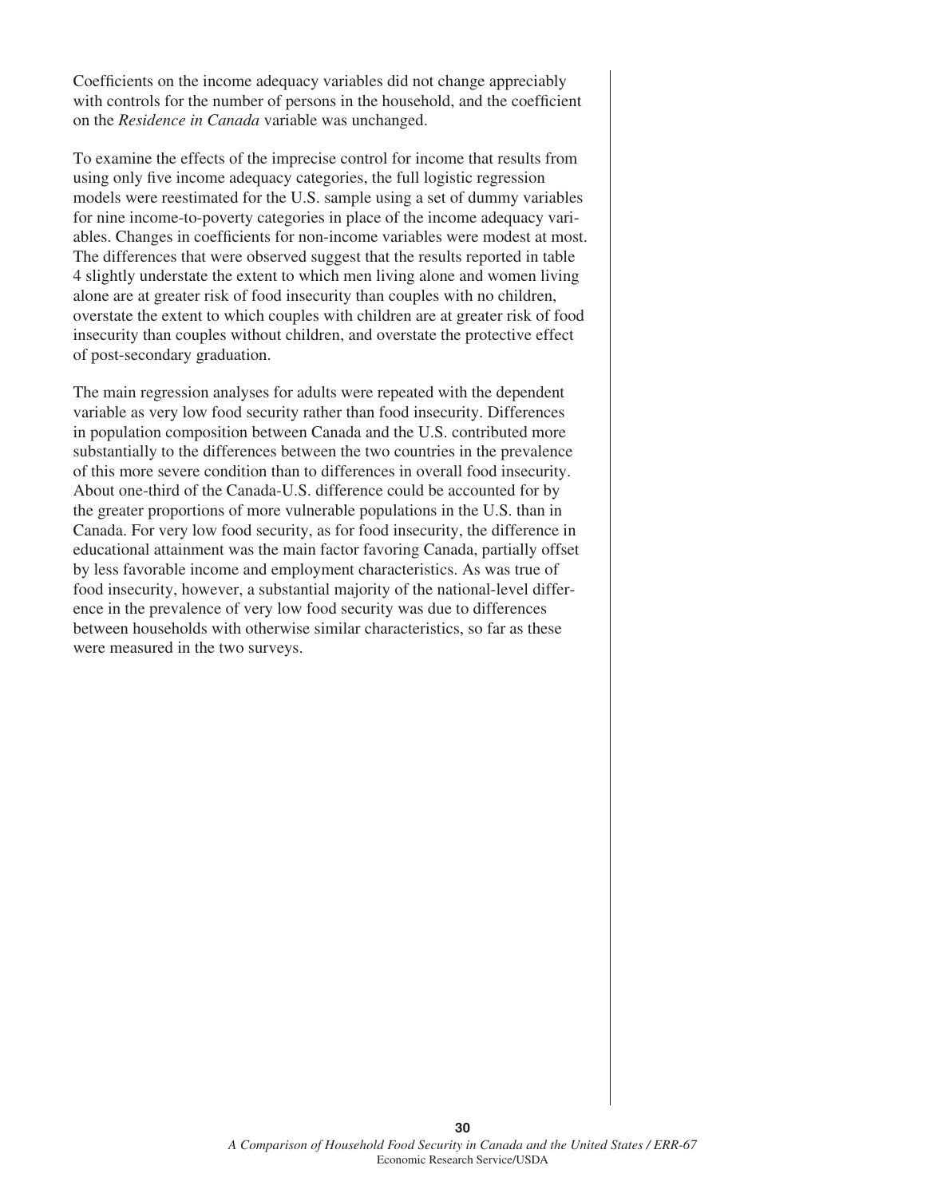Coefficients on the income adequacy variables did not change appreciably with controls for the number of persons in the household, and the coefficient on the *Residence in Canada* variable was unchanged.

To examine the effects of the imprecise control for income that results from using only five income adequacy categories, the full logistic regression models were reestimated for the U.S. sample using a set of dummy variables for nine income-to-poverty categories in place of the income adequacy variables. Changes in coefficients for non-income variables were modest at most. The differences that were observed suggest that the results reported in table 4 slightly understate the extent to which men living alone and women living alone are at greater risk of food insecurity than couples with no children, overstate the extent to which couples with children are at greater risk of food insecurity than couples without children, and overstate the protective effect of post-secondary graduation.

The main regression analyses for adults were repeated with the dependent variable as very low food security rather than food insecurity. Differences in population composition between Canada and the U.S. contributed more substantially to the differences between the two countries in the prevalence of this more severe condition than to differences in overall food insecurity. About one-third of the Canada-U.S. difference could be accounted for by the greater proportions of more vulnerable populations in the U.S. than in Canada. For very low food security, as for food insecurity, the difference in educational attainment was the main factor favoring Canada, partially offset by less favorable income and employment characteristics. As was true of food insecurity, however, a substantial majority of the national-level difference in the prevalence of very low food security was due to differences between households with otherwise similar characteristics, so far as these were measured in the two surveys.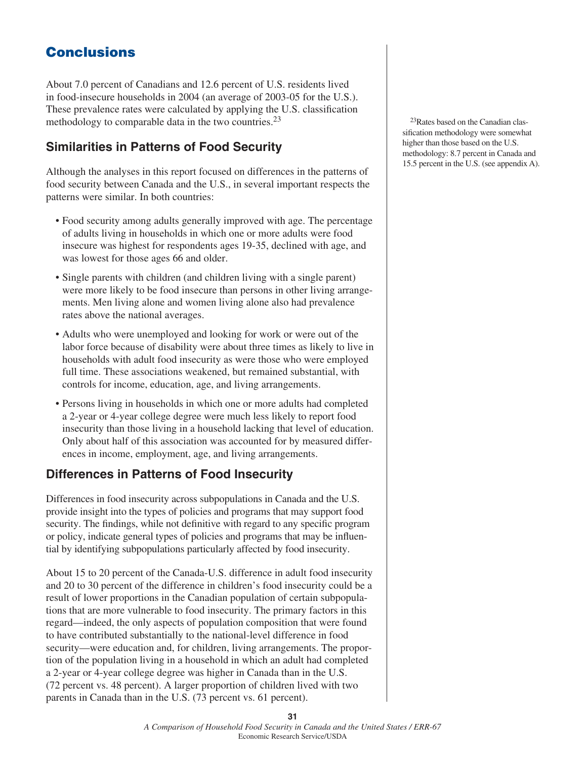# Conclusions

About 7.0 percent of Canadians and 12.6 percent of U.S. residents lived in food-insecure households in 2004 (an average of 2003-05 for the U.S.). These prevalence rates were calculated by applying the U.S. classification methodology to comparable data in the two countries.[23]

[23]Rates based on the Canadian classification methodology were somewhat higher than those based on the U.S. methodology: 8.7 percent in Canada and 15.5 percent in the U.S. (see appendix A).

## Similarities in Patterns of Food Security

Although the analyses in this report focused on differences in the patterns of food security between Canada and the U.S., in several important respects the patterns were similar. In both countries:

- Food security among adults generally improved with age. The percentage of adults living in households in which one or more adults were food insecure was highest for respondents ages 19-35, declined with age, and was lowest for those ages 66 and older.
- Single parents with children (and children living with a single parent) were more likely to be food insecure than persons in other living arrangements. Men living alone and women living alone also had prevalence rates above the national averages.
- Adults who were unemployed and looking for work or were out of the labor force because of disability were about three times as likely to live in households with adult food insecurity as were those who were employed full time. These associations weakened, but remained substantial, with controls for income, education, age, and living arrangements.
- Persons living in households in which one or more adults had completed a 2-year or 4-year college degree were much less likely to report food insecurity than those living in a household lacking that level of education. Only about half of this association was accounted for by measured differences in income, employment, age, and living arrangements.

## Differences in Patterns of Food Insecurity

Differences in food insecurity across subpopulations in Canada and the U.S. provide insight into the types of policies and programs that may support food security. The findings, while not definitive with regard to any specific program or policy, indicate general types of policies and programs that may be influential by identifying subpopulations particularly affected by food insecurity.

About 15 to 20 percent of the Canada-U.S. difference in adult food insecurity and 20 to 30 percent of the difference in children's food insecurity could be a result of lower proportions in the Canadian population of certain subpopulations that are more vulnerable to food insecurity. The primary factors in this regard—indeed, the only aspects of population composition that were found to have contributed substantially to the national-level difference in food security—were education and, for children, living arrangements. The proportion of the population living in a household in which an adult had completed a 2-year or 4-year college degree was higher in Canada than in the U.S. (72 percent vs. 48 percent). A larger proportion of children lived with two parents in Canada than in the U.S. (73 percent vs. 61 percent).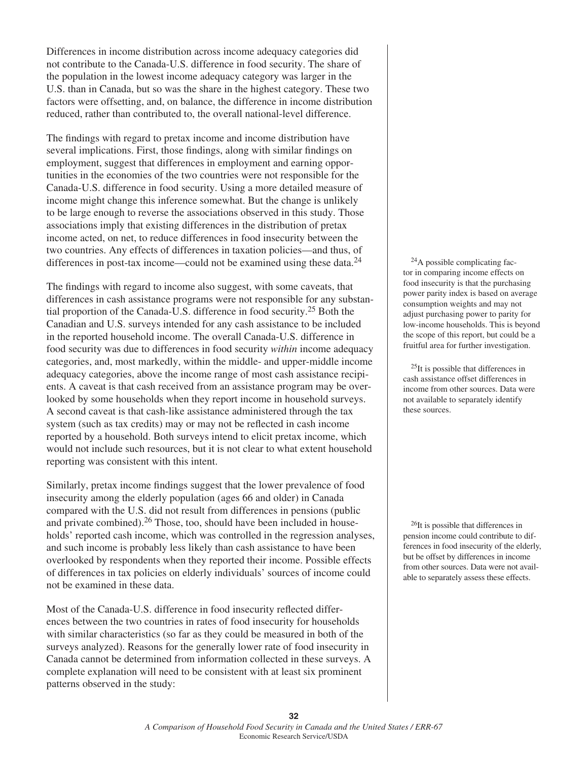Differences in income distribution across income adequacy categories did not contribute to the Canada-U.S. difference in food security. The share of the population in the lowest income adequacy category was larger in the U.S. than in Canada, but so was the share in the highest category. These two factors were offsetting, and, on balance, the difference in income distribution reduced, rather than contributed to, the overall national-level difference.

The findings with regard to pretax income and income distribution have several implications. First, those findings, along with similar findings on employment, suggest that differences in employment and earning opportunities in the economies of the two countries were not responsible for the Canada-U.S. difference in food security. Using a more detailed measure of income might change this inference somewhat. But the change is unlikely to be large enough to reverse the associations observed in this study. Those associations imply that existing differences in the distribution of pretax income acted, on net, to reduce differences in food insecurity between the two countries. Any effects of differences in taxation policies—and thus, of differences in post-tax income—could not be examined using these data.[24]

The findings with regard to income also suggest, with some caveats, that differences in cash assistance programs were not responsible for any substantial proportion of the Canada-U.S. difference in food security.[25] Both the Canadian and U.S. surveys intended for any cash assistance to be included in the reported household income. The overall Canada-U.S. difference in food security was due to differences in food security *within* income adequacy categories, and, most markedly, within the middle- and upper-middle income adequacy categories, above the income range of most cash assistance recipients. A caveat is that cash received from an assistance program may be overlooked by some households when they report income in household surveys. A second caveat is that cash-like assistance administered through the tax system (such as tax credits) may or may not be reflected in cash income reported by a household. Both surveys intend to elicit pretax income, which would not include such resources, but it is not clear to what extent household reporting was consistent with this intent.

Similarly, pretax income findings suggest that the lower prevalence of food insecurity among the elderly population (ages 66 and older) in Canada compared with the U.S. did not result from differences in pensions (public and private combined).[26] Those, too, should have been included in households' reported cash income, which was controlled in the regression analyses, and such income is probably less likely than cash assistance to have been overlooked by respondents when they reported their income. Possible effects of differences in tax policies on elderly individuals' sources of income could not be examined in these data.

Most of the Canada-U.S. difference in food insecurity reflected differences between the two countries in rates of food insecurity for households with similar characteristics (so far as they could be measured in both of the surveys analyzed). Reasons for the generally lower rate of food insecurity in Canada cannot be determined from information collected in these surveys. A complete explanation will need to be consistent with at least six prominent patterns observed in the study:

[24] A possible complicating factor in comparing income effects on food insecurity is that the purchasing power parity index is based on average consumption weights and may not adjust purchasing power to parity for low-income households. This is beyond the scope of this report, but could be a fruitful area for further investigation.

[25] It is possible that differences in cash assistance offset differences in income from other sources. Data were not available to separately identify these sources.

[26] It is possible that differences in pension income could contribute to differences in food insecurity of the elderly, but be offset by differences in income from other sources. Data were not available to separately assess these effects.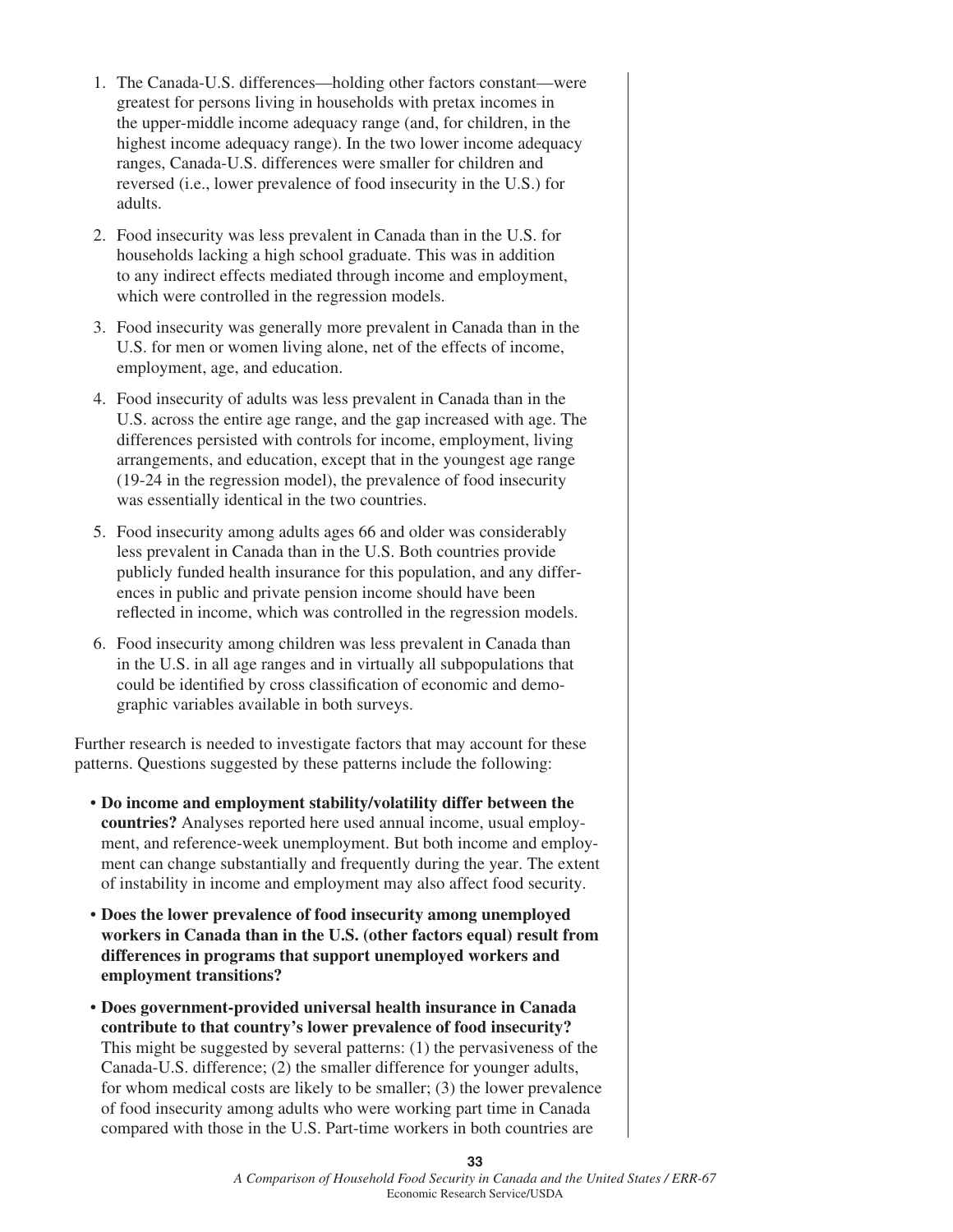1. The Canada-U.S. differences—holding other factors constant—were greatest for persons living in households with pretax incomes in the upper-middle income adequacy range (and, for children, in the highest income adequacy range). In the two lower income adequacy ranges, Canada-U.S. differences were smaller for children and reversed (i.e., lower prevalence of food insecurity in the U.S.) for adults.

2. Food insecurity was less prevalent in Canada than in the U.S. for households lacking a high school graduate. This was in addition to any indirect effects mediated through income and employment, which were controlled in the regression models.

3. Food insecurity was generally more prevalent in Canada than in the U.S. for men or women living alone, net of the effects of income, employment, age, and education.

4. Food insecurity of adults was less prevalent in Canada than in the U.S. across the entire age range, and the gap increased with age. The differences persisted with controls for income, employment, living arrangements, and education, except that in the youngest age range (19-24 in the regression model), the prevalence of food insecurity was essentially identical in the two countries.

5. Food insecurity among adults ages 66 and older was considerably less prevalent in Canada than in the U.S. Both countries provide publicly funded health insurance for this population, and any differences in public and private pension income should have been reflected in income, which was controlled in the regression models.

6. Food insecurity among children was less prevalent in Canada than in the U.S. in all age ranges and in virtually all subpopulations that could be identified by cross classification of economic and demographic variables available in both surveys.

Further research is needed to investigate factors that may account for these patterns. Questions suggested by these patterns include the following:

- **Do income and employment stability/volatility differ between the countries?** Analyses reported here used annual income, usual employment, and reference-week unemployment. But both income and employment can change substantially and frequently during the year. The extent of instability in income and employment may also affect food security.

- **Does the lower prevalence of food insecurity among unemployed workers in Canada than in the U.S. (other factors equal) result from differences in programs that support unemployed workers and employment transitions?**

- **Does government-provided universal health insurance in Canada contribute to that country's lower prevalence of food insecurity?** This might be suggested by several patterns: (1) the pervasiveness of the Canada-U.S. difference; (2) the smaller difference for younger adults, for whom medical costs are likely to be smaller; (3) the lower prevalence of food insecurity among adults who were working part time in Canada compared with those in the U.S. Part-time workers in both countries are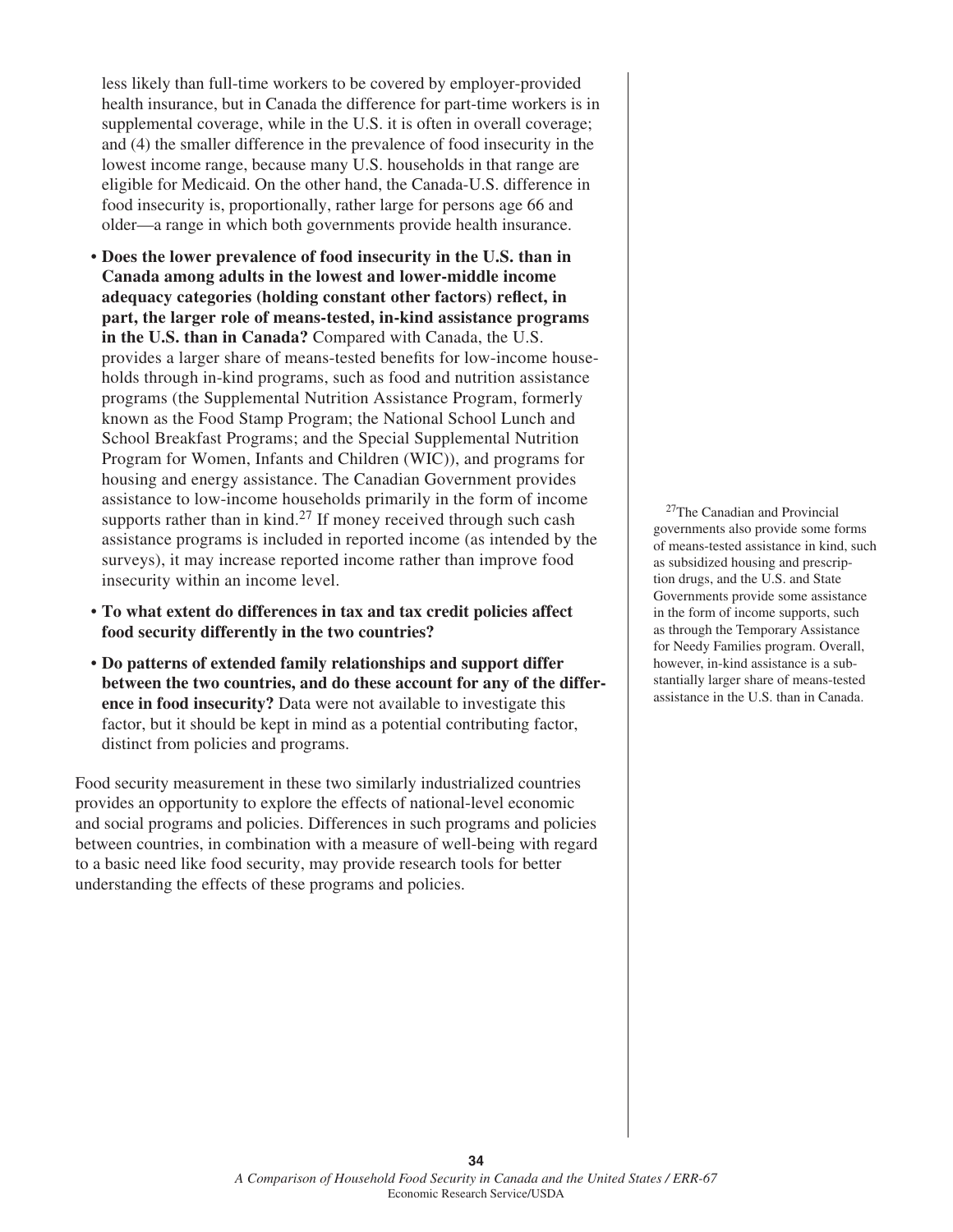less likely than full-time workers to be covered by employer-provided health insurance, but in Canada the difference for part-time workers is in supplemental coverage, while in the U.S. it is often in overall coverage; and (4) the smaller difference in the prevalence of food insecurity in the lowest income range, because many U.S. households in that range are eligible for Medicaid. On the other hand, the Canada-U.S. difference in food insecurity is, proportionally, rather large for persons age 66 and older—a range in which both governments provide health insurance.

- **Does the lower prevalence of food insecurity in the U.S. than in Canada among adults in the lowest and lower-middle income adequacy categories (holding constant other factors) reflect, in part, the larger role of means-tested, in-kind assistance programs in the U.S. than in Canada?** Compared with Canada, the U.S. provides a larger share of means-tested benefits for low-income households through in-kind programs, such as food and nutrition assistance programs (the Supplemental Nutrition Assistance Program, formerly known as the Food Stamp Program; the National School Lunch and School Breakfast Programs; and the Special Supplemental Nutrition Program for Women, Infants and Children (WIC)), and programs for housing and energy assistance. The Canadian Government provides assistance to low-income households primarily in the form of income supports rather than in kind.[27] If money received through such cash assistance programs is included in reported income (as intended by the surveys), it may increase reported income rather than improve food insecurity within an income level.

- **To what extent do differences in tax and tax credit policies affect food security differently in the two countries?**

- **Do patterns of extended family relationships and support differ between the two countries, and do these account for any of the difference in food insecurity?** Data were not available to investigate this factor, but it should be kept in mind as a potential contributing factor, distinct from policies and programs.

Food security measurement in these two similarly industrialized countries provides an opportunity to explore the effects of national-level economic and social programs and policies. Differences in such programs and policies between countries, in combination with a measure of well-being with regard to a basic need like food security, may provide research tools for better understanding the effects of these programs and policies.

[27]The Canadian and Provincial governments also provide some forms of means-tested assistance in kind, such as subsidized housing and prescription drugs, and the U.S. and State Governments provide some assistance in the form of income supports, such as through the Temporary Assistance for Needy Families program. Overall, however, in-kind assistance is a substantially larger share of means-tested assistance in the U.S. than in Canada.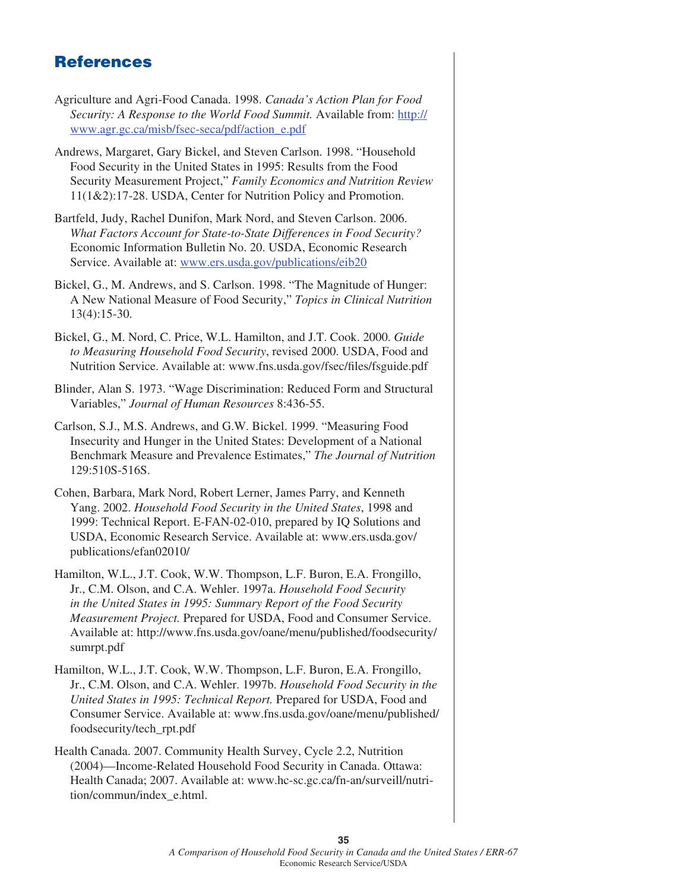# References

Agriculture and Agri-Food Canada. 1998. *Canada's Action Plan for Food Security: A Response to the World Food Summit.* Available from: http://www.agr.gc.ca/misb/fsec-seca/pdf/action_e.pdf

Andrews, Margaret, Gary Bickel, and Steven Carlson. 1998. "Household Food Security in the United States in 1995: Results from the Food Security Measurement Project," *Family Economics and Nutrition Review* 11(1&2):17-28. USDA, Center for Nutrition Policy and Promotion.

Bartfeld, Judy, Rachel Dunifon, Mark Nord, and Steven Carlson. 2006. *What Factors Account for State-to-State Differences in Food Security?* Economic Information Bulletin No. 20. USDA, Economic Research Service. Available at: www.ers.usda.gov/publications/eib20

Bickel, G., M. Andrews, and S. Carlson. 1998. "The Magnitude of Hunger: A New National Measure of Food Security," *Topics in Clinical Nutrition* 13(4):15-30.

Bickel, G., M. Nord, C. Price, W.L. Hamilton, and J.T. Cook. 2000. *Guide to Measuring Household Food Security*, revised 2000. USDA, Food and Nutrition Service. Available at: www.fns.usda.gov/fsec/files/fsguide.pdf

Blinder, Alan S. 1973. "Wage Discrimination: Reduced Form and Structural Variables," *Journal of Human Resources* 8:436-55.

Carlson, S.J., M.S. Andrews, and G.W. Bickel. 1999. "Measuring Food Insecurity and Hunger in the United States: Development of a National Benchmark Measure and Prevalence Estimates," *The Journal of Nutrition* 129:510S-516S.

Cohen, Barbara, Mark Nord, Robert Lerner, James Parry, and Kenneth Yang. 2002. *Household Food Security in the United States*, 1998 and 1999: Technical Report. E-FAN-02-010, prepared by IQ Solutions and USDA, Economic Research Service. Available at: www.ers.usda.gov/publications/efan02010/

Hamilton, W.L., J.T. Cook, W.W. Thompson, L.F. Buron, E.A. Frongillo, Jr., C.M. Olson, and C.A. Wehler. 1997a. *Household Food Security in the United States in 1995: Summary Report of the Food Security Measurement Project.* Prepared for USDA, Food and Consumer Service. Available at: http://www.fns.usda.gov/oane/menu/published/foodsecurity/sumrpt.pdf

Hamilton, W.L., J.T. Cook, W.W. Thompson, L.F. Buron, E.A. Frongillo, Jr., C.M. Olson, and C.A. Wehler. 1997b. *Household Food Security in the United States in 1995: Technical Report.* Prepared for USDA, Food and Consumer Service. Available at: www.fns.usda.gov/oane/menu/published/foodsecurity/tech_rpt.pdf

Health Canada. 2007. Community Health Survey, Cycle 2.2, Nutrition (2004)—Income-Related Household Food Security in Canada. Ottawa: Health Canada; 2007. Available at: www.hc-sc.gc.ca/fn-an/surveill/nutrition/commun/index_e.html.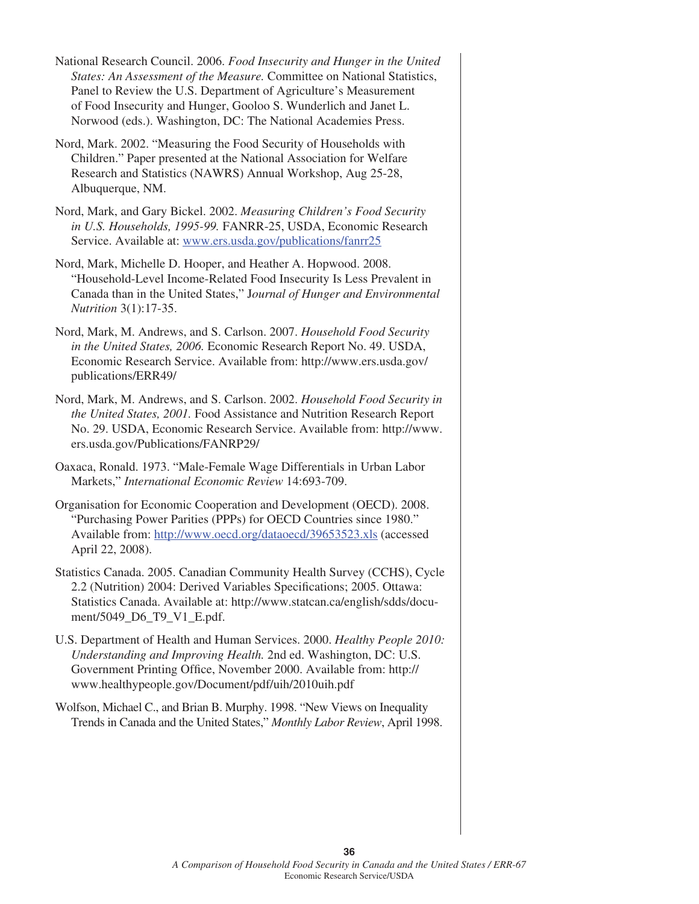National Research Council. 2006. *Food Insecurity and Hunger in the United States: An Assessment of the Measure.* Committee on National Statistics, Panel to Review the U.S. Department of Agriculture's Measurement of Food Insecurity and Hunger, Gooloo S. Wunderlich and Janet L. Norwood (eds.). Washington, DC: The National Academies Press.

Nord, Mark. 2002. "Measuring the Food Security of Households with Children." Paper presented at the National Association for Welfare Research and Statistics (NAWRS) Annual Workshop, Aug 25-28, Albuquerque, NM.

Nord, Mark, and Gary Bickel. 2002. *Measuring Children's Food Security in U.S. Households, 1995-99.* FANRR-25, USDA, Economic Research Service. Available at: www.ers.usda.gov/publications/fanrr25

Nord, Mark, Michelle D. Hooper, and Heather A. Hopwood. 2008. "Household-Level Income-Related Food Insecurity Is Less Prevalent in Canada than in the United States," J*ournal of Hunger and Environmental Nutrition* 3(1):17-35.

Nord, Mark, M. Andrews, and S. Carlson. 2007. *Household Food Security in the United States, 2006.* Economic Research Report No. 49. USDA, Economic Research Service. Available from: http://www.ers.usda.gov/publications/ERR49/

Nord, Mark, M. Andrews, and S. Carlson. 2002. *Household Food Security in the United States, 2001.* Food Assistance and Nutrition Research Report No. 29. USDA, Economic Research Service. Available from: http://www.ers.usda.gov/Publications/FANRP29/

Oaxaca, Ronald. 1973. "Male-Female Wage Differentials in Urban Labor Markets," *International Economic Review* 14:693-709.

Organisation for Economic Cooperation and Development (OECD). 2008. "Purchasing Power Parities (PPPs) for OECD Countries since 1980." Available from: http://www.oecd.org/dataoecd/39653523.xls (accessed April 22, 2008).

Statistics Canada. 2005. Canadian Community Health Survey (CCHS), Cycle 2.2 (Nutrition) 2004: Derived Variables Specifications; 2005. Ottawa: Statistics Canada. Available at: http://www.statcan.ca/english/sdds/document/5049_D6_T9_V1_E.pdf.

U.S. Department of Health and Human Services. 2000. *Healthy People 2010: Understanding and Improving Health.* 2nd ed. Washington, DC: U.S. Government Printing Office, November 2000. Available from: http://www.healthypeople.gov/Document/pdf/uih/2010uih.pdf

Wolfson, Michael C., and Brian B. Murphy. 1998. "New Views on Inequality Trends in Canada and the United States," *Monthly Labor Review*, April 1998.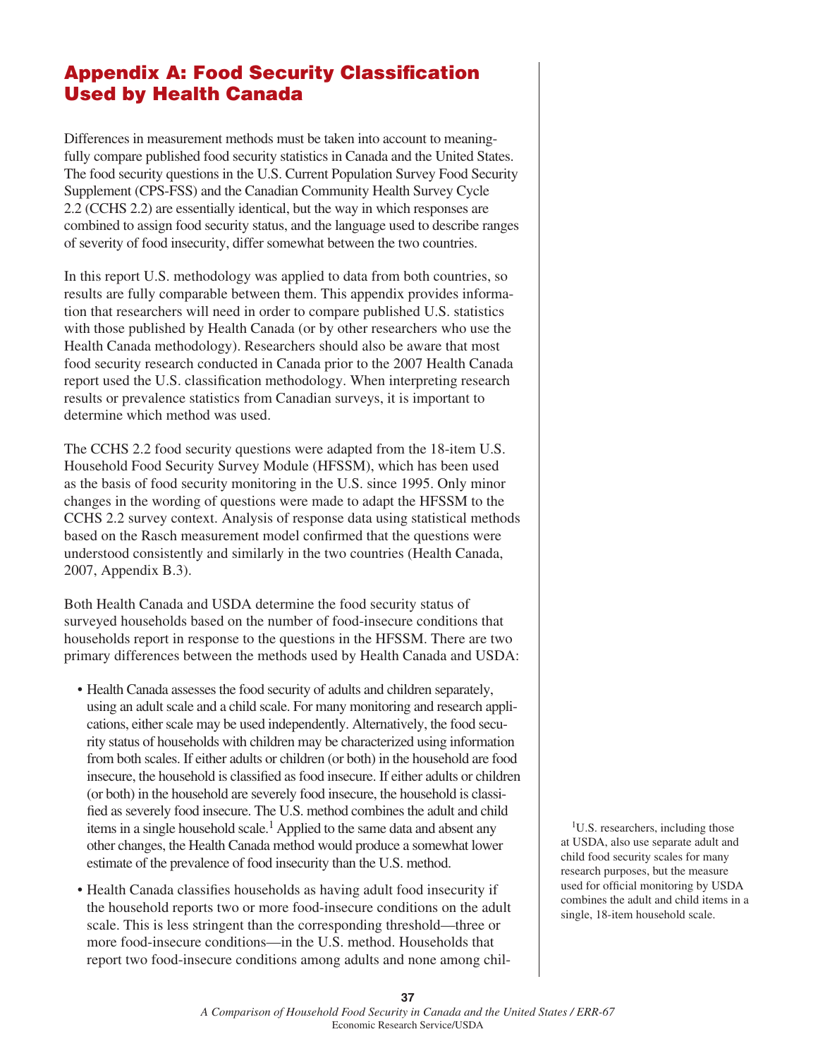# Appendix A: Food Security Classification Used by Health Canada

Differences in measurement methods must be taken into account to meaningfully compare published food security statistics in Canada and the United States. The food security questions in the U.S. Current Population Survey Food Security Supplement (CPS-FSS) and the Canadian Community Health Survey Cycle 2.2 (CCHS 2.2) are essentially identical, but the way in which responses are combined to assign food security status, and the language used to describe ranges of severity of food insecurity, differ somewhat between the two countries.

In this report U.S. methodology was applied to data from both countries, so results are fully comparable between them. This appendix provides information that researchers will need in order to compare published U.S. statistics with those published by Health Canada (or by other researchers who use the Health Canada methodology). Researchers should also be aware that most food security research conducted in Canada prior to the 2007 Health Canada report used the U.S. classification methodology. When interpreting research results or prevalence statistics from Canadian surveys, it is important to determine which method was used.

The CCHS 2.2 food security questions were adapted from the 18-item U.S. Household Food Security Survey Module (HFSSM), which has been used as the basis of food security monitoring in the U.S. since 1995. Only minor changes in the wording of questions were made to adapt the HFSSM to the CCHS 2.2 survey context. Analysis of response data using statistical methods based on the Rasch measurement model confirmed that the questions were understood consistently and similarly in the two countries (Health Canada, 2007, Appendix B.3).

Both Health Canada and USDA determine the food security status of surveyed households based on the number of food-insecure conditions that households report in response to the questions in the HFSSM. There are two primary differences between the methods used by Health Canada and USDA:

- Health Canada assesses the food security of adults and children separately, using an adult scale and a child scale. For many monitoring and research applications, either scale may be used independently. Alternatively, the food security status of households with children may be characterized using information from both scales. If either adults or children (or both) in the household are food insecure, the household is classified as food insecure. If either adults or children (or both) in the household are severely food insecure, the household is classified as severely food insecure. The U.S. method combines the adult and child items in a single household scale.[1] Applied to the same data and absent any other changes, the Health Canada method would produce a somewhat lower estimate of the prevalence of food insecurity than the U.S. method.
- Health Canada classifies households as having adult food insecurity if the household reports two or more food-insecure conditions on the adult scale. This is less stringent than the corresponding threshold—three or more food-insecure conditions—in the U.S. method. Households that report two food-insecure conditions among adults and none among chil-

[1]U.S. researchers, including those at USDA, also use separate adult and child food security scales for many research purposes, but the measure used for official monitoring by USDA combines the adult and child items in a single, 18-item household scale.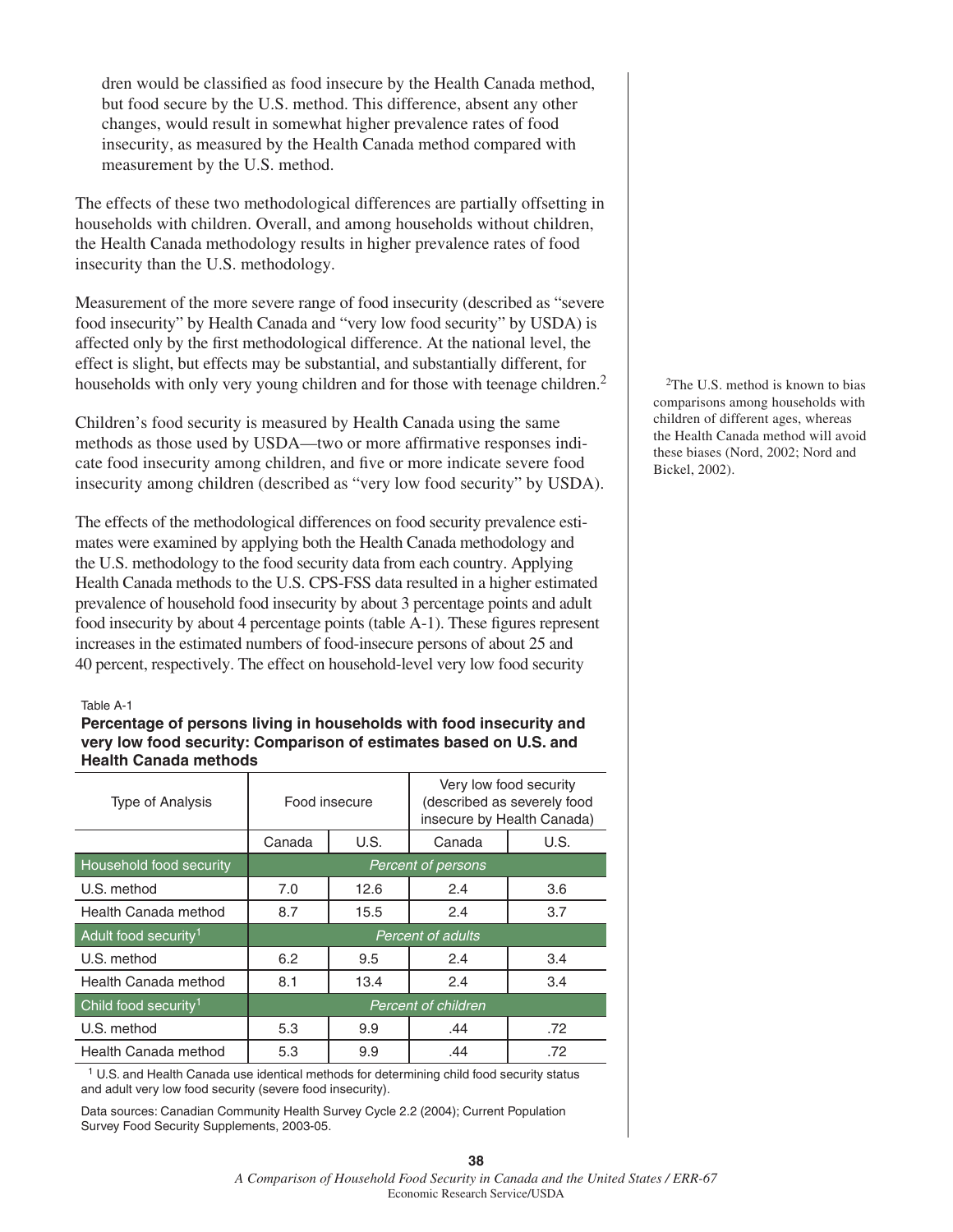dren would be classified as food insecure by the Health Canada method, but food secure by the U.S. method. This difference, absent any other changes, would result in somewhat higher prevalence rates of food insecurity, as measured by the Health Canada method compared with measurement by the U.S. method.

The effects of these two methodological differences are partially offsetting in households with children. Overall, and among households without children, the Health Canada methodology results in higher prevalence rates of food insecurity than the U.S. methodology.

Measurement of the more severe range of food insecurity (described as "severe food insecurity" by Health Canada and "very low food security" by USDA) is affected only by the first methodological difference. At the national level, the effect is slight, but effects may be substantial, and substantially different, for households with only very young children and for those with teenage children.[2]

[2]The U.S. method is known to bias comparisons among households with children of different ages, whereas the Health Canada method will avoid these biases (Nord, 2002; Nord and Bickel, 2002).

Children's food security is measured by Health Canada using the same methods as those used by USDA—two or more affirmative responses indicate food insecurity among children, and five or more indicate severe food insecurity among children (described as "very low food security" by USDA).

The effects of the methodological differences on food security prevalence estimates were examined by applying both the Health Canada methodology and the U.S. methodology to the food security data from each country. Applying Health Canada methods to the U.S. CPS-FSS data resulted in a higher estimated prevalence of household food insecurity by about 3 percentage points and adult food insecurity by about 4 percentage points (table A-1). These figures represent increases in the estimated numbers of food-insecure persons of about 25 and 40 percent, respectively. The effect on household-level very low food security

Table A-1

**Percentage of persons living in households with food insecurity and very low food security: Comparison of estimates based on U.S. and Health Canada methods**

| Type of Analysis | Food insecure | | Very low food security (described as severely food insecure by Health Canada) | |
|---|---|---|---|---|
| | Canada | U.S. | Canada | U.S. |
| Household food security | *Percent of persons* | | | |
| U.S. method | 7.0 | 12.6 | 2.4 | 3.6 |
| Health Canada method | 8.7 | 15.5 | 2.4 | 3.7 |
| Adult food security[1] | *Percent of adults* | | | |
| U.S. method | 6.2 | 9.5 | 2.4 | 3.4 |
| Health Canada method | 8.1 | 13.4 | 2.4 | 3.4 |
| Child food security[1] | *Percent of children* | | | |
| U.S. method | 5.3 | 9.9 | .44 | .72 |
| Health Canada method | 5.3 | 9.9 | .44 | .72 |

[1] U.S. and Health Canada use identical methods for determining child food security status and adult very low food security (severe food insecurity).

Data sources: Canadian Community Health Survey Cycle 2.2 (2004); Current Population Survey Food Security Supplements, 2003-05.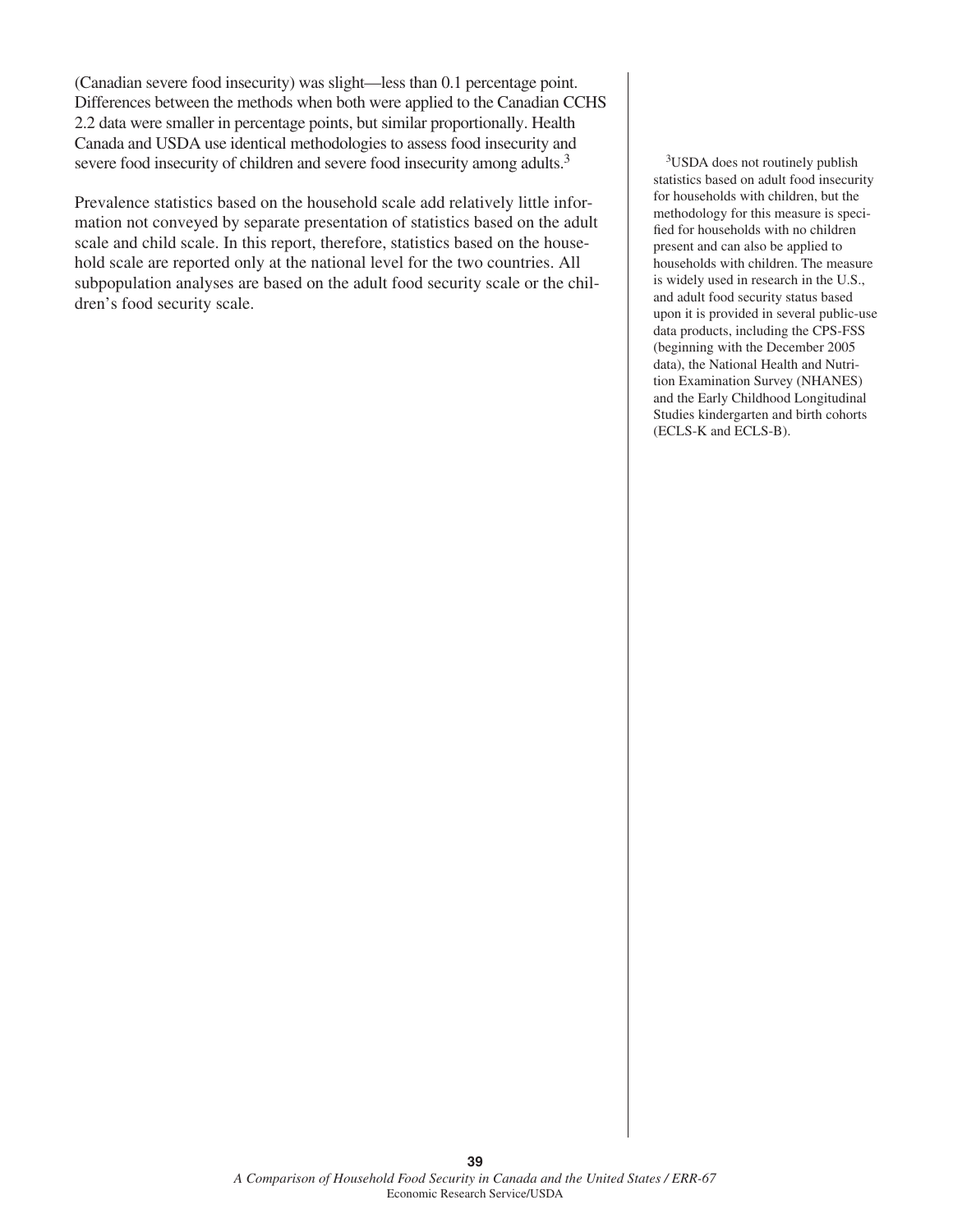(Canadian severe food insecurity) was slight—less than 0.1 percentage point. Differences between the methods when both were applied to the Canadian CCHS 2.2 data were smaller in percentage points, but similar proportionally. Health Canada and USDA use identical methodologies to assess food insecurity and severe food insecurity of children and severe food insecurity among adults.[3]

Prevalence statistics based on the household scale add relatively little information not conveyed by separate presentation of statistics based on the adult scale and child scale. In this report, therefore, statistics based on the household scale are reported only at the national level for the two countries. All subpopulation analyses are based on the adult food security scale or the children's food security scale.

[3]USDA does not routinely publish statistics based on adult food insecurity for households with children, but the methodology for this measure is specified for households with no children present and can also be applied to households with children. The measure is widely used in research in the U.S., and adult food security status based upon it is provided in several public-use data products, including the CPS-FSS (beginning with the December 2005 data), the National Health and Nutrition Examination Survey (NHANES) and the Early Childhood Longitudinal Studies kindergarten and birth cohorts (ECLS-K and ECLS-B).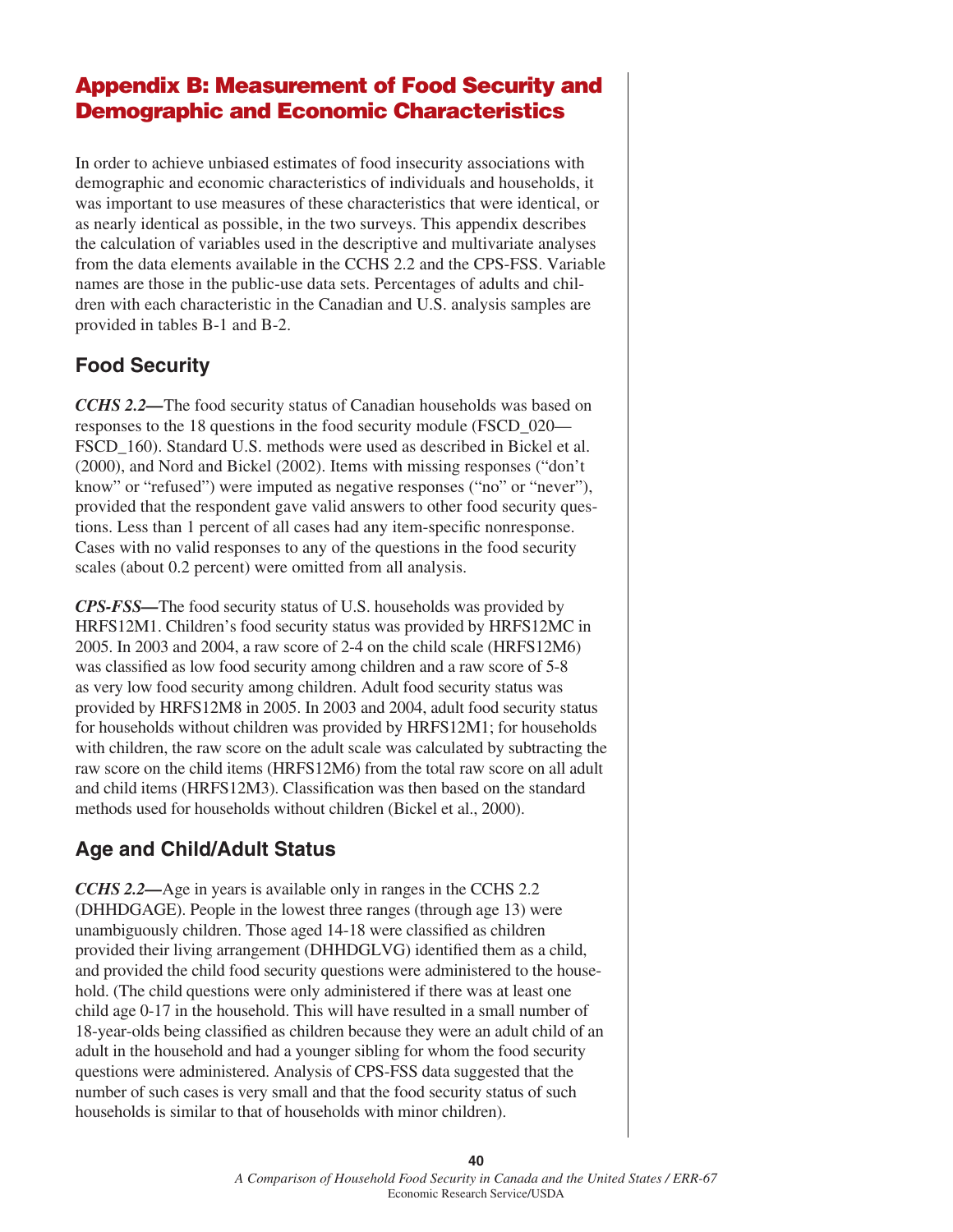# Appendix B: Measurement of Food Security and Demographic and Economic Characteristics

In order to achieve unbiased estimates of food insecurity associations with demographic and economic characteristics of individuals and households, it was important to use measures of these characteristics that were identical, or as nearly identical as possible, in the two surveys. This appendix describes the calculation of variables used in the descriptive and multivariate analyses from the data elements available in the CCHS 2.2 and the CPS-FSS. Variable names are those in the public-use data sets. Percentages of adults and children with each characteristic in the Canadian and U.S. analysis samples are provided in tables B-1 and B-2.

## Food Security

***CCHS 2.2—***The food security status of Canadian households was based on responses to the 18 questions in the food security module (FSCD_020—FSCD_160). Standard U.S. methods were used as described in Bickel et al. (2000), and Nord and Bickel (2002). Items with missing responses ("don't know" or "refused") were imputed as negative responses ("no" or "never"), provided that the respondent gave valid answers to other food security questions. Less than 1 percent of all cases had any item-specific nonresponse. Cases with no valid responses to any of the questions in the food security scales (about 0.2 percent) were omitted from all analysis.

***CPS-FSS—***The food security status of U.S. households was provided by HRFS12M1. Children's food security status was provided by HRFS12MC in 2005. In 2003 and 2004, a raw score of 2-4 on the child scale (HRFS12M6) was classified as low food security among children and a raw score of 5-8 as very low food security among children. Adult food security status was provided by HRFS12M8 in 2005. In 2003 and 2004, adult food security status for households without children was provided by HRFS12M1; for households with children, the raw score on the adult scale was calculated by subtracting the raw score on the child items (HRFS12M6) from the total raw score on all adult and child items (HRFS12M3). Classification was then based on the standard methods used for households without children (Bickel et al., 2000).

## Age and Child/Adult Status

***CCHS 2.2—***Age in years is available only in ranges in the CCHS 2.2 (DHHDGAGE). People in the lowest three ranges (through age 13) were unambiguously children. Those aged 14-18 were classified as children provided their living arrangement (DHHDGLVG) identified them as a child, and provided the child food security questions were administered to the household. (The child questions were only administered if there was at least one child age 0-17 in the household. This will have resulted in a small number of 18-year-olds being classified as children because they were an adult child of an adult in the household and had a younger sibling for whom the food security questions were administered. Analysis of CPS-FSS data suggested that the number of such cases is very small and that the food security status of such households is similar to that of households with minor children).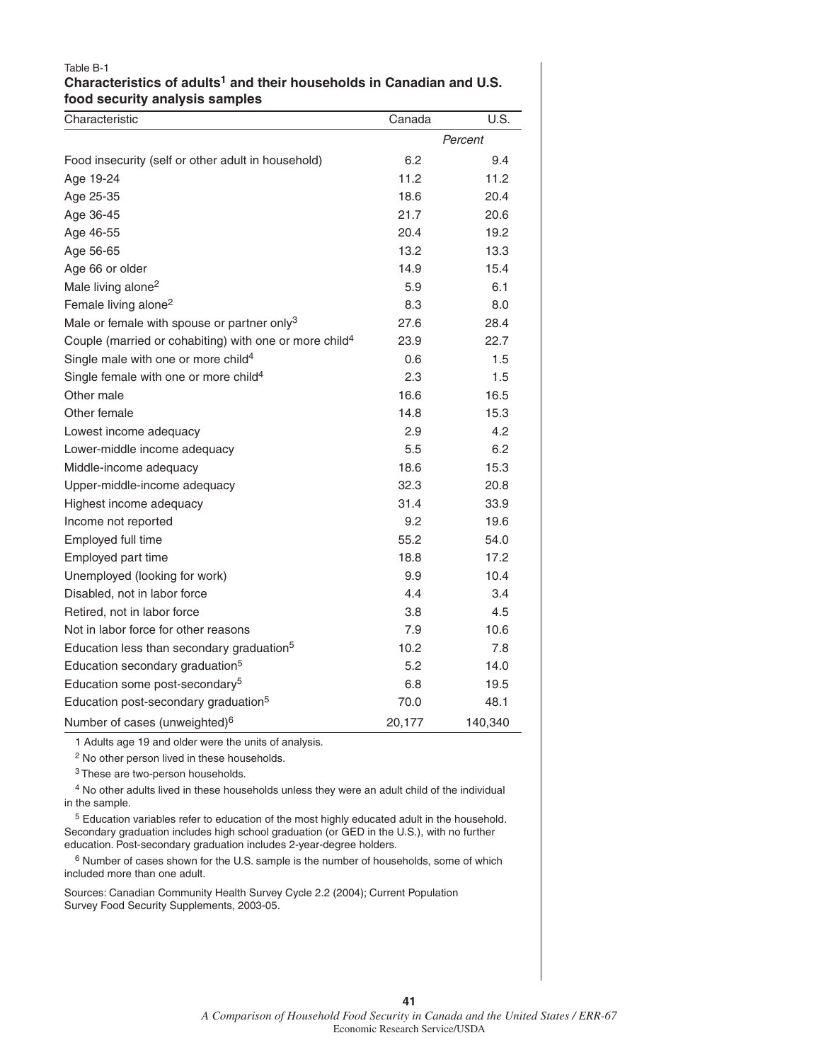Table B-1

**Characteristics of adults[1] and their households in Canadian and U.S. food security analysis samples**

| Characteristic | Canada | U.S. |
|---|---|---|
| | *Percent* | |
| Food insecurity (self or other adult in household) | 6.2 | 9.4 |
| Age 19-24 | 11.2 | 11.2 |
| Age 25-35 | 18.6 | 20.4 |
| Age 36-45 | 21.7 | 20.6 |
| Age 46-55 | 20.4 | 19.2 |
| Age 56-65 | 13.2 | 13.3 |
| Age 66 or older | 14.9 | 15.4 |
| Male living alone[2] | 5.9 | 6.1 |
| Female living alone[2] | 8.3 | 8.0 |
| Male or female with spouse or partner only[3] | 27.6 | 28.4 |
| Couple (married or cohabiting) with one or more child[4] | 23.9 | 22.7 |
| Single male with one or more child[4] | 0.6 | 1.5 |
| Single female with one or more child[4] | 2.3 | 1.5 |
| Other male | 16.6 | 16.5 |
| Other female | 14.8 | 15.3 |
| Lowest income adequacy | 2.9 | 4.2 |
| Lower-middle income adequacy | 5.5 | 6.2 |
| Middle-income adequacy | 18.6 | 15.3 |
| Upper-middle-income adequacy | 32.3 | 20.8 |
| Highest income adequacy | 31.4 | 33.9 |
| Income not reported | 9.2 | 19.6 |
| Employed full time | 55.2 | 54.0 |
| Employed part time | 18.8 | 17.2 |
| Unemployed (looking for work) | 9.9 | 10.4 |
| Disabled, not in labor force | 4.4 | 3.4 |
| Retired, not in labor force | 3.8 | 4.5 |
| Not in labor force for other reasons | 7.9 | 10.6 |
| Education less than secondary graduation[5] | 10.2 | 7.8 |
| Education secondary graduation[5] | 5.2 | 14.0 |
| Education some post-secondary[5] | 6.8 | 19.5 |
| Education post-secondary graduation[5] | 70.0 | 48.1 |
| Number of cases (unweighted)[6] | 20,177 | 140,340 |

1 Adults age 19 and older were the units of analysis.

2 No other person lived in these households.

3 These are two-person households.

4 No other adults lived in these households unless they were an adult child of the individual in the sample.

5 Education variables refer to education of the most highly educated adult in the household. Secondary graduation includes high school graduation (or GED in the U.S.), with no further education. Post-secondary graduation includes 2-year-degree holders.

6 Number of cases shown for the U.S. sample is the number of households, some of which included more than one adult.

Sources: Canadian Community Health Survey Cycle 2.2 (2004); Current Population Survey Food Security Supplements, 2003-05.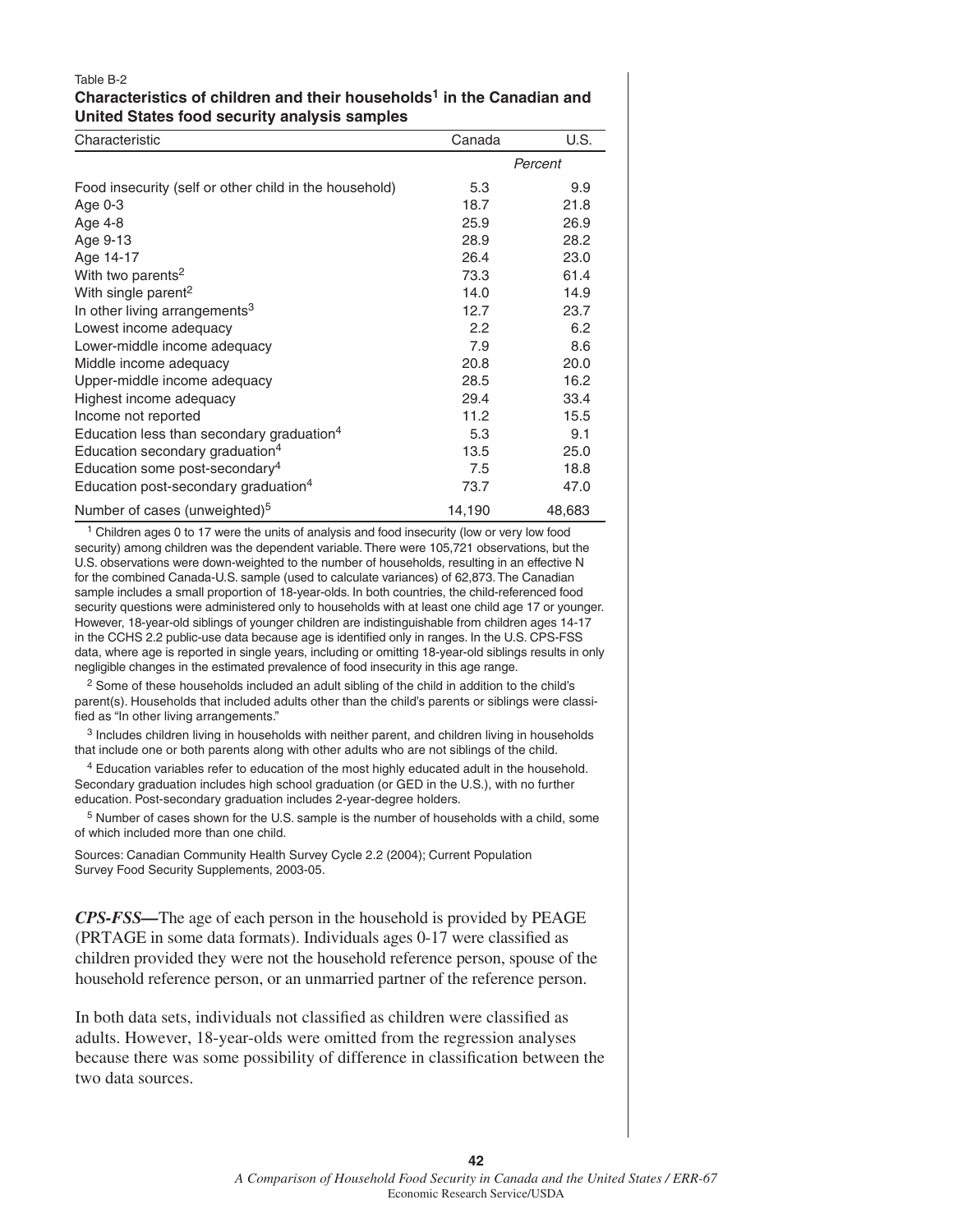Table B-2

**Characteristics of children and their households[1] in the Canadian and United States food security analysis samples**

| Characteristic | Canada | U.S. |
|---|---|---|
| | *Percent* | |
| Food insecurity (self or other child in the household) | 5.3 | 9.9 |
| Age 0-3 | 18.7 | 21.8 |
| Age 4-8 | 25.9 | 26.9 |
| Age 9-13 | 28.9 | 28.2 |
| Age 14-17 | 26.4 | 23.0 |
| With two parents[2] | 73.3 | 61.4 |
| With single parent[2] | 14.0 | 14.9 |
| In other living arrangements[3] | 12.7 | 23.7 |
| Lowest income adequacy | 2.2 | 6.2 |
| Lower-middle income adequacy | 7.9 | 8.6 |
| Middle income adequacy | 20.8 | 20.0 |
| Upper-middle income adequacy | 28.5 | 16.2 |
| Highest income adequacy | 29.4 | 33.4 |
| Income not reported | 11.2 | 15.5 |
| Education less than secondary graduation[4] | 5.3 | 9.1 |
| Education secondary graduation[4] | 13.5 | 25.0 |
| Education some post-secondary[4] | 7.5 | 18.8 |
| Education post-secondary graduation[4] | 73.7 | 47.0 |
| Number of cases (unweighted)[5] | 14,190 | 48,683 |

[1] Children ages 0 to 17 were the units of analysis and food insecurity (low or very low food security) among children was the dependent variable. There were 105,721 observations, but the U.S. observations were down-weighted to the number of households, resulting in an effective N for the combined Canada-U.S. sample (used to calculate variances) of 62,873. The Canadian sample includes a small proportion of 18-year-olds. In both countries, the child-referenced food security questions were administered only to households with at least one child age 17 or younger. However, 18-year-old siblings of younger children are indistinguishable from children ages 14-17 in the CCHS 2.2 public-use data because age is identified only in ranges. In the U.S. CPS-FSS data, where age is reported in single years, including or omitting 18-year-old siblings results in only negligible changes in the estimated prevalence of food insecurity in this age range.

[2] Some of these households included an adult sibling of the child in addition to the child's parent(s). Households that included adults other than the child's parents or siblings were classified as "In other living arrangements."

[3] Includes children living in households with neither parent, and children living in households that include one or both parents along with other adults who are not siblings of the child.

[4] Education variables refer to education of the most highly educated adult in the household. Secondary graduation includes high school graduation (or GED in the U.S.), with no further education. Post-secondary graduation includes 2-year-degree holders.

[5] Number of cases shown for the U.S. sample is the number of households with a child, some of which included more than one child.

Sources: Canadian Community Health Survey Cycle 2.2 (2004); Current Population Survey Food Security Supplements, 2003-05.

***CPS-FSS*—**The age of each person in the household is provided by PEAGE (PRTAGE in some data formats). Individuals ages 0-17 were classified as children provided they were not the household reference person, spouse of the household reference person, or an unmarried partner of the reference person.

In both data sets, individuals not classified as children were classified as adults. However, 18-year-olds were omitted from the regression analyses because there was some possibility of difference in classification between the two data sources.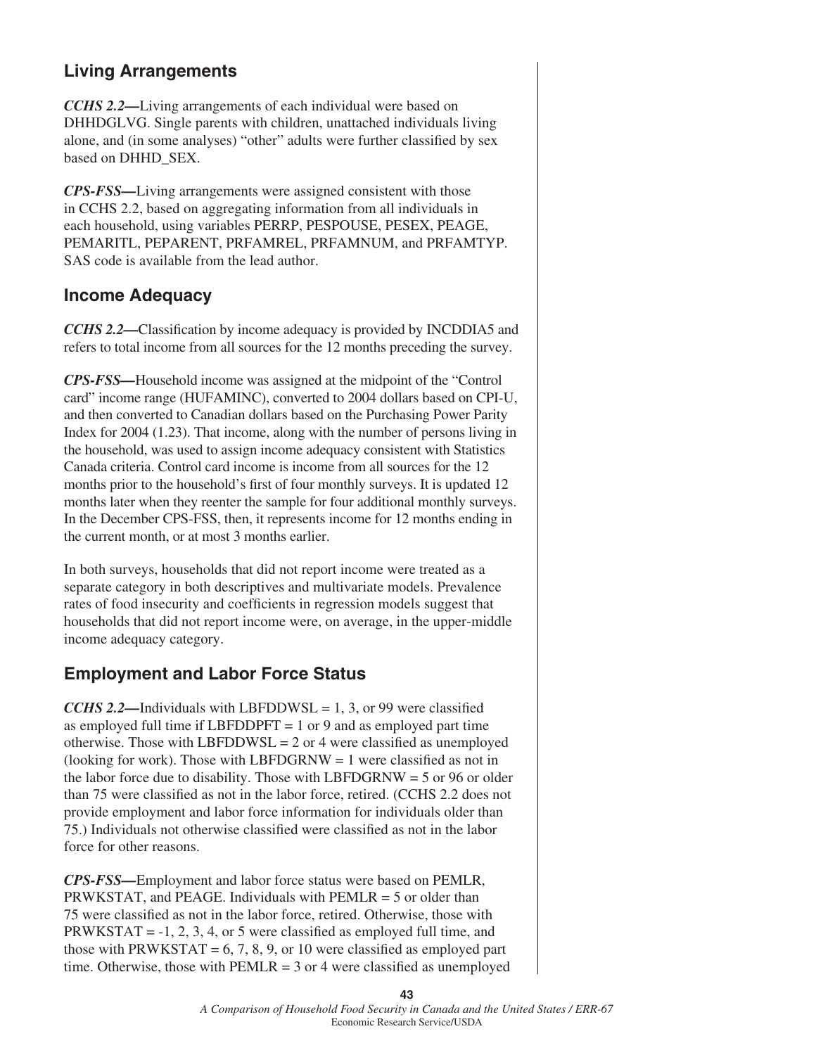## Living Arrangements

***CCHS 2.2*—**Living arrangements of each individual were based on DHHDGLVG. Single parents with children, unattached individuals living alone, and (in some analyses) "other" adults were further classified by sex based on DHHD_SEX.

***CPS-FSS*—**Living arrangements were assigned consistent with those in CCHS 2.2, based on aggregating information from all individuals in each household, using variables PERRP, PESPOUSE, PESEX, PEAGE, PEMARITL, PEPARENT, PRFAMREL, PRFAMNUM, and PRFAMTYP. SAS code is available from the lead author.

## Income Adequacy

***CCHS 2.2*—**Classification by income adequacy is provided by INCDDIA5 and refers to total income from all sources for the 12 months preceding the survey.

***CPS-FSS*—**Household income was assigned at the midpoint of the "Control card" income range (HUFAMINC), converted to 2004 dollars based on CPI-U, and then converted to Canadian dollars based on the Purchasing Power Parity Index for 2004 (1.23). That income, along with the number of persons living in the household, was used to assign income adequacy consistent with Statistics Canada criteria. Control card income is income from all sources for the 12 months prior to the household's first of four monthly surveys. It is updated 12 months later when they reenter the sample for four additional monthly surveys. In the December CPS-FSS, then, it represents income for 12 months ending in the current month, or at most 3 months earlier.

In both surveys, households that did not report income were treated as a separate category in both descriptives and multivariate models. Prevalence rates of food insecurity and coefficients in regression models suggest that households that did not report income were, on average, in the upper-middle income adequacy category.

## Employment and Labor Force Status

***CCHS 2.2*—**Individuals with LBFDDWSL = 1, 3, or 99 were classified as employed full time if LBFDDPFT = 1 or 9 and as employed part time otherwise. Those with LBFDDWSL = 2 or 4 were classified as unemployed (looking for work). Those with LBFDGRNW = 1 were classified as not in the labor force due to disability. Those with LBFDGRNW = 5 or 96 or older than 75 were classified as not in the labor force, retired. (CCHS 2.2 does not provide employment and labor force information for individuals older than 75.) Individuals not otherwise classified were classified as not in the labor force for other reasons.

***CPS-FSS*—**Employment and labor force status were based on PEMLR, PRWKSTAT, and PEAGE. Individuals with PEMLR = 5 or older than 75 were classified as not in the labor force, retired. Otherwise, those with PRWKSTAT = -1, 2, 3, 4, or 5 were classified as employed full time, and those with PRWKSTAT = 6, 7, 8, 9, or 10 were classified as employed part time. Otherwise, those with PEMLR = 3 or 4 were classified as unemployed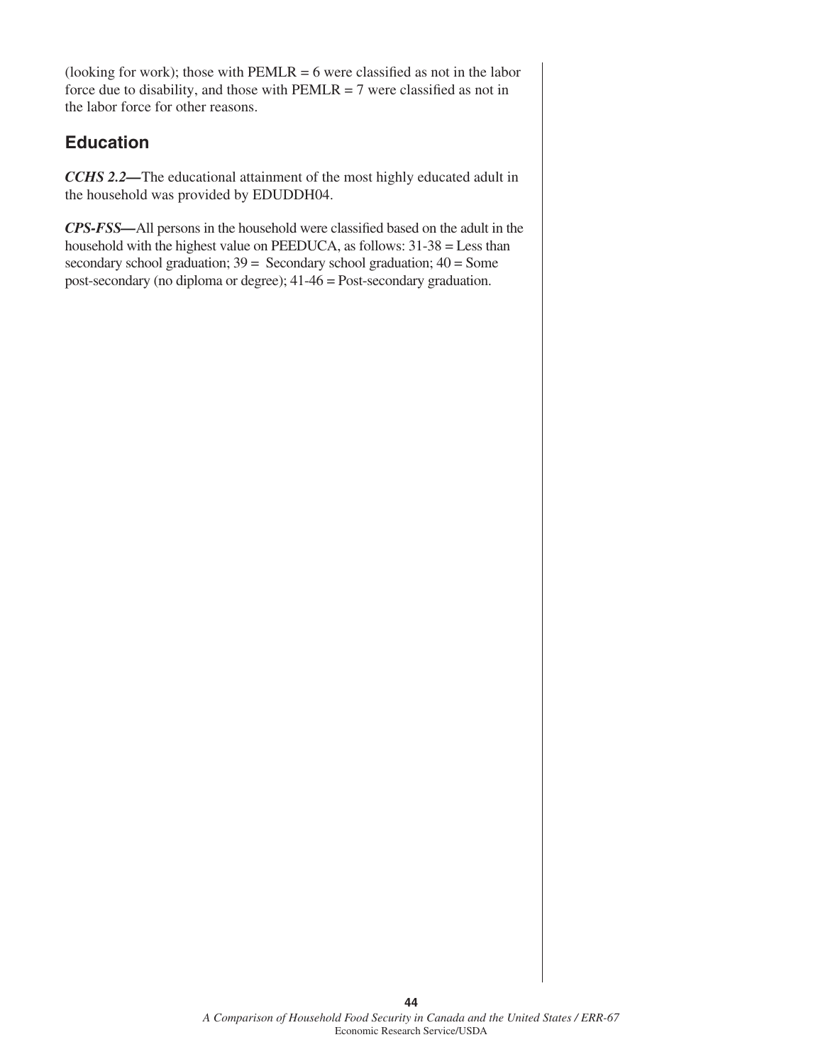(looking for work); those with PEMLR = 6 were classified as not in the labor force due to disability, and those with PEMLR = 7 were classified as not in the labor force for other reasons.

## Education

***CCHS 2.2—***The educational attainment of the most highly educated adult in the household was provided by EDUDDH04.

***CPS-FSS—***All persons in the household were classified based on the adult in the household with the highest value on PEEDUCA, as follows: 31-38 = Less than secondary school graduation; 39 = Secondary school graduation; 40 = Some post-secondary (no diploma or degree); 41-46 = Post-secondary graduation.